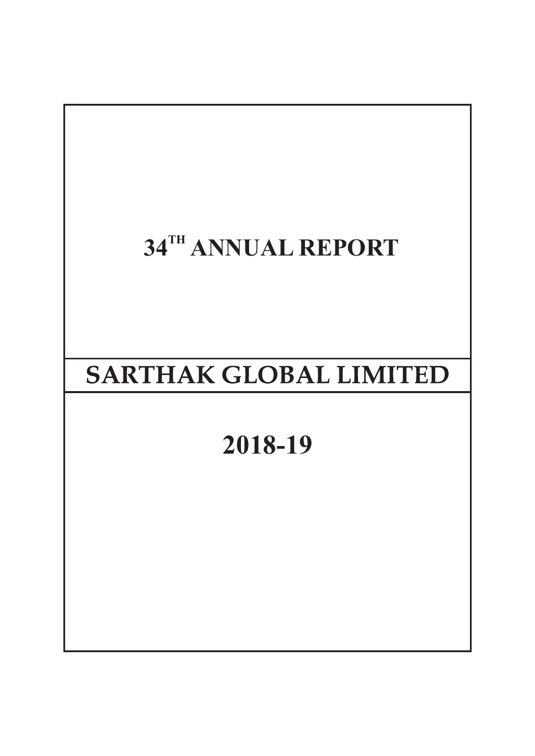# 34[TH] ANNUAL REPORT

# SARTHAK GLOBAL LIMITED

# 2018-19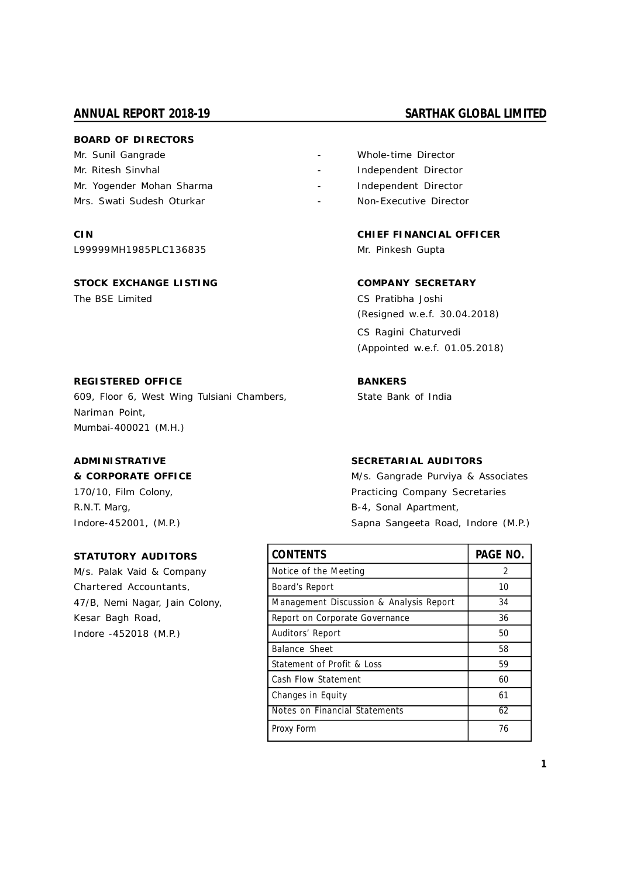## BOARD OF DIRECTORS

| | |
|---|---|
| Mr. Sunil Gangrade | Whole-time Director |
| Mr. Ritesh Sinvhal | Independent Director |
| Mr. Yogender Mohan Sharma | Independent Director |
| Mrs. Swati Sudesh Oturkar | Non-Executive Director |

**CIN**

L99999MH1985PLC136835

**CHIEF FINANCIAL OFFICER**

Mr. Pinkesh Gupta

**STOCK EXCHANGE LISTING**

The BSE Limited

**COMPANY SECRETARY**

CS Pratibha Joshi
(Resigned w.e.f. 30.04.2018)

CS Ragini Chaturvedi
(Appointed w.e.f. 01.05.2018)

**REGISTERED OFFICE**

609, Floor 6, West Wing Tulsiani Chambers,
Nariman Point,
Mumbai-400021 (M.H.)

**BANKERS**

State Bank of India

**ADMINISTRATIVE & CORPORATE OFFICE**

170/10, Film Colony,
R.N.T. Marg,
Indore-452001, (M.P.)

**SECRETARIAL AUDITORS**

M/s. Gangrade Purviya & Associates
Practicing Company Secretaries
B-4, Sonal Apartment,
Sapna Sangeeta Road, Indore (M.P.)

**STATUTORY AUDITORS**

M/s. Palak Vaid & Company
Chartered Accountants,
47/B, Nemi Nagar, Jain Colony,
Kesar Bagh Road,
Indore -452018 (M.P.)

| CONTENTS | PAGE NO. |
|---|---|
| Notice of the Meeting | 2 |
| Board's Report | 10 |
| Management Discussion & Analysis Report | 34 |
| Report on Corporate Governance | 36 |
| Auditors' Report | 50 |
| Balance Sheet | 58 |
| Statement of Profit & Loss | 59 |
| Cash Flow Statement | 60 |
| Changes in Equity | 61 |
| Notes on Financial Statements | 62 |
| Proxy Form | 76 |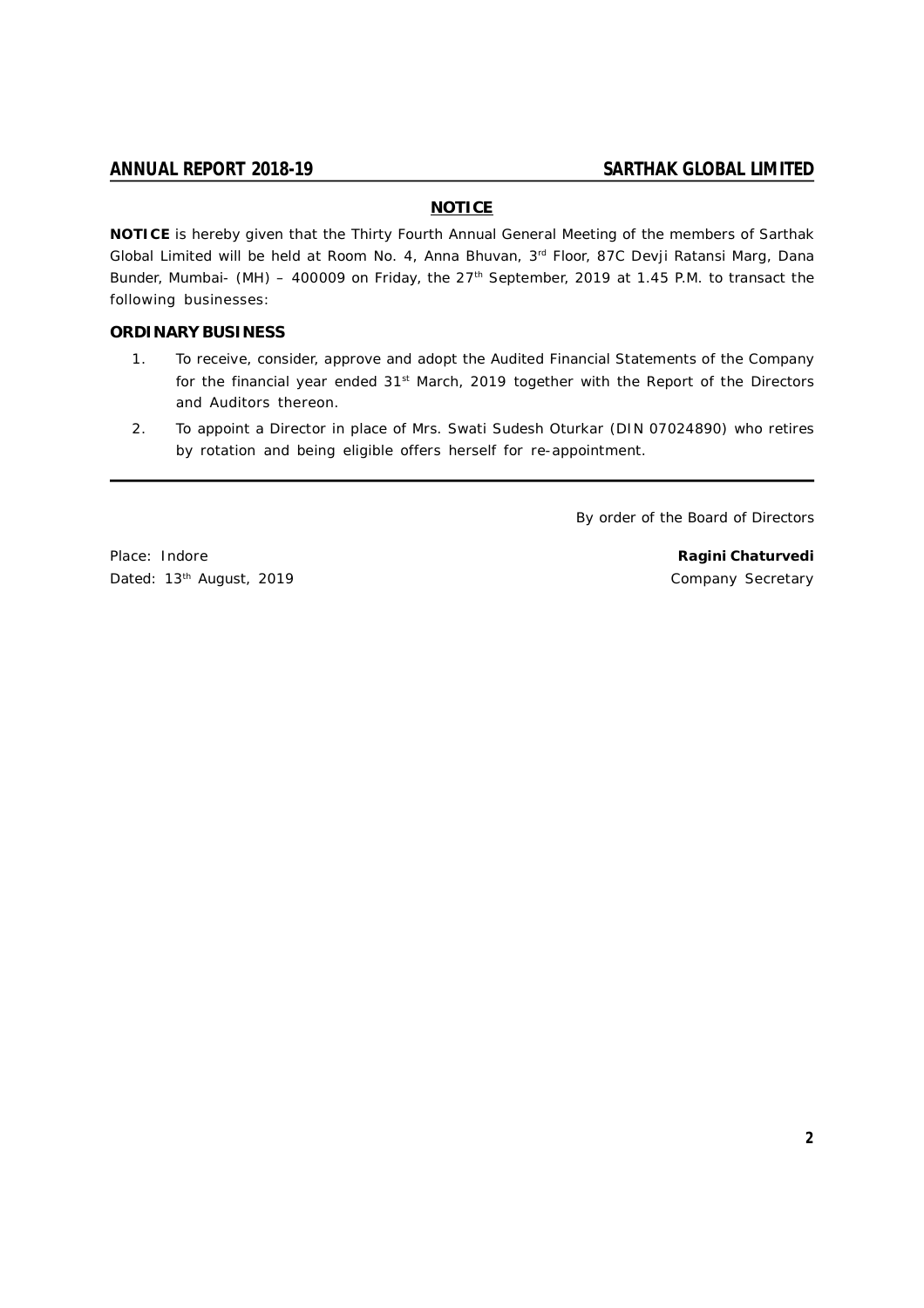## NOTICE

**NOTICE** is hereby given that the Thirty Fourth Annual General Meeting of the members of Sarthak Global Limited will be held at Room No. 4, Anna Bhuvan, 3rd Floor, 87C Devji Ratansi Marg, Dana Bunder, Mumbai- (MH) – 400009 on Friday, the 27th September, 2019 at 1.45 P.M. to transact the following businesses:

### ORDINARY BUSINESS

1. To receive, consider, approve and adopt the Audited Financial Statements of the Company for the financial year ended 31st March, 2019 together with the Report of the Directors and Auditors thereon.
2. To appoint a Director in place of Mrs. Swati Sudesh Oturkar (DIN 07024890) who retires by rotation and being eligible offers herself for re-appointment.

---

By order of the Board of Directors

Place: Indore

Dated: 13th August, 2019

**Ragini Chaturvedi**
Company Secretary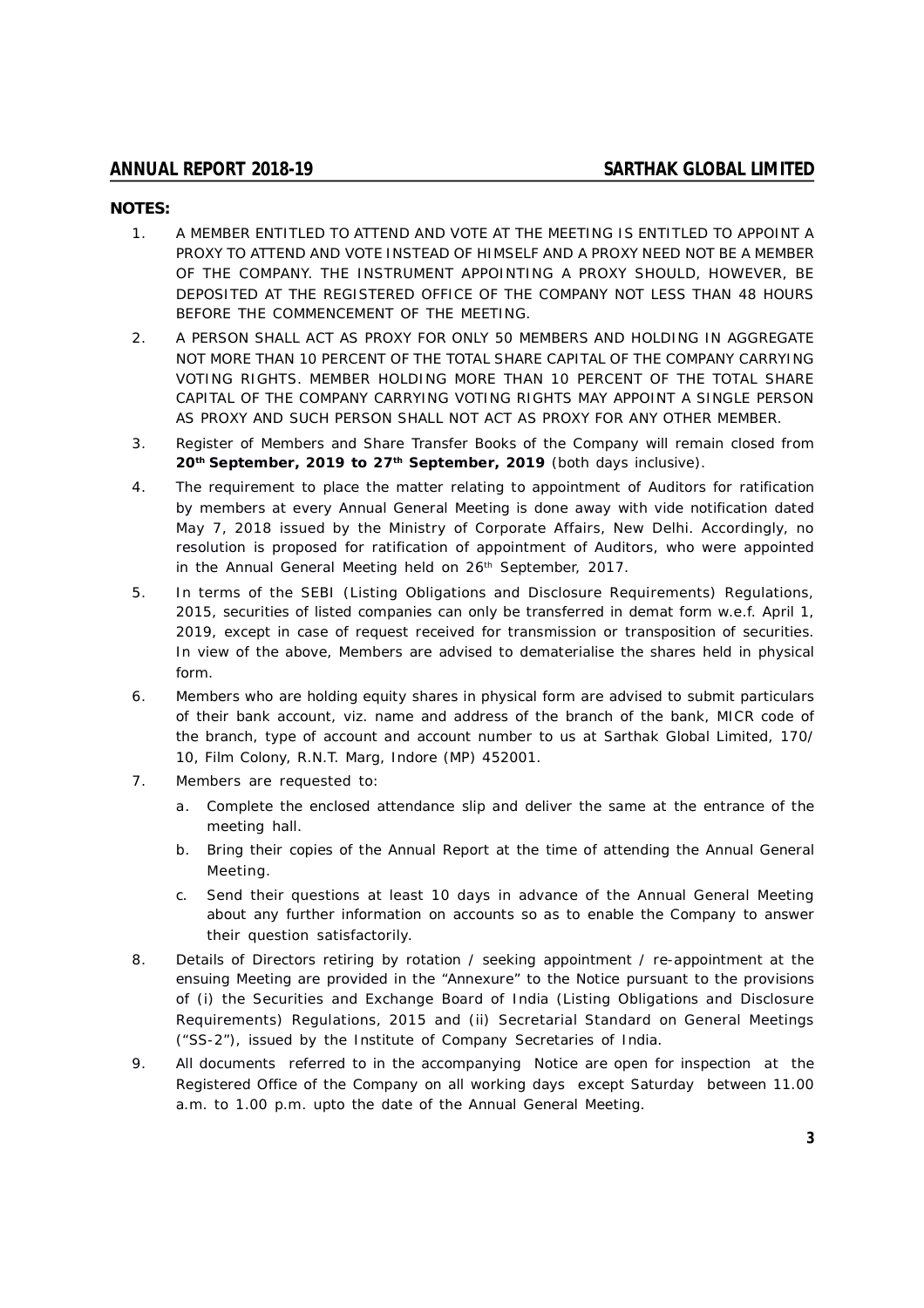**NOTES:**

1. A MEMBER ENTITLED TO ATTEND AND VOTE AT THE MEETING IS ENTITLED TO APPOINT A PROXY TO ATTEND AND VOTE INSTEAD OF HIMSELF AND A PROXY NEED NOT BE A MEMBER OF THE COMPANY. THE INSTRUMENT APPOINTING A PROXY SHOULD, HOWEVER, BE DEPOSITED AT THE REGISTERED OFFICE OF THE COMPANY NOT LESS THAN 48 HOURS BEFORE THE COMMENCEMENT OF THE MEETING.
2. A PERSON SHALL ACT AS PROXY FOR ONLY 50 MEMBERS AND HOLDING IN AGGREGATE NOT MORE THAN 10 PERCENT OF THE TOTAL SHARE CAPITAL OF THE COMPANY CARRYING VOTING RIGHTS. MEMBER HOLDING MORE THAN 10 PERCENT OF THE TOTAL SHARE CAPITAL OF THE COMPANY CARRYING VOTING RIGHTS MAY APPOINT A SINGLE PERSON AS PROXY AND SUCH PERSON SHALL NOT ACT AS PROXY FOR ANY OTHER MEMBER.
3. Register of Members and Share Transfer Books of the Company will remain closed from **20th September, 2019 to 27th September, 2019** (both days inclusive).
4. The requirement to place the matter relating to appointment of Auditors for ratification by members at every Annual General Meeting is done away with vide notification dated May 7, 2018 issued by the Ministry of Corporate Affairs, New Delhi. Accordingly, no resolution is proposed for ratification of appointment of Auditors, who were appointed in the Annual General Meeting held on 26th September, 2017.
5. In terms of the SEBI (Listing Obligations and Disclosure Requirements) Regulations, 2015, securities of listed companies can only be transferred in demat form w.e.f. April 1, 2019, except in case of request received for transmission or transposition of securities. In view of the above, Members are advised to dematerialise the shares held in physical form.
6. Members who are holding equity shares in physical form are advised to submit particulars of their bank account, viz. name and address of the branch of the bank, MICR code of the branch, type of account and account number to us at Sarthak Global Limited, 170/10, Film Colony, R.N.T. Marg, Indore (MP) 452001.
7. Members are requested to:
   a. Complete the enclosed attendance slip and deliver the same at the entrance of the meeting hall.
   b. Bring their copies of the Annual Report at the time of attending the Annual General Meeting.
   c. Send their questions at least 10 days in advance of the Annual General Meeting about any further information on accounts so as to enable the Company to answer their question satisfactorily.
8. Details of Directors retiring by rotation / seeking appointment / re-appointment at the ensuing Meeting are provided in the "Annexure" to the Notice pursuant to the provisions of (i) the Securities and Exchange Board of India (Listing Obligations and Disclosure Requirements) Regulations, 2015 and (ii) Secretarial Standard on General Meetings ("SS-2"), issued by the Institute of Company Secretaries of India.
9. All documents referred to in the accompanying Notice are open for inspection at the Registered Office of the Company on all working days except Saturday between 11.00 a.m. to 1.00 p.m. upto the date of the Annual General Meeting.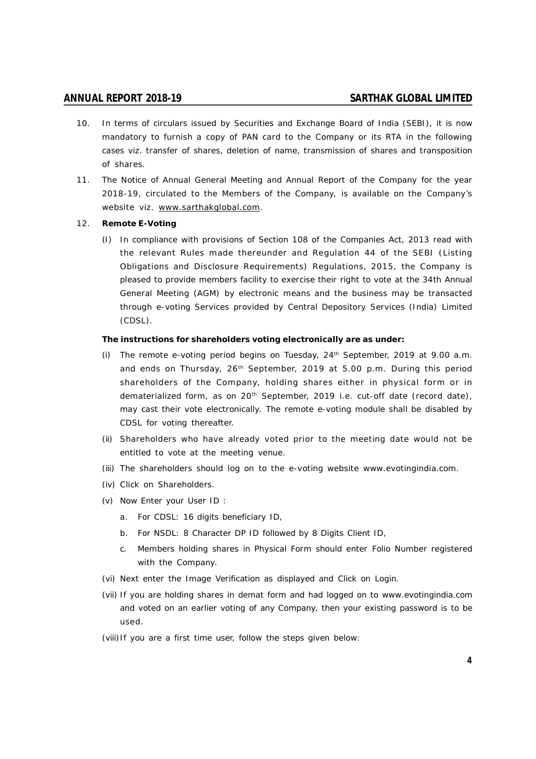10. In terms of circulars issued by Securities and Exchange Board of India (SEBI), it is now mandatory to furnish a copy of PAN card to the Company or its RTA in the following cases viz. transfer of shares, deletion of name, transmission of shares and transposition of shares.

11. The Notice of Annual General Meeting and Annual Report of the Company for the year 2018-19, circulated to the Members of the Company, is available on the Company's website viz. www.sarthakglobal.com.

12. **Remote E-Voting**

    (I) In compliance with provisions of Section 108 of the Companies Act, 2013 read with the relevant Rules made thereunder and Regulation 44 of the SEBI (Listing Obligations and Disclosure Requirements) Regulations, 2015, the Company is pleased to provide members facility to exercise their right to vote at the 34th Annual General Meeting (AGM) by electronic means and the business may be transacted through e-voting Services provided by Central Depository Services (India) Limited (CDSL).

    **The instructions for shareholders voting electronically are as under:**

    (i) The remote e-voting period begins on Tuesday, 24th September, 2019 at 9.00 a.m. and ends on Thursday, 26th September, 2019 at 5.00 p.m. During this period shareholders of the Company, holding shares either in physical form or in dematerialized form, as on 20th September, 2019 i.e. cut-off date (record date), may cast their vote electronically. The remote e-voting module shall be disabled by CDSL for voting thereafter.

    (ii) Shareholders who have already voted prior to the meeting date would not be entitled to vote at the meeting venue.

    (iii) The shareholders should log on to the e-voting website www.evotingindia.com.

    (iv) Click on Shareholders.

    (v) Now Enter your User ID :

    a. For CDSL: 16 digits beneficiary ID,

    b. For NSDL: 8 Character DP ID followed by 8 Digits Client ID,

    c. Members holding shares in Physical Form should enter Folio Number registered with the Company.

    (vi) Next enter the Image Verification as displayed and Click on Login.

    (vii) If you are holding shares in demat form and had logged on to www.evotingindia.com and voted on an earlier voting of any Company, then your existing password is to be used.

    (viii) If you are a first time user, follow the steps given below: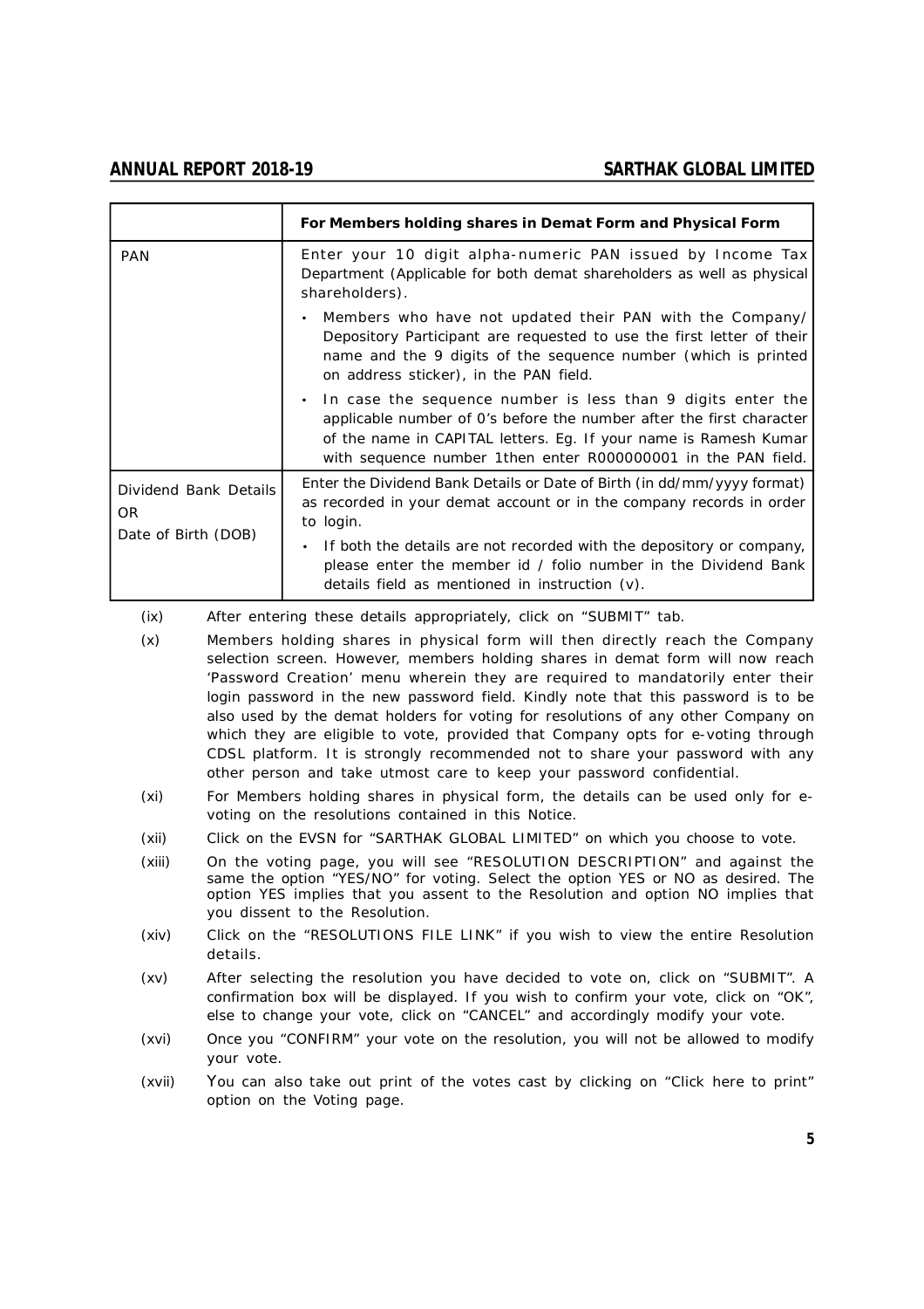| | **For Members holding shares in Demat Form and Physical Form** |
|---|---|
| PAN | Enter your 10 digit alpha-numeric PAN issued by Income Tax Department (Applicable for both demat shareholders as well as physical shareholders).<br>• Members who have not updated their PAN with the Company/ Depository Participant are requested to use the first letter of their name and the 9 digits of the sequence number (which is printed on address sticker), in the PAN field.<br>• In case the sequence number is less than 9 digits enter the applicable number of 0's before the number after the first character of the name in CAPITAL letters. Eg. If your name is Ramesh Kumar with sequence number 1then enter R000000001 in the PAN field. |
| Dividend Bank Details OR Date of Birth (DOB) | Enter the Dividend Bank Details or Date of Birth (in dd/mm/yyyy format) as recorded in your demat account or in the company records in order to login.<br>• If both the details are not recorded with the depository or company, please enter the member id / folio number in the Dividend Bank details field as mentioned in instruction (v). |

(ix) After entering these details appropriately, click on "SUBMIT" tab.

(x) Members holding shares in physical form will then directly reach the Company selection screen. However, members holding shares in demat form will now reach 'Password Creation' menu wherein they are required to mandatorily enter their login password in the new password field. Kindly note that this password is to be also used by the demat holders for voting for resolutions of any other Company on which they are eligible to vote, provided that Company opts for e-voting through CDSL platform. It is strongly recommended not to share your password with any other person and take utmost care to keep your password confidential.

(xi) For Members holding shares in physical form, the details can be used only for e-voting on the resolutions contained in this Notice.

(xii) Click on the EVSN for "SARTHAK GLOBAL LIMITED" on which you choose to vote.

(xiii) On the voting page, you will see "RESOLUTION DESCRIPTION" and against the same the option "YES/NO" for voting. Select the option YES or NO as desired. The option YES implies that you assent to the Resolution and option NO implies that you dissent to the Resolution.

(xiv) Click on the "RESOLUTIONS FILE LINK" if you wish to view the entire Resolution details.

(xv) After selecting the resolution you have decided to vote on, click on "SUBMIT". A confirmation box will be displayed. If you wish to confirm your vote, click on "OK", else to change your vote, click on "CANCEL" and accordingly modify your vote.

(xvi) Once you "CONFIRM" your vote on the resolution, you will not be allowed to modify your vote.

(xvii) You can also take out print of the votes cast by clicking on "Click here to print" option on the Voting page.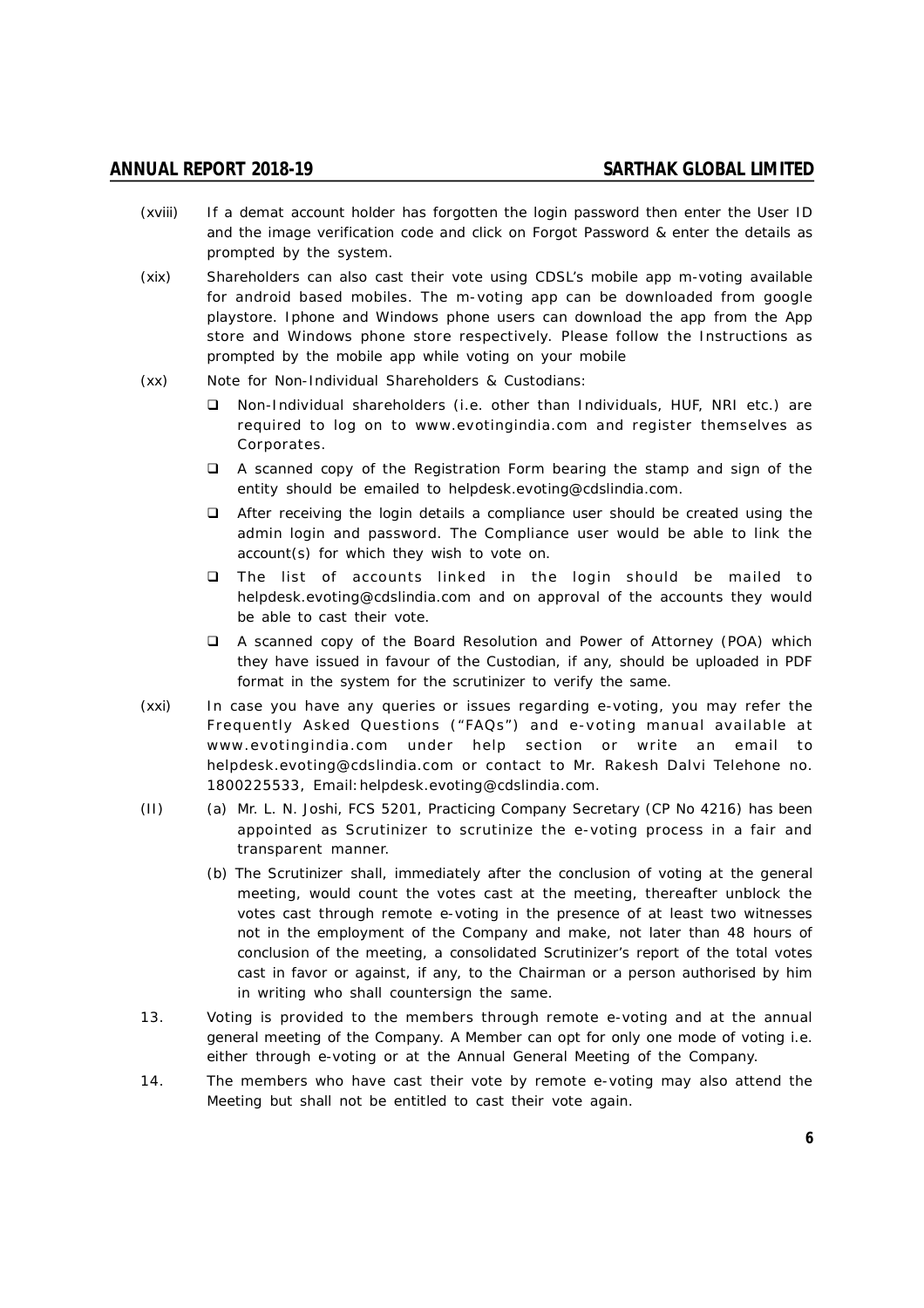(xviii) If a demat account holder has forgotten the login password then enter the User ID and the image verification code and click on Forgot Password & enter the details as prompted by the system.

(xix) Shareholders can also cast their vote using CDSL's mobile app m-voting available for android based mobiles. The m-voting app can be downloaded from google playstore. Iphone and Windows phone users can download the app from the App store and Windows phone store respectively. Please follow the Instructions as prompted by the mobile app while voting on your mobile

(xx) Note for Non-Individual Shareholders & Custodians:

- Non-Individual shareholders (i.e. other than Individuals, HUF, NRI etc.) are required to log on to www.evotingindia.com and register themselves as Corporates.
- A scanned copy of the Registration Form bearing the stamp and sign of the entity should be emailed to helpdesk.evoting@cdslindia.com.
- After receiving the login details a compliance user should be created using the admin login and password. The Compliance user would be able to link the account(s) for which they wish to vote on.
- The list of accounts linked in the login should be mailed to helpdesk.evoting@cdslindia.com and on approval of the accounts they would be able to cast their vote.
- A scanned copy of the Board Resolution and Power of Attorney (POA) which they have issued in favour of the Custodian, if any, should be uploaded in PDF format in the system for the scrutinizer to verify the same.

(xxi) In case you have any queries or issues regarding e-voting, you may refer the Frequently Asked Questions ("FAQs") and e-voting manual available at www.evotingindia.com under help section or write an email to helpdesk.evoting@cdslindia.com or contact to Mr. Rakesh Dalvi Telehone no. 1800225533, Email: helpdesk.evoting@cdslindia.com.

(II) (a) Mr. L. N. Joshi, FCS 5201, Practicing Company Secretary (CP No 4216) has been appointed as Scrutinizer to scrutinize the e-voting process in a fair and transparent manner.

(b) The Scrutinizer shall, immediately after the conclusion of voting at the general meeting, would count the votes cast at the meeting, thereafter unblock the votes cast through remote e-voting in the presence of at least two witnesses not in the employment of the Company and make, not later than 48 hours of conclusion of the meeting, a consolidated Scrutinizer's report of the total votes cast in favor or against, if any, to the Chairman or a person authorised by him in writing who shall countersign the same.

13. Voting is provided to the members through remote e-voting and at the annual general meeting of the Company. A Member can opt for only one mode of voting i.e. either through e-voting or at the Annual General Meeting of the Company.

14. The members who have cast their vote by remote e-voting may also attend the Meeting but shall not be entitled to cast their vote again.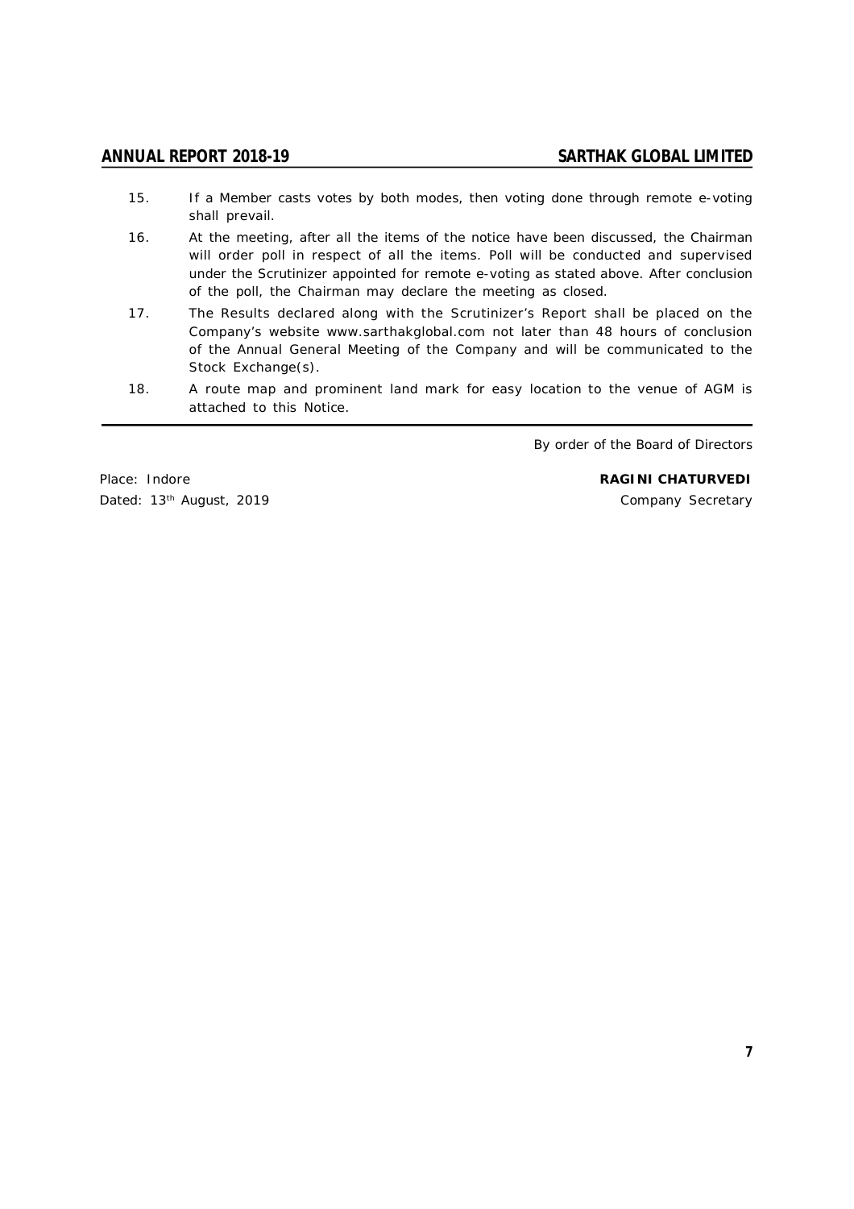15. If a Member casts votes by both modes, then voting done through remote e-voting shall prevail.

16. At the meeting, after all the items of the notice have been discussed, the Chairman will order poll in respect of all the items. Poll will be conducted and supervised under the Scrutinizer appointed for remote e-voting as stated above. After conclusion of the poll, the Chairman may declare the meeting as closed.

17. The Results declared along with the Scrutinizer's Report shall be placed on the Company's website www.sarthakglobal.com not later than 48 hours of conclusion of the Annual General Meeting of the Company and will be communicated to the Stock Exchange(s).

18. A route map and prominent land mark for easy location to the venue of AGM is attached to this Notice.

By order of the Board of Directors

Place: Indore

Dated: 13th August, 2019

**RAGINI CHATURVEDI**
Company Secretary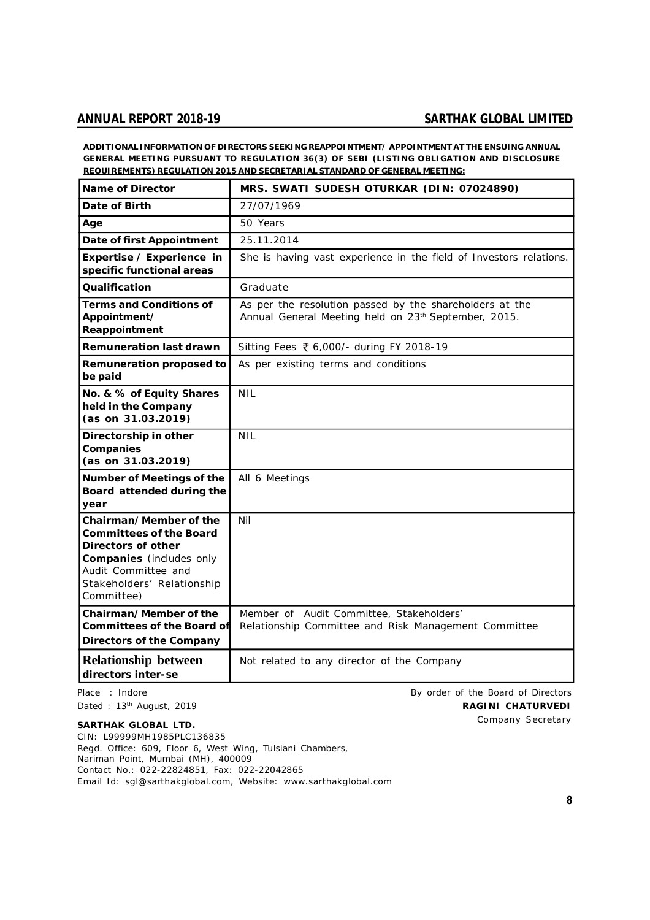**ADDITIONAL INFORMATION OF DIRECTORS SEEKING REAPPOINTMENT/ APPOINTMENT AT THE ENSUING ANNUAL GENERAL MEETING PURSUANT TO REGULATION 36(3) OF SEBI (LISTING OBLIGATION AND DISCLOSURE REQUIREMENTS) REGULATION 2015 AND SECRETARIAL STANDARD OF GENERAL MEETING:**

| Name of Director | MRS. SWATI SUDESH OTURKAR (DIN: 07024890) |
|---|---|
| Date of Birth | 27/07/1969 |
| Age | 50 Years |
| Date of first Appointment | 25.11.2014 |
| Expertise / Experience in specific functional areas | She is having vast experience in the field of Investors relations. |
| Qualification | Graduate |
| Terms and Conditions of Appointment/ Reappointment | As per the resolution passed by the shareholders at the Annual General Meeting held on 23th September, 2015. |
| Remuneration last drawn | Sitting Fees ₹ 6,000/- during FY 2018-19 |
| Remuneration proposed to be paid | As per existing terms and conditions |
| No. & % of Equity Shares held in the Company (as on 31.03.2019) | NIL |
| Directorship in other Companies (as on 31.03.2019) | NIL |
| Number of Meetings of the Board attended during the year | All 6 Meetings |
| Chairman/Member of the Committees of the Board Directors of other Companies (includes only Audit Committee and Stakeholders' Relationship Committee) | Nil |
| Chairman/Member of the Committees of the Board of Directors of the Company | Member of Audit Committee, Stakeholders' Relationship Committee and Risk Management Committee |
| Relationship between directors inter-se | Not related to any director of the Company |

Place : Indore

Dated : 13th August, 2019

By order of the Board of Directors

**RAGINI CHATURVEDI**

Company Secretary

**SARTHAK GLOBAL LTD.**

CIN: L99999MH1985PLC136835

Regd. Office: 609, Floor 6, West Wing, Tulsiani Chambers, Nariman Point, Mumbai (MH), 400009

Contact No.: 022-22824851, Fax: 022-22042865

Email Id: sgl@sarthakglobal.com, Website: www.sarthakglobal.com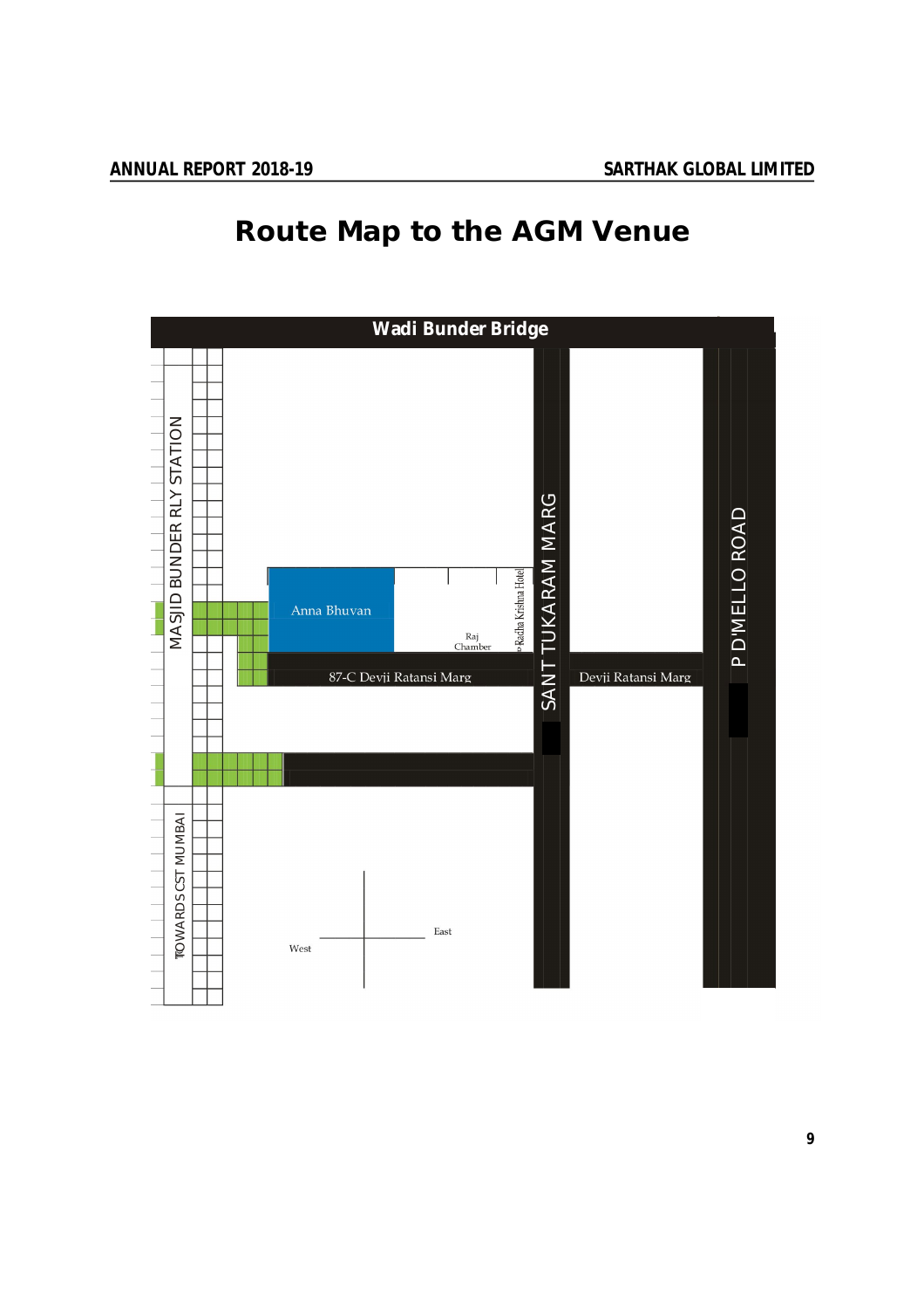# Route Map to the AGM Venue

Wadi Bunder Bridge

MASJID BUNDER RLY STATION

Anna Bhuvan

Raj Chamber

Radha Krishna Hotel

SANT TUKARAM MARG

P D'MELLO ROAD

87-C Devji Ratansi Marg

Devji Ratansi Marg

TOWARDS CST MUMBAI

West

East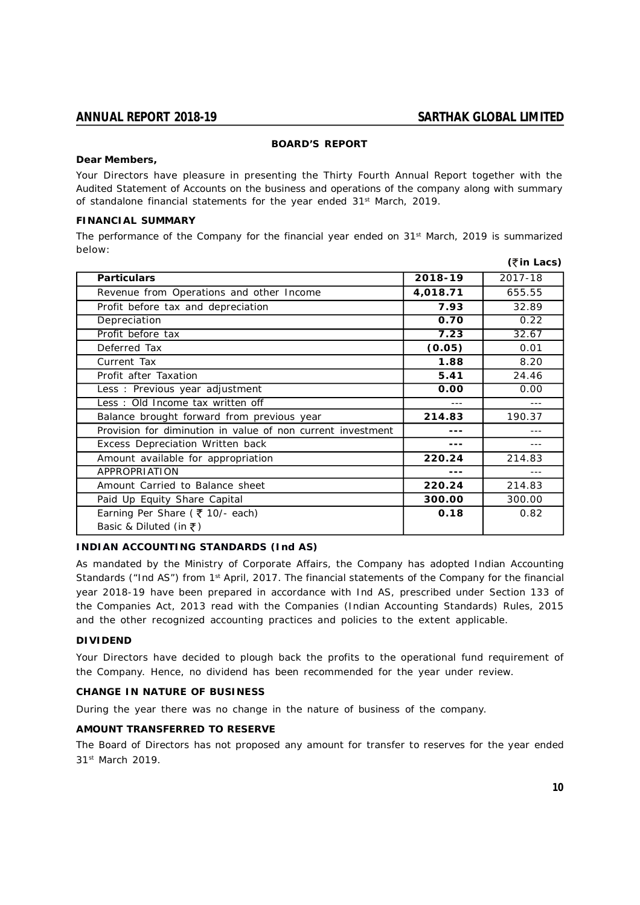## BOARD'S REPORT

**Dear Members,**

Your Directors have pleasure in presenting the Thirty Fourth Annual Report together with the Audited Statement of Accounts on the business and operations of the company along with summary of standalone financial statements for the year ended 31st March, 2019.

### FINANCIAL SUMMARY

The performance of the Company for the financial year ended on 31st March, 2019 is summarized below:

**(₹ in Lacs)**

| Particulars | 2018-19 | 2017-18 |
|---|---|---|
| Revenue from Operations and other Income | **4,018.71** | 655.55 |
| Profit before tax and depreciation | **7.93** | 32.89 |
| Depreciation | **0.70** | 0.22 |
| Profit before tax | **7.23** | 32.67 |
| Deferred Tax | **(0.05)** | 0.01 |
| Current Tax | **1.88** | 8.20 |
| Profit after Taxation | **5.41** | 24.46 |
| Less : Previous year adjustment | **0.00** | 0.00 |
| Less : Old Income tax written off | --- | --- |
| Balance brought forward from previous year | **214.83** | 190.37 |
| Provision for diminution in value of non current investment | **---** | --- |
| Excess Depreciation Written back | **---** | --- |
| Amount available for appropriation | **220.24** | 214.83 |
| APPROPRIATION | **---** | --- |
| Amount Carried to Balance sheet | **220.24** | 214.83 |
| Paid Up Equity Share Capital | **300.00** | 300.00 |
| Earning Per Share ( ₹ 10/- each) Basic & Diluted (in ₹) | **0.18** | 0.82 |

### INDIAN ACCOUNTING STANDARDS (Ind AS)

As mandated by the Ministry of Corporate Affairs, the Company has adopted Indian Accounting Standards ("Ind AS") from 1st April, 2017. The financial statements of the Company for the financial year 2018-19 have been prepared in accordance with Ind AS, prescribed under Section 133 of the Companies Act, 2013 read with the Companies (Indian Accounting Standards) Rules, 2015 and the other recognized accounting practices and policies to the extent applicable.

### DIVIDEND

Your Directors have decided to plough back the profits to the operational fund requirement of the Company. Hence, no dividend has been recommended for the year under review.

### CHANGE IN NATURE OF BUSINESS

During the year there was no change in the nature of business of the company.

### AMOUNT TRANSFERRED TO RESERVE

The Board of Directors has not proposed any amount for transfer to reserves for the year ended 31st March 2019.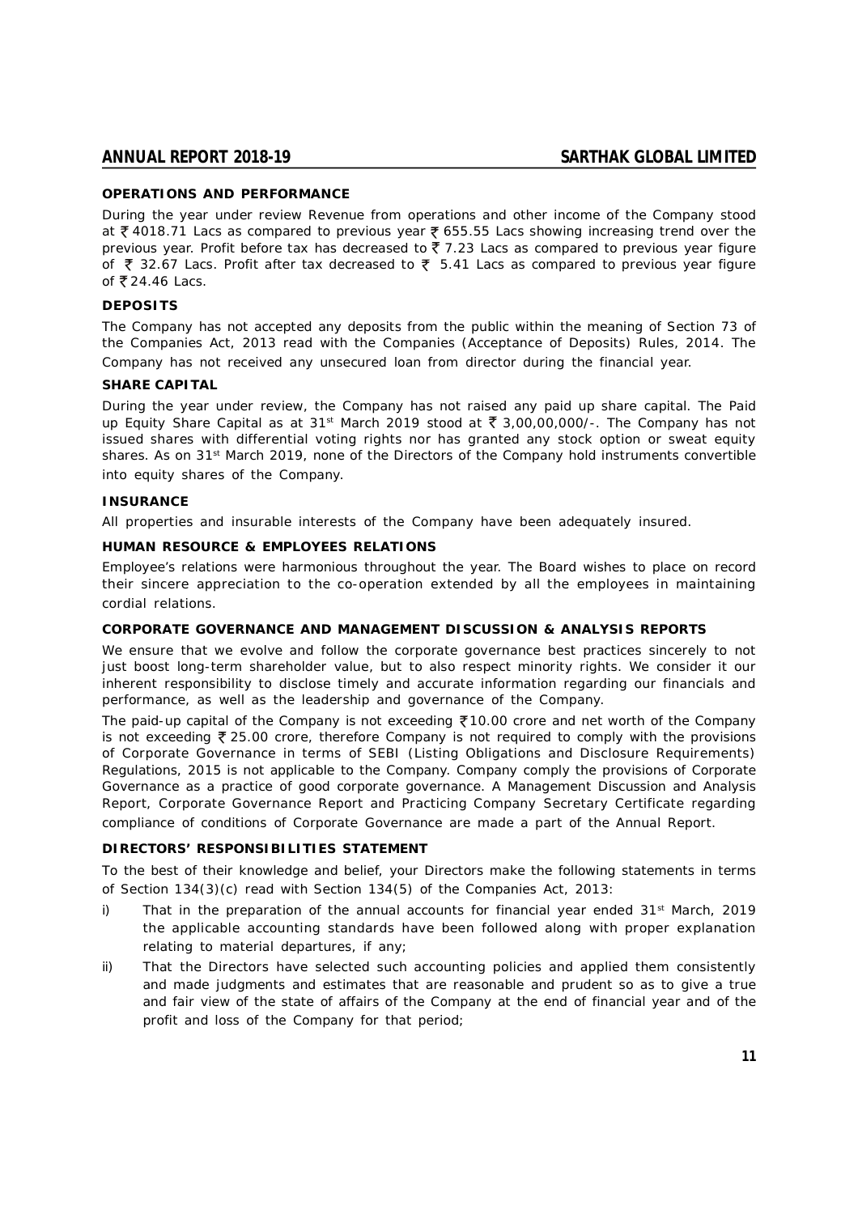## OPERATIONS AND PERFORMANCE

During the year under review Revenue from operations and other income of the Company stood at ₹ 4018.71 Lacs as compared to previous year ₹ 655.55 Lacs showing increasing trend over the previous year. Profit before tax has decreased to ₹ 7.23 Lacs as compared to previous year figure of ₹ 32.67 Lacs. Profit after tax decreased to ₹ 5.41 Lacs as compared to previous year figure of ₹ 24.46 Lacs.

## DEPOSITS

The Company has not accepted any deposits from the public within the meaning of Section 73 of the Companies Act, 2013 read with the Companies (Acceptance of Deposits) Rules, 2014. The Company has not received any unsecured loan from director during the financial year.

## SHARE CAPITAL

During the year under review, the Company has not raised any paid up share capital. The Paid up Equity Share Capital as at 31st March 2019 stood at ₹ 3,00,00,000/-. The Company has not issued shares with differential voting rights nor has granted any stock option or sweat equity shares. As on 31st March 2019, none of the Directors of the Company hold instruments convertible into equity shares of the Company.

## INSURANCE

All properties and insurable interests of the Company have been adequately insured.

## HUMAN RESOURCE & EMPLOYEES RELATIONS

Employee's relations were harmonious throughout the year. The Board wishes to place on record their sincere appreciation to the co-operation extended by all the employees in maintaining cordial relations.

## CORPORATE GOVERNANCE AND MANAGEMENT DISCUSSION & ANALYSIS REPORTS

We ensure that we evolve and follow the corporate governance best practices sincerely to not just boost long-term shareholder value, but to also respect minority rights. We consider it our inherent responsibility to disclose timely and accurate information regarding our financials and performance, as well as the leadership and governance of the Company.

The paid-up capital of the Company is not exceeding ₹10.00 crore and net worth of the Company is not exceeding ₹ 25.00 crore, therefore Company is not required to comply with the provisions of Corporate Governance in terms of SEBI (Listing Obligations and Disclosure Requirements) Regulations, 2015 is not applicable to the Company. Company comply the provisions of Corporate Governance as a practice of good corporate governance. A Management Discussion and Analysis Report, Corporate Governance Report and Practicing Company Secretary Certificate regarding compliance of conditions of Corporate Governance are made a part of the Annual Report.

## DIRECTORS' RESPONSIBILITIES STATEMENT

To the best of their knowledge and belief, your Directors make the following statements in terms of Section 134(3)(c) read with Section 134(5) of the Companies Act, 2013:

i) That in the preparation of the annual accounts for financial year ended 31st March, 2019 the applicable accounting standards have been followed along with proper explanation relating to material departures, if any;

ii) That the Directors have selected such accounting policies and applied them consistently and made judgments and estimates that are reasonable and prudent so as to give a true and fair view of the state of affairs of the Company at the end of financial year and of the profit and loss of the Company for that period;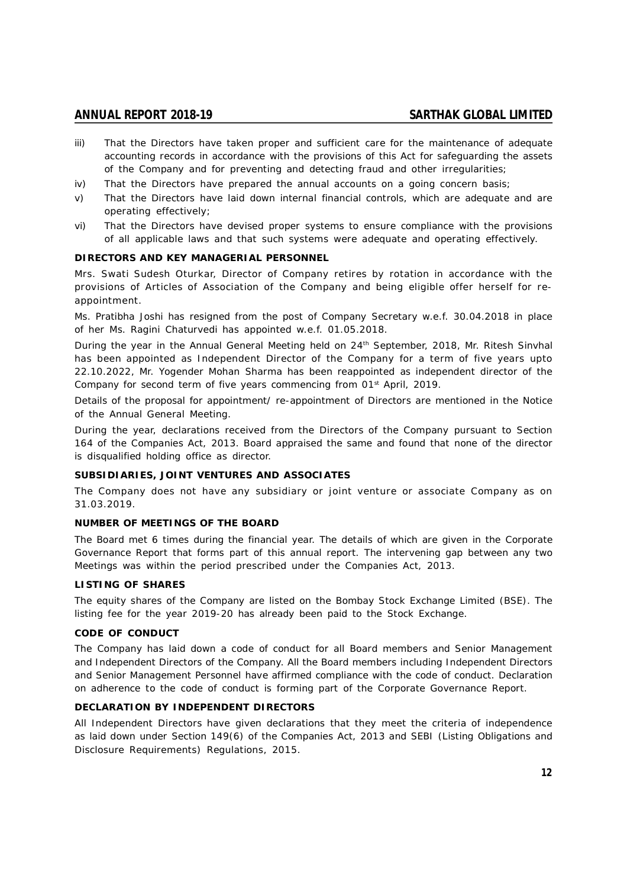iii) That the Directors have taken proper and sufficient care for the maintenance of adequate accounting records in accordance with the provisions of this Act for safeguarding the assets of the Company and for preventing and detecting fraud and other irregularities;

iv) That the Directors have prepared the annual accounts on a going concern basis;

v) That the Directors have laid down internal financial controls, which are adequate and are operating effectively;

vi) That the Directors have devised proper systems to ensure compliance with the provisions of all applicable laws and that such systems were adequate and operating effectively.

**DIRECTORS AND KEY MANAGERIAL PERSONNEL**

Mrs. Swati Sudesh Oturkar, Director of Company retires by rotation in accordance with the provisions of Articles of Association of the Company and being eligible offer herself for re-appointment.

Ms. Pratibha Joshi has resigned from the post of Company Secretary w.e.f. 30.04.2018 in place of her Ms. Ragini Chaturvedi has appointed w.e.f. 01.05.2018.

During the year in the Annual General Meeting held on 24th September, 2018, Mr. Ritesh Sinvhal has been appointed as Independent Director of the Company for a term of five years upto 22.10.2022, Mr. Yogender Mohan Sharma has been reappointed as independent director of the Company for second term of five years commencing from 01st April, 2019.

Details of the proposal for appointment/ re-appointment of Directors are mentioned in the Notice of the Annual General Meeting.

During the year, declarations received from the Directors of the Company pursuant to Section 164 of the Companies Act, 2013. Board appraised the same and found that none of the director is disqualified holding office as director.

**SUBSIDIARIES, JOINT VENTURES AND ASSOCIATES**

The Company does not have any subsidiary or joint venture or associate Company as on 31.03.2019.

**NUMBER OF MEETINGS OF THE BOARD**

The Board met 6 times during the financial year. The details of which are given in the Corporate Governance Report that forms part of this annual report. The intervening gap between any two Meetings was within the period prescribed under the Companies Act, 2013.

**LISTING OF SHARES**

The equity shares of the Company are listed on the Bombay Stock Exchange Limited (BSE). The listing fee for the year 2019-20 has already been paid to the Stock Exchange.

**CODE OF CONDUCT**

The Company has laid down a code of conduct for all Board members and Senior Management and Independent Directors of the Company. All the Board members including Independent Directors and Senior Management Personnel have affirmed compliance with the code of conduct. Declaration on adherence to the code of conduct is forming part of the Corporate Governance Report.

**DECLARATION BY INDEPENDENT DIRECTORS**

All Independent Directors have given declarations that they meet the criteria of independence as laid down under Section 149(6) of the Companies Act, 2013 and SEBI (Listing Obligations and Disclosure Requirements) Regulations, 2015.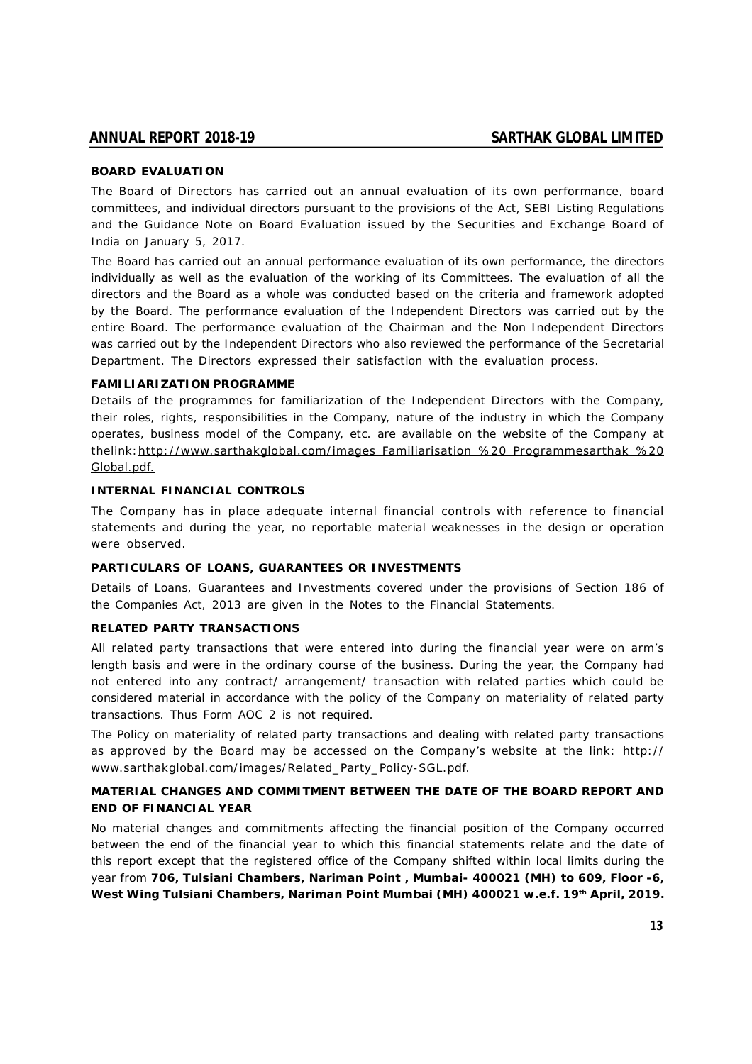## BOARD EVALUATION

The Board of Directors has carried out an annual evaluation of its own performance, board committees, and individual directors pursuant to the provisions of the Act, SEBI Listing Regulations and the Guidance Note on Board Evaluation issued by the Securities and Exchange Board of India on January 5, 2017.

The Board has carried out an annual performance evaluation of its own performance, the directors individually as well as the evaluation of the working of its Committees. The evaluation of all the directors and the Board as a whole was conducted based on the criteria and framework adopted by the Board. The performance evaluation of the Independent Directors was carried out by the entire Board. The performance evaluation of the Chairman and the Non Independent Directors was carried out by the Independent Directors who also reviewed the performance of the Secretarial Department. The Directors expressed their satisfaction with the evaluation process.

## FAMILIARIZATION PROGRAMME

Details of the programmes for familiarization of the Independent Directors with the Company, their roles, rights, responsibilities in the Company, nature of the industry in which the Company operates, business model of the Company, etc. are available on the website of the Company at thelink: http://www.sarthakglobal.com/images Familiarisation %20 Programmesarthak %20 Global.pdf.

## INTERNAL FINANCIAL CONTROLS

The Company has in place adequate internal financial controls with reference to financial statements and during the year, no reportable material weaknesses in the design or operation were observed.

## PARTICULARS OF LOANS, GUARANTEES OR INVESTMENTS

Details of Loans, Guarantees and Investments covered under the provisions of Section 186 of the Companies Act, 2013 are given in the Notes to the Financial Statements.

## RELATED PARTY TRANSACTIONS

All related party transactions that were entered into during the financial year were on arm's length basis and were in the ordinary course of the business. During the year, the Company had not entered into any contract/ arrangement/ transaction with related parties which could be considered material in accordance with the policy of the Company on materiality of related party transactions. Thus Form AOC 2 is not required.

The Policy on materiality of related party transactions and dealing with related party transactions as approved by the Board may be accessed on the Company's website at the link: http:// www.sarthakglobal.com/images/Related_Party_Policy-SGL.pdf.

## MATERIAL CHANGES AND COMMITMENT BETWEEN THE DATE OF THE BOARD REPORT AND END OF FINANCIAL YEAR

No material changes and commitments affecting the financial position of the Company occurred between the end of the financial year to which this financial statements relate and the date of this report except that the registered office of the Company shifted within local limits during the year from **706, Tulsiani Chambers, Nariman Point , Mumbai- 400021 (MH) to 609, Floor -6, West Wing Tulsiani Chambers, Nariman Point Mumbai (MH) 400021 w.e.f. 19th April, 2019.**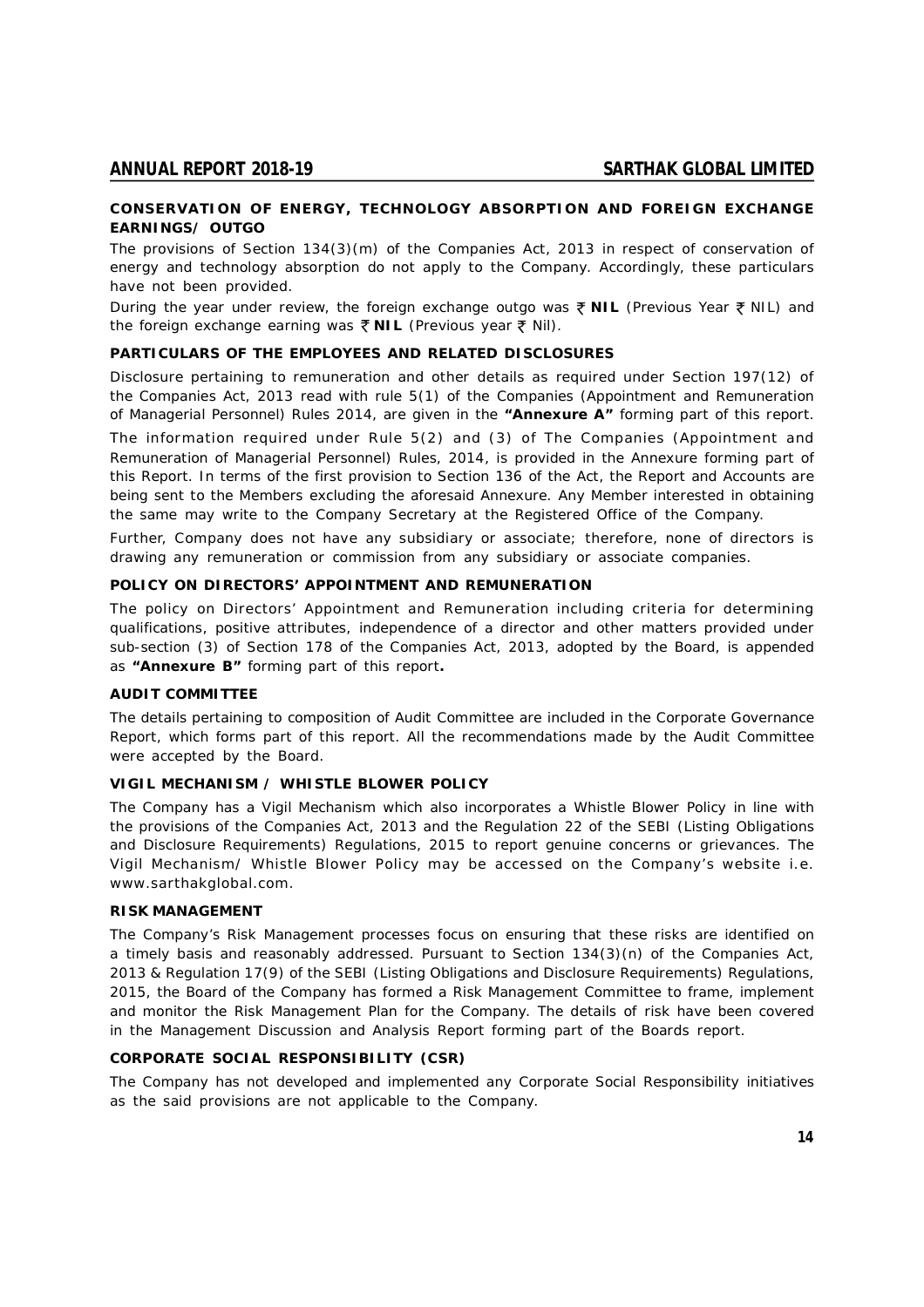## CONSERVATION OF ENERGY, TECHNOLOGY ABSORPTION AND FOREIGN EXCHANGE EARNINGS/ OUTGO

The provisions of Section 134(3)(m) of the Companies Act, 2013 in respect of conservation of energy and technology absorption do not apply to the Company. Accordingly, these particulars have not been provided.

During the year under review, the foreign exchange outgo was ₹ **NIL** (Previous Year ₹ NIL) and the foreign exchange earning was ₹ **NIL** (Previous year ₹ Nil).

## PARTICULARS OF THE EMPLOYEES AND RELATED DISCLOSURES

Disclosure pertaining to remuneration and other details as required under Section 197(12) of the Companies Act, 2013 read with rule 5(1) of the Companies (Appointment and Remuneration of Managerial Personnel) Rules 2014, are given in the **"Annexure A"** forming part of this report.

The information required under Rule 5(2) and (3) of The Companies (Appointment and Remuneration of Managerial Personnel) Rules, 2014, is provided in the Annexure forming part of this Report. In terms of the first provision to Section 136 of the Act, the Report and Accounts are being sent to the Members excluding the aforesaid Annexure. Any Member interested in obtaining the same may write to the Company Secretary at the Registered Office of the Company.

Further, Company does not have any subsidiary or associate; therefore, none of directors is drawing any remuneration or commission from any subsidiary or associate companies.

## POLICY ON DIRECTORS' APPOINTMENT AND REMUNERATION

The policy on Directors' Appointment and Remuneration including criteria for determining qualifications, positive attributes, independence of a director and other matters provided under sub-section (3) of Section 178 of the Companies Act, 2013, adopted by the Board, is appended as **"Annexure B"** forming part of this report**.**

## AUDIT COMMITTEE

The details pertaining to composition of Audit Committee are included in the Corporate Governance Report, which forms part of this report. All the recommendations made by the Audit Committee were accepted by the Board.

## VIGIL MECHANISM / WHISTLE BLOWER POLICY

The Company has a Vigil Mechanism which also incorporates a Whistle Blower Policy in line with the provisions of the Companies Act, 2013 and the Regulation 22 of the SEBI (Listing Obligations and Disclosure Requirements) Regulations, 2015 to report genuine concerns or grievances. The Vigil Mechanism/ Whistle Blower Policy may be accessed on the Company's website i.e. www.sarthakglobal.com.

## RISK MANAGEMENT

The Company's Risk Management processes focus on ensuring that these risks are identified on a timely basis and reasonably addressed. Pursuant to Section 134(3)(n) of the Companies Act, 2013 & Regulation 17(9) of the SEBI (Listing Obligations and Disclosure Requirements) Regulations, 2015, the Board of the Company has formed a Risk Management Committee to frame, implement and monitor the Risk Management Plan for the Company. The details of risk have been covered in the Management Discussion and Analysis Report forming part of the Boards report.

## CORPORATE SOCIAL RESPONSIBILITY (CSR)

The Company has not developed and implemented any Corporate Social Responsibility initiatives as the said provisions are not applicable to the Company.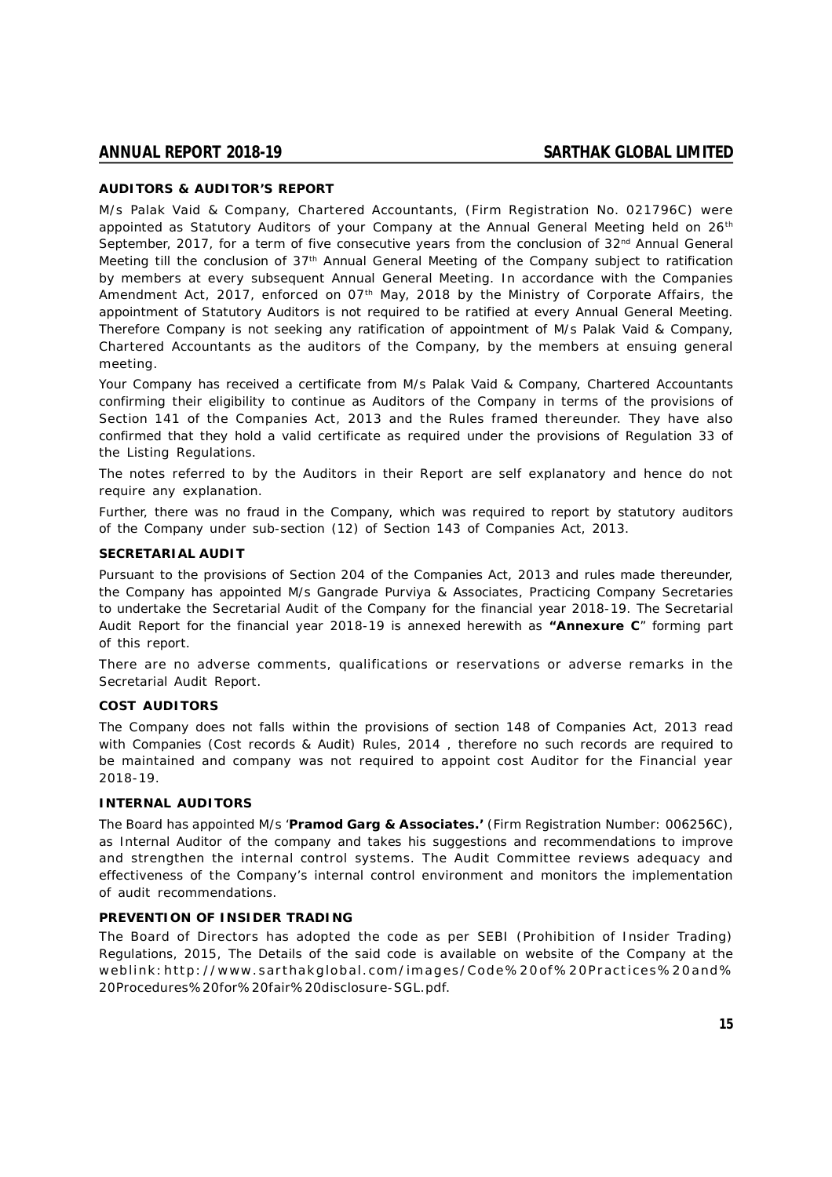**AUDITORS & AUDITOR'S REPORT**

M/s Palak Vaid & Company, Chartered Accountants, (Firm Registration No. 021796C) were appointed as Statutory Auditors of your Company at the Annual General Meeting held on 26th September, 2017, for a term of five consecutive years from the conclusion of 32nd Annual General Meeting till the conclusion of 37th Annual General Meeting of the Company subject to ratification by members at every subsequent Annual General Meeting. In accordance with the Companies Amendment Act, 2017, enforced on 07th May, 2018 by the Ministry of Corporate Affairs, the appointment of Statutory Auditors is not required to be ratified at every Annual General Meeting. Therefore Company is not seeking any ratification of appointment of M/s Palak Vaid & Company, Chartered Accountants as the auditors of the Company, by the members at ensuing general meeting.

Your Company has received a certificate from M/s Palak Vaid & Company, Chartered Accountants confirming their eligibility to continue as Auditors of the Company in terms of the provisions of Section 141 of the Companies Act, 2013 and the Rules framed thereunder. They have also confirmed that they hold a valid certificate as required under the provisions of Regulation 33 of the Listing Regulations.

The notes referred to by the Auditors in their Report are self explanatory and hence do not require any explanation.

Further, there was no fraud in the Company, which was required to report by statutory auditors of the Company under sub-section (12) of Section 143 of Companies Act, 2013.

**SECRETARIAL AUDIT**

Pursuant to the provisions of Section 204 of the Companies Act, 2013 and rules made thereunder, the Company has appointed M/s Gangrade Purviya & Associates, Practicing Company Secretaries to undertake the Secretarial Audit of the Company for the financial year 2018-19. The Secretarial Audit Report for the financial year 2018-19 is annexed herewith as **"Annexure C"** forming part of this report.

There are no adverse comments, qualifications or reservations or adverse remarks in the Secretarial Audit Report.

**COST AUDITORS**

The Company does not falls within the provisions of section 148 of Companies Act, 2013 read with Companies (Cost records & Audit) Rules, 2014 , therefore no such records are required to be maintained and company was not required to appoint cost Auditor for the Financial year 2018-19.

**INTERNAL AUDITORS**

The Board has appointed M/s '**Pramod Garg & Associates.'** (Firm Registration Number: 006256C), as Internal Auditor of the company and takes his suggestions and recommendations to improve and strengthen the internal control systems. The Audit Committee reviews adequacy and effectiveness of the Company's internal control environment and monitors the implementation of audit recommendations.

**PREVENTION OF INSIDER TRADING**

The Board of Directors has adopted the code as per SEBI (Prohibition of Insider Trading) Regulations, 2015, The Details of the said code is available on website of the Company at the weblink: http://www.sarthakglobal.com/images/Code%20of%20Practices%20and%20Procedures%20for%20fair%20disclosure-SGL.pdf.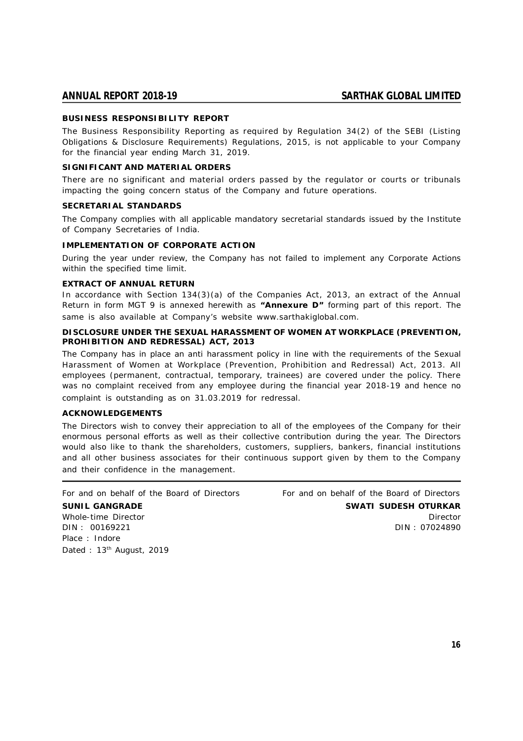### BUSINESS RESPONSIBILITY REPORT

The Business Responsibility Reporting as required by Regulation 34(2) of the SEBI (Listing Obligations & Disclosure Requirements) Regulations, 2015, is not applicable to your Company for the financial year ending March 31, 2019.

### SIGNIFICANT AND MATERIAL ORDERS

There are no significant and material orders passed by the regulator or courts or tribunals impacting the going concern status of the Company and future operations.

### SECRETARIAL STANDARDS

The Company complies with all applicable mandatory secretarial standards issued by the Institute of Company Secretaries of India.

### IMPLEMENTATION OF CORPORATE ACTION

During the year under review, the Company has not failed to implement any Corporate Actions within the specified time limit.

### EXTRACT OF ANNUAL RETURN

In accordance with Section 134(3)(a) of the Companies Act, 2013, an extract of the Annual Return in form MGT 9 is annexed herewith as **"Annexure D"** forming part of this report. The same is also available at Company's website www.sarthakiglobal.com.

### DISCLOSURE UNDER THE SEXUAL HARASSMENT OF WOMEN AT WORKPLACE (PREVENTION, PROHIBITION AND REDRESSAL) ACT, 2013

The Company has in place an anti harassment policy in line with the requirements of the Sexual Harassment of Women at Workplace (Prevention, Prohibition and Redressal) Act, 2013. All employees (permanent, contractual, temporary, trainees) are covered under the policy. There was no complaint received from any employee during the financial year 2018-19 and hence no complaint is outstanding as on 31.03.2019 for redressal.

### ACKNOWLEDGEMENTS

The Directors wish to convey their appreciation to all of the employees of the Company for their enormous personal efforts as well as their collective contribution during the year. The Directors would also like to thank the shareholders, customers, suppliers, bankers, financial institutions and all other business associates for their continuous support given by them to the Company and their confidence in the management.

For and on behalf of the Board of Directors

**SUNIL GANGRADE**
Whole-time Director
DIN : 00169221
Place : Indore
Dated : 13th August, 2019

For and on behalf of the Board of Directors

**SWATI SUDESH OTURKAR**
Director
DIN : 07024890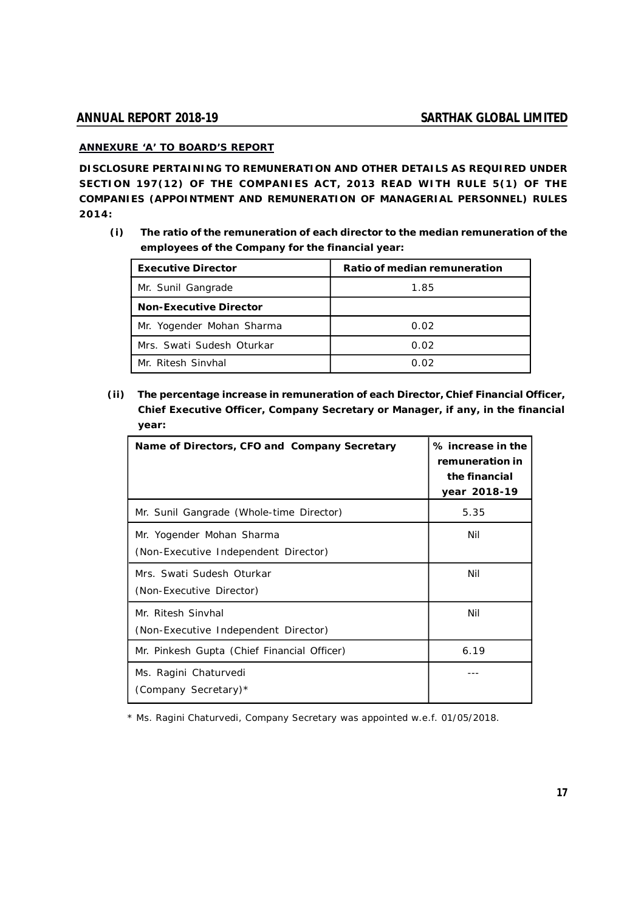**ANNEXURE 'A' TO BOARD'S REPORT**

**DISCLOSURE PERTAINING TO REMUNERATION AND OTHER DETAILS AS REQUIRED UNDER SECTION 197(12) OF THE COMPANIES ACT, 2013 READ WITH RULE 5(1) OF THE COMPANIES (APPOINTMENT AND REMUNERATION OF MANAGERIAL PERSONNEL) RULES 2014:**

**(i) The ratio of the remuneration of each director to the median remuneration of the employees of the Company for the financial year:**

| **Executive Director** | **Ratio of median remuneration** |
|---|---|
| Mr. Sunil Gangrade | 1.85 |
| **Non-Executive Director** | |
| Mr. Yogender Mohan Sharma | 0.02 |
| Mrs. Swati Sudesh Oturkar | 0.02 |
| Mr. Ritesh Sinvhal | 0.02 |

**(ii) The percentage increase in remuneration of each Director, Chief Financial Officer, Chief Executive Officer, Company Secretary or Manager, if any, in the financial year:**

| **Name of Directors, CFO and Company Secretary** | **% increase in the remuneration in the financial year 2018-19** |
|---|---|
| Mr. Sunil Gangrade (Whole-time Director) | 5.35 |
| Mr. Yogender Mohan Sharma (Non-Executive Independent Director) | Nil |
| Mrs. Swati Sudesh Oturkar (Non-Executive Director) | Nil |
| Mr. Ritesh Sinvhal (Non-Executive Independent Director) | Nil |
| Mr. Pinkesh Gupta (Chief Financial Officer) | 6.19 |
| Ms. Ragini Chaturvedi (Company Secretary)* | --- |

* Ms. Ragini Chaturvedi, Company Secretary was appointed w.e.f. 01/05/2018.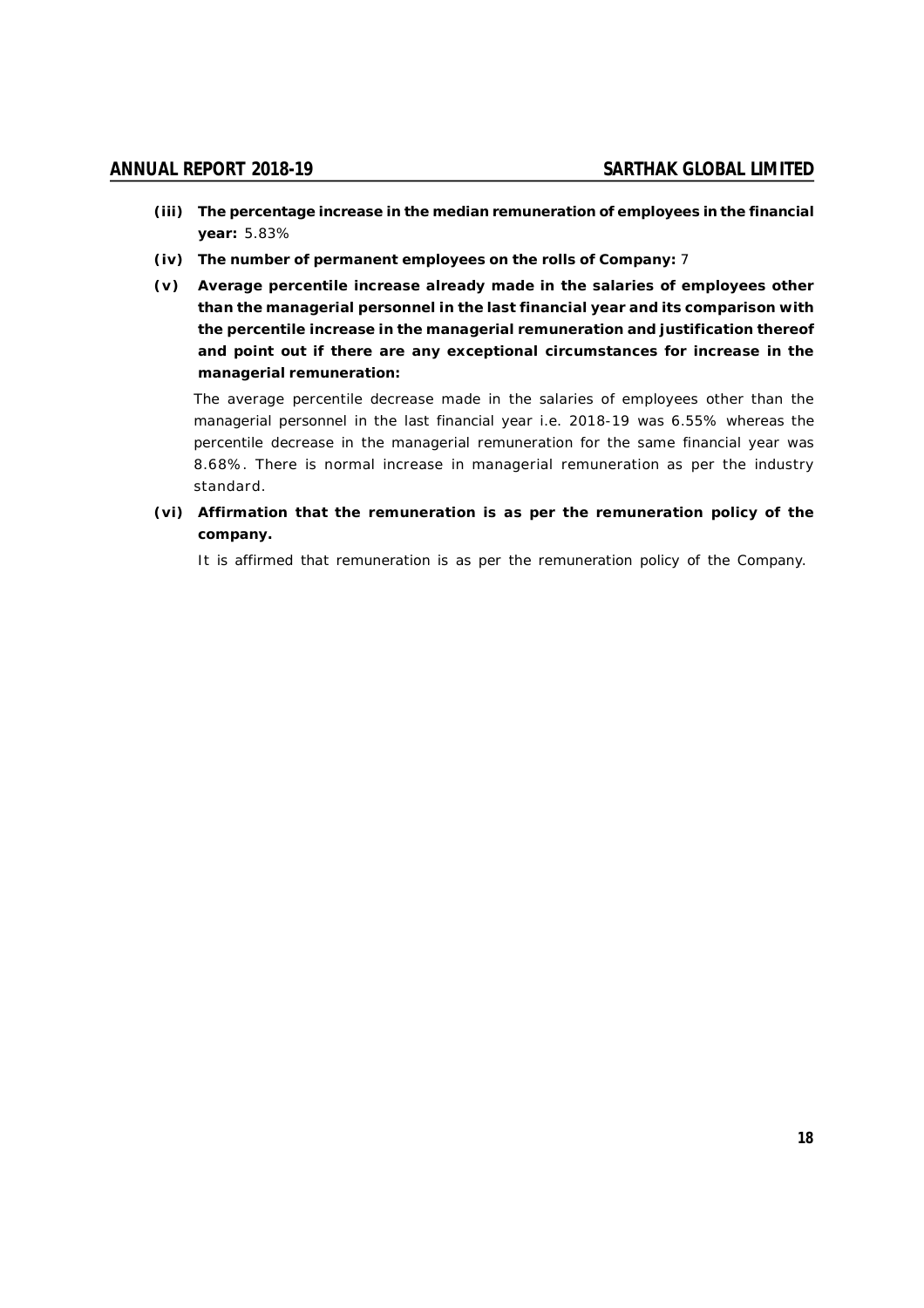**(iii) The percentage increase in the median remuneration of employees in the financial year:** 5.83%

**(iv) The number of permanent employees on the rolls of Company:** 7

**(v) Average percentile increase already made in the salaries of employees other than the managerial personnel in the last financial year and its comparison with the percentile increase in the managerial remuneration and justification thereof and point out if there are any exceptional circumstances for increase in the managerial remuneration:**

The average percentile decrease made in the salaries of employees other than the managerial personnel in the last financial year i.e. 2018-19 was 6.55% whereas the percentile decrease in the managerial remuneration for the same financial year was 8.68%. There is normal increase in managerial remuneration as per the industry standard.

**(vi) Affirmation that the remuneration is as per the remuneration policy of the company.**

It is affirmed that remuneration is as per the remuneration policy of the Company.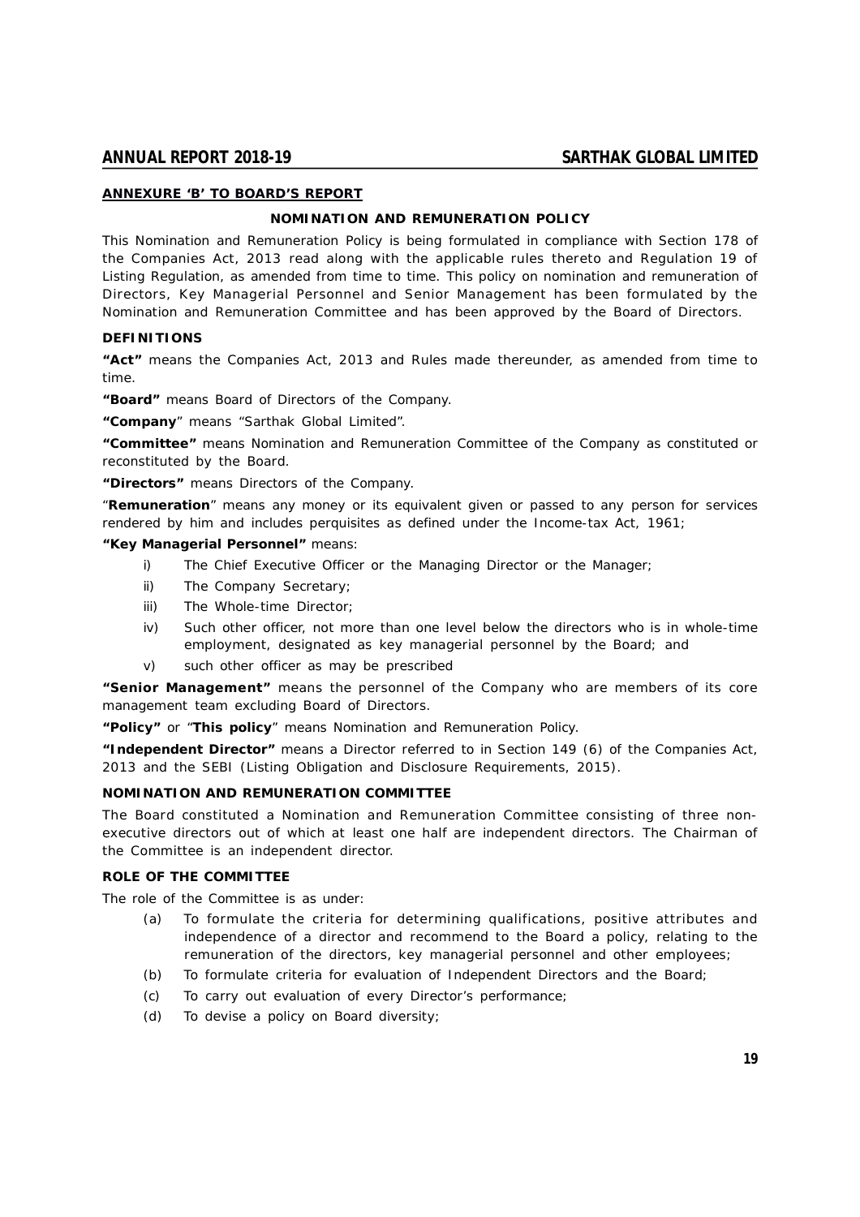**ANNEXURE 'B' TO BOARD'S REPORT**

## NOMINATION AND REMUNERATION POLICY

This Nomination and Remuneration Policy is being formulated in compliance with Section 178 of the Companies Act, 2013 read along with the applicable rules thereto and Regulation 19 of Listing Regulation, as amended from time to time. This policy on nomination and remuneration of Directors, Key Managerial Personnel and Senior Management has been formulated by the Nomination and Remuneration Committee and has been approved by the Board of Directors.

### DEFINITIONS

**"Act"** means the Companies Act, 2013 and Rules made thereunder, as amended from time to time.

**"Board"** means Board of Directors of the Company.

**"Company**" means "Sarthak Global Limited".

**"Committee"** means Nomination and Remuneration Committee of the Company as constituted or reconstituted by the Board.

**"Directors"** means Directors of the Company.

"**Remuneration**" means any money or its equivalent given or passed to any person for services rendered by him and includes perquisites as defined under the Income-tax Act, 1961;

**"Key Managerial Personnel"** means:

i) The Chief Executive Officer or the Managing Director or the Manager;

ii) The Company Secretary;

iii) The Whole-time Director;

iv) Such other officer, not more than one level below the directors who is in whole-time employment, designated as key managerial personnel by the Board; and

v) such other officer as may be prescribed

**"Senior Management"** means the personnel of the Company who are members of its core management team excluding Board of Directors.

**"Policy"** or "**This policy**" means Nomination and Remuneration Policy.

**"Independent Director"** means a Director referred to in Section 149 (6) of the Companies Act, 2013 and the SEBI (Listing Obligation and Disclosure Requirements, 2015).

### NOMINATION AND REMUNERATION COMMITTEE

The Board constituted a Nomination and Remuneration Committee consisting of three non-executive directors out of which at least one half are independent directors. The Chairman of the Committee is an independent director.

### ROLE OF THE COMMITTEE

The role of the Committee is as under:

(a) To formulate the criteria for determining qualifications, positive attributes and independence of a director and recommend to the Board a policy, relating to the remuneration of the directors, key managerial personnel and other employees;

(b) To formulate criteria for evaluation of Independent Directors and the Board;

(c) To carry out evaluation of every Director's performance;

(d) To devise a policy on Board diversity;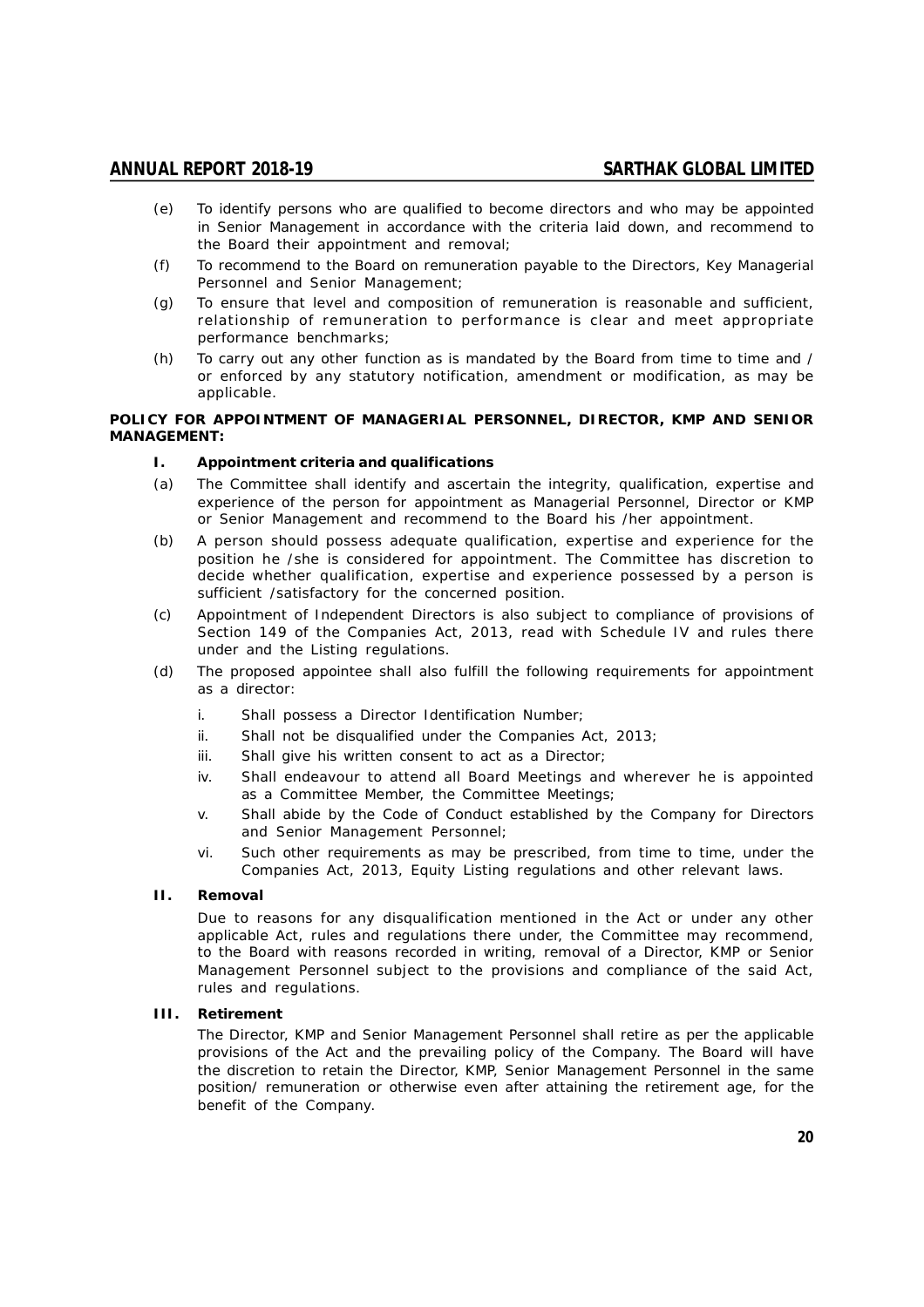(e) To identify persons who are qualified to become directors and who may be appointed in Senior Management in accordance with the criteria laid down, and recommend to the Board their appointment and removal;

(f) To recommend to the Board on remuneration payable to the Directors, Key Managerial Personnel and Senior Management;

(g) To ensure that level and composition of remuneration is reasonable and sufficient, relationship of remuneration to performance is clear and meet appropriate performance benchmarks;

(h) To carry out any other function as is mandated by the Board from time to time and / or enforced by any statutory notification, amendment or modification, as may be applicable.

**POLICY FOR APPOINTMENT OF MANAGERIAL PERSONNEL, DIRECTOR, KMP AND SENIOR MANAGEMENT:**

**I. Appointment criteria and qualifications**

(a) The Committee shall identify and ascertain the integrity, qualification, expertise and experience of the person for appointment as Managerial Personnel, Director or KMP or Senior Management and recommend to the Board his /her appointment.

(b) A person should possess adequate qualification, expertise and experience for the position he /she is considered for appointment. The Committee has discretion to decide whether qualification, expertise and experience possessed by a person is sufficient /satisfactory for the concerned position.

(c) Appointment of Independent Directors is also subject to compliance of provisions of Section 149 of the Companies Act, 2013, read with Schedule IV and rules there under and the Listing regulations.

(d) The proposed appointee shall also fulfill the following requirements for appointment as a director:

   i. Shall possess a Director Identification Number;

   ii. Shall not be disqualified under the Companies Act, 2013;

   iii. Shall give his written consent to act as a Director;

   iv. Shall endeavour to attend all Board Meetings and wherever he is appointed as a Committee Member, the Committee Meetings;

   v. Shall abide by the Code of Conduct established by the Company for Directors and Senior Management Personnel;

   vi. Such other requirements as may be prescribed, from time to time, under the Companies Act, 2013, Equity Listing regulations and other relevant laws.

**II. Removal**

Due to reasons for any disqualification mentioned in the Act or under any other applicable Act, rules and regulations there under, the Committee may recommend, to the Board with reasons recorded in writing, removal of a Director, KMP or Senior Management Personnel subject to the provisions and compliance of the said Act, rules and regulations.

**III. Retirement**

The Director, KMP and Senior Management Personnel shall retire as per the applicable provisions of the Act and the prevailing policy of the Company. The Board will have the discretion to retain the Director, KMP, Senior Management Personnel in the same position/ remuneration or otherwise even after attaining the retirement age, for the benefit of the Company.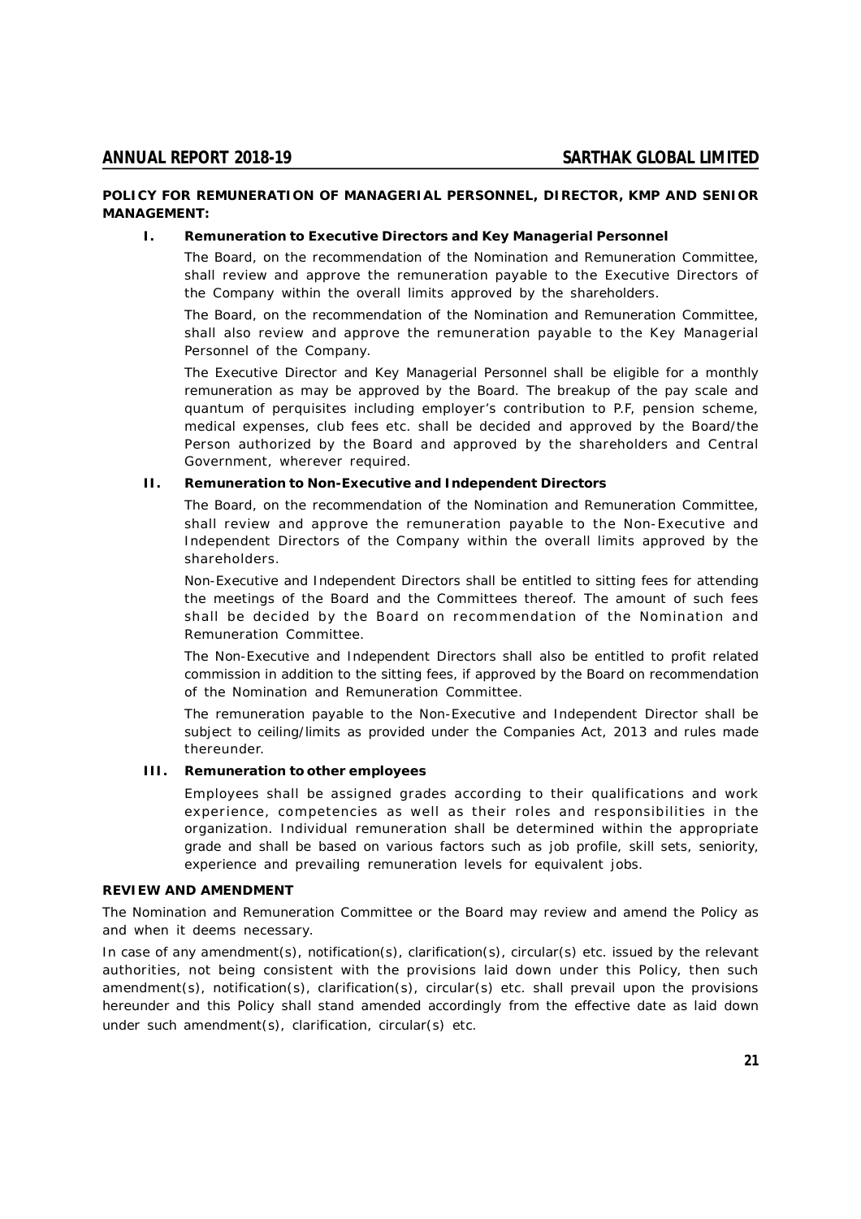**POLICY FOR REMUNERATION OF MANAGERIAL PERSONNEL, DIRECTOR, KMP AND SENIOR MANAGEMENT:**

**I. Remuneration to Executive Directors and Key Managerial Personnel**

The Board, on the recommendation of the Nomination and Remuneration Committee, shall review and approve the remuneration payable to the Executive Directors of the Company within the overall limits approved by the shareholders.

The Board, on the recommendation of the Nomination and Remuneration Committee, shall also review and approve the remuneration payable to the Key Managerial Personnel of the Company.

The Executive Director and Key Managerial Personnel shall be eligible for a monthly remuneration as may be approved by the Board. The breakup of the pay scale and quantum of perquisites including employer's contribution to P.F, pension scheme, medical expenses, club fees etc. shall be decided and approved by the Board/the Person authorized by the Board and approved by the shareholders and Central Government, wherever required.

**II. Remuneration to Non-Executive and Independent Directors**

The Board, on the recommendation of the Nomination and Remuneration Committee, shall review and approve the remuneration payable to the Non-Executive and Independent Directors of the Company within the overall limits approved by the shareholders.

Non-Executive and Independent Directors shall be entitled to sitting fees for attending the meetings of the Board and the Committees thereof. The amount of such fees shall be decided by the Board on recommendation of the Nomination and Remuneration Committee.

The Non-Executive and Independent Directors shall also be entitled to profit related commission in addition to the sitting fees, if approved by the Board on recommendation of the Nomination and Remuneration Committee.

The remuneration payable to the Non-Executive and Independent Director shall be subject to ceiling/limits as provided under the Companies Act, 2013 and rules made thereunder.

**III. Remuneration to other employees**

Employees shall be assigned grades according to their qualifications and work experience, competencies as well as their roles and responsibilities in the organization. Individual remuneration shall be determined within the appropriate grade and shall be based on various factors such as job profile, skill sets, seniority, experience and prevailing remuneration levels for equivalent jobs.

**REVIEW AND AMENDMENT**

The Nomination and Remuneration Committee or the Board may review and amend the Policy as and when it deems necessary.

In case of any amendment(s), notification(s), clarification(s), circular(s) etc. issued by the relevant authorities, not being consistent with the provisions laid down under this Policy, then such amendment(s), notification(s), clarification(s), circular(s) etc. shall prevail upon the provisions hereunder and this Policy shall stand amended accordingly from the effective date as laid down under such amendment(s), clarification, circular(s) etc.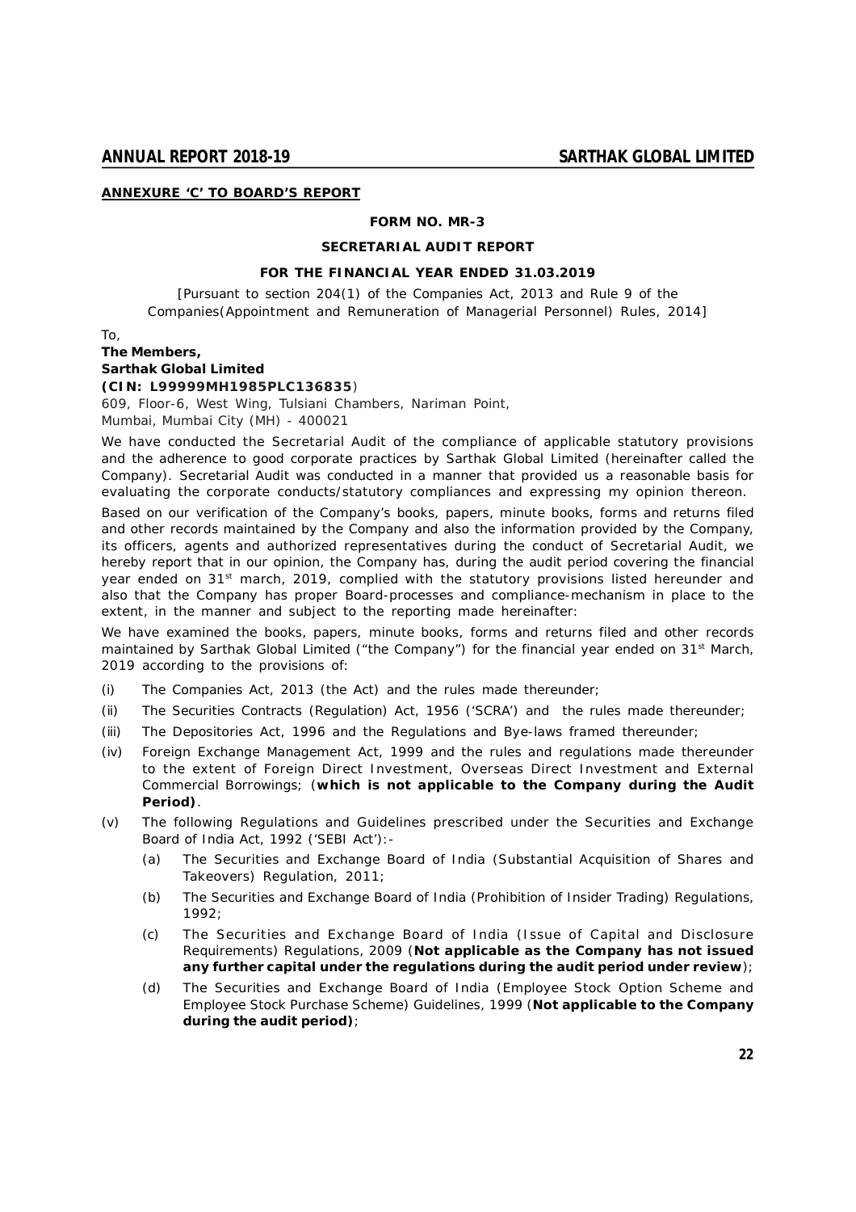**ANNEXURE 'C' TO BOARD'S REPORT**

**FORM NO. MR-3**

**SECRETARIAL AUDIT REPORT**

**FOR THE FINANCIAL YEAR ENDED 31.03.2019**

[Pursuant to section 204(1) of the Companies Act, 2013 and Rule 9 of the Companies(Appointment and Remuneration of Managerial Personnel) Rules, 2014]

To,

**The Members,**
**Sarthak Global Limited**
**(CIN: L99999MH1985PLC136835)**
609, Floor-6, West Wing, Tulsiani Chambers, Nariman Point,
Mumbai, Mumbai City (MH) - 400021

We have conducted the Secretarial Audit of the compliance of applicable statutory provisions and the adherence to good corporate practices by Sarthak Global Limited (hereinafter called the Company). Secretarial Audit was conducted in a manner that provided us a reasonable basis for evaluating the corporate conducts/statutory compliances and expressing my opinion thereon.

Based on our verification of the Company's books, papers, minute books, forms and returns filed and other records maintained by the Company and also the information provided by the Company, its officers, agents and authorized representatives during the conduct of Secretarial Audit, we hereby report that in our opinion, the Company has, during the audit period covering the financial year ended on 31st march, 2019, complied with the statutory provisions listed hereunder and also that the Company has proper Board-processes and compliance-mechanism in place to the extent, in the manner and subject to the reporting made hereinafter:

We have examined the books, papers, minute books, forms and returns filed and other records maintained by Sarthak Global Limited ("the Company") for the financial year ended on 31st March, 2019 according to the provisions of:

(i) The Companies Act, 2013 (the Act) and the rules made thereunder;

(ii) The Securities Contracts (Regulation) Act, 1956 ('SCRA') and the rules made thereunder;

(iii) The Depositories Act, 1996 and the Regulations and Bye-laws framed thereunder;

(iv) Foreign Exchange Management Act, 1999 and the rules and regulations made thereunder to the extent of Foreign Direct Investment, Overseas Direct Investment and External Commercial Borrowings; (**which is not applicable to the Company during the Audit Period)**.

(v) The following Regulations and Guidelines prescribed under the Securities and Exchange Board of India Act, 1992 ('SEBI Act'):-

   (a) The Securities and Exchange Board of India (Substantial Acquisition of Shares and Takeovers) Regulation, 2011;

   (b) The Securities and Exchange Board of India (Prohibition of Insider Trading) Regulations, 1992;

   (c) The Securities and Exchange Board of India (Issue of Capital and Disclosure Requirements) Regulations, 2009 (**Not applicable as the Company has not issued any further capital under the regulations during the audit period under review**);

   (d) The Securities and Exchange Board of India (Employee Stock Option Scheme and Employee Stock Purchase Scheme) Guidelines, 1999 (**Not applicable to the Company during the audit period)**;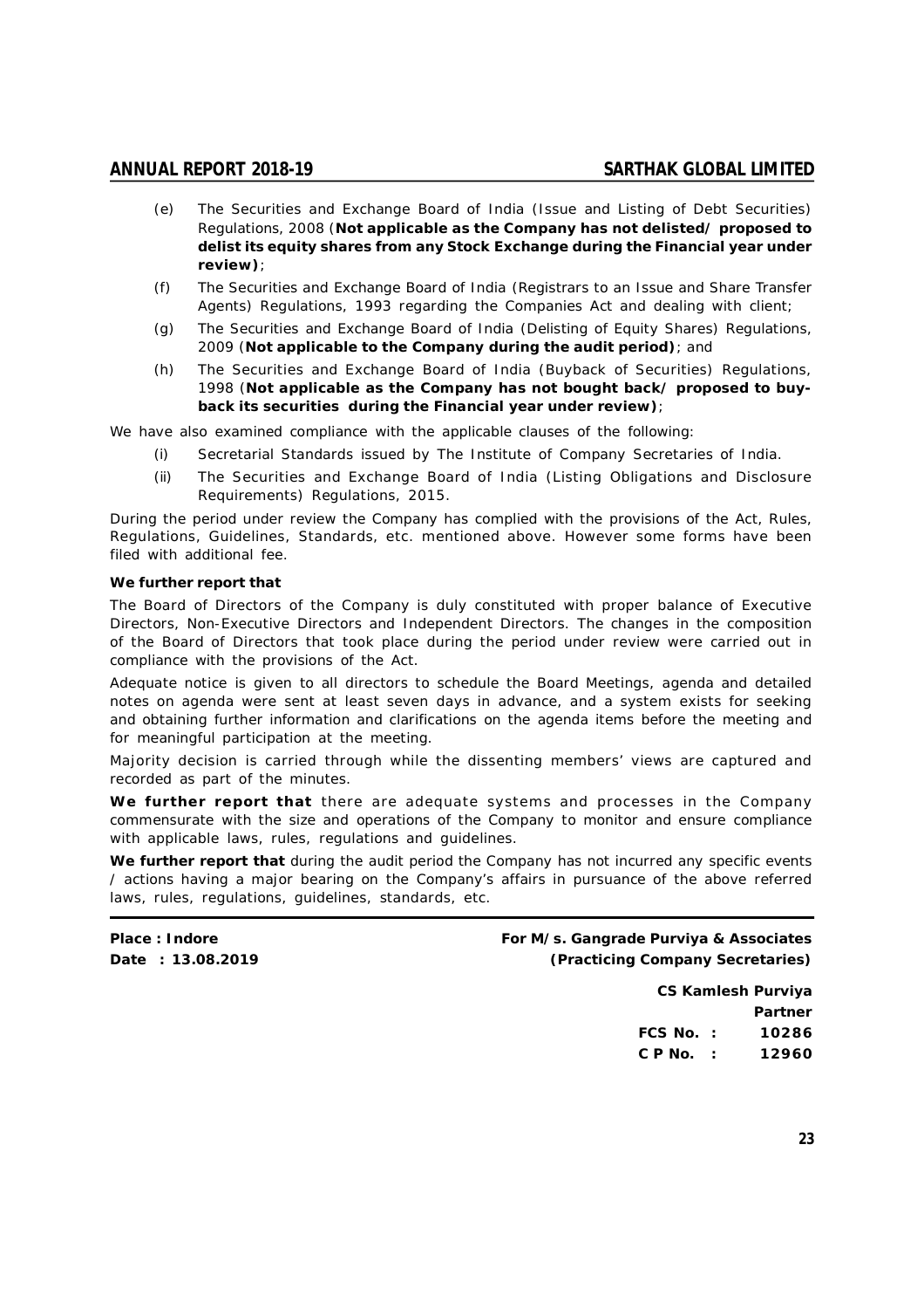(e) The Securities and Exchange Board of India (Issue and Listing of Debt Securities) Regulations, 2008 (**Not applicable as the Company has not delisted/ proposed to delist its equity shares from any Stock Exchange during the Financial year under review)**;

(f) The Securities and Exchange Board of India (Registrars to an Issue and Share Transfer Agents) Regulations, 1993 regarding the Companies Act and dealing with client;

(g) The Securities and Exchange Board of India (Delisting of Equity Shares) Regulations, 2009 (**Not applicable to the Company during the audit period)**; and

(h) The Securities and Exchange Board of India (Buyback of Securities) Regulations, 1998 (**Not applicable as the Company has not bought back/ proposed to buy-back its securities during the Financial year under review)**;

We have also examined compliance with the applicable clauses of the following:

(i) Secretarial Standards issued by The Institute of Company Secretaries of India.

(ii) The Securities and Exchange Board of India (Listing Obligations and Disclosure Requirements) Regulations, 2015.

During the period under review the Company has complied with the provisions of the Act, Rules, Regulations, Guidelines, Standards, etc. mentioned above. However some forms have been filed with additional fee.

**We further report that**

The Board of Directors of the Company is duly constituted with proper balance of Executive Directors, Non-Executive Directors and Independent Directors. The changes in the composition of the Board of Directors that took place during the period under review were carried out in compliance with the provisions of the Act.

Adequate notice is given to all directors to schedule the Board Meetings, agenda and detailed notes on agenda were sent at least seven days in advance, and a system exists for seeking and obtaining further information and clarifications on the agenda items before the meeting and for meaningful participation at the meeting.

Majority decision is carried through while the dissenting members' views are captured and recorded as part of the minutes.

**We further report that** there are adequate systems and processes in the Company commensurate with the size and operations of the Company to monitor and ensure compliance with applicable laws, rules, regulations and guidelines.

**We further report that** during the audit period the Company has not incurred any specific events / actions having a major bearing on the Company's affairs in pursuance of the above referred laws, rules, regulations, guidelines, standards, etc.

**Place : Indore**
**Date : 13.08.2019**

**For M/s. Gangrade Purviya & Associates**
**(Practicing Company Secretaries)**

**CS Kamlesh Purviya**
**Partner**
**FCS No. : 10286**
**C P No. : 12960**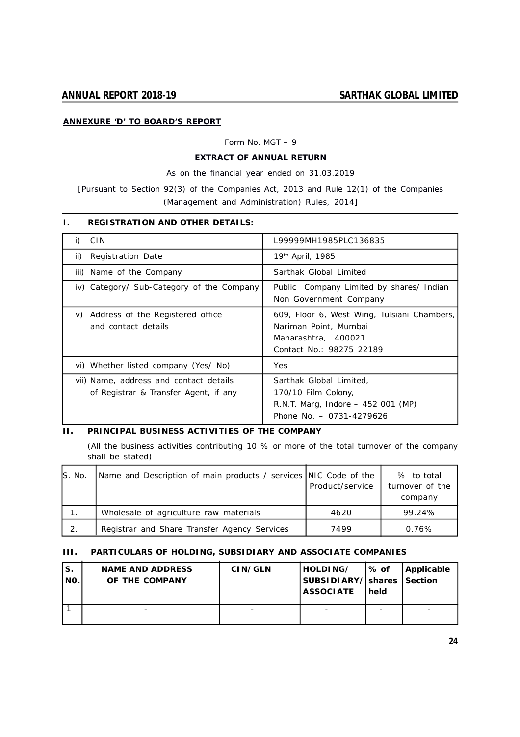**ANNEXURE 'D' TO BOARD'S REPORT**

Form No. MGT – 9

**EXTRACT OF ANNUAL RETURN**

As on the financial year ended on 31.03.2019

[Pursuant to Section 92(3) of the Companies Act, 2013 and Rule 12(1) of the Companies (Management and Administration) Rules, 2014]

## I. REGISTRATION AND OTHER DETAILS:

| | |
|---|---|
| i) CIN | L99999MH1985PLC136835 |
| ii) Registration Date | 19th April, 1985 |
| iii) Name of the Company | Sarthak Global Limited |
| iv) Category/ Sub-Category of the Company | Public Company Limited by shares/ Indian Non Government Company |
| v) Address of the Registered office and contact details | 609, Floor 6, West Wing, Tulsiani Chambers, Nariman Point, Mumbai Maharashtra, 400021 Contact No.: 98275 22189 |
| vi) Whether listed company (Yes/ No) | Yes |
| vii) Name, address and contact details of Registrar & Transfer Agent, if any | Sarthak Global Limited, 170/10 Film Colony, R.N.T. Marg, Indore – 452 001 (MP) Phone No. – 0731-4279626 |

## II. PRINCIPAL BUSINESS ACTIVITIES OF THE COMPANY

(All the business activities contributing 10 % or more of the total turnover of the company shall be stated)

| S. No. | Name and Description of main products / services | NIC Code of the Product/service | % to total turnover of the company |
|---|---|---|---|
| 1. | Wholesale of agriculture raw materials | 4620 | 99.24% |
| 2. | Registrar and Share Transfer Agency Services | 7499 | 0.76% |

## III. PARTICULARS OF HOLDING, SUBSIDIARY AND ASSOCIATE COMPANIES

| S. NO. | NAME AND ADDRESS OF THE COMPANY | CIN/GLN | HOLDING/ SUBSIDIARY/ ASSOCIATE | % of shares held | Applicable Section |
|---|---|---|---|---|---|
| 1 | - | - | - | - | - |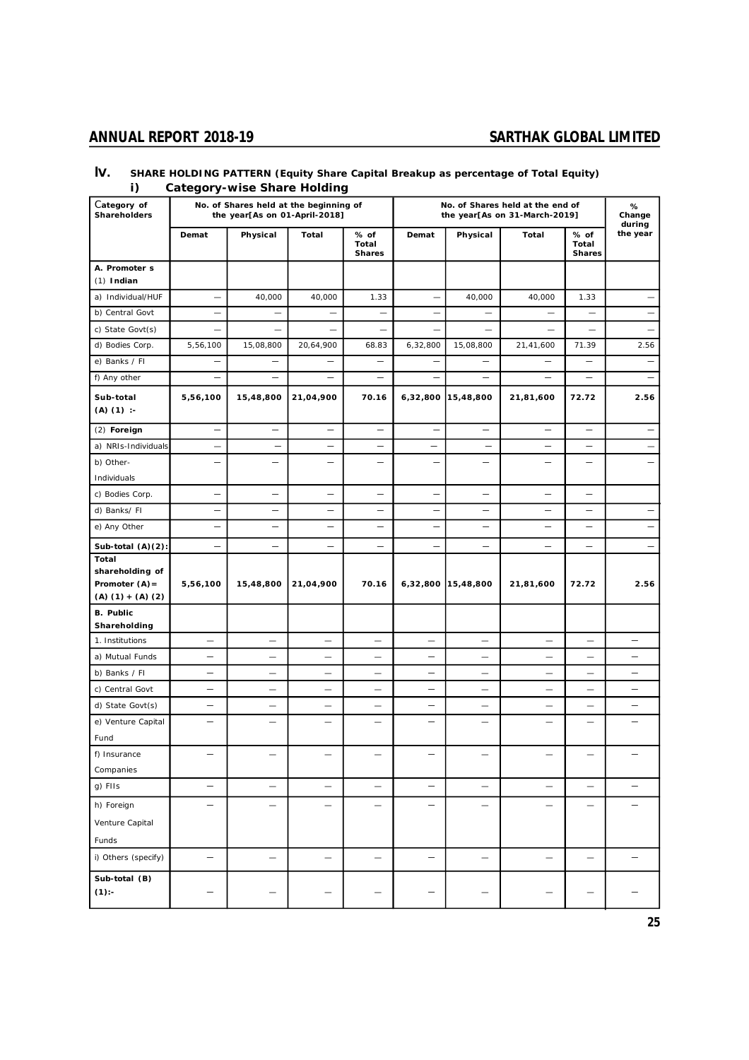## IV. SHARE HOLDING PATTERN (Equity Share Capital Breakup as percentage of Total Equity)

### i) Category-wise Share Holding

| Category of Shareholders | No. of Shares held at the beginning of the year[As on 01-April-2018] | | | | No. of Shares held at the end of the year[As on 31-March-2019] | | | | % Change during the year |
|---|---|---|---|---|---|---|---|---|---|
| | Demat | Physical | Total | % of Total Shares | Demat | Physical | Total | % of Total Shares | |
| **A. Promoter s** (1) **Indian** | | | | | | | | | |
| a) Individual/HUF | — | 40,000 | 40,000 | 1.33 | — | 40,000 | 40,000 | 1.33 | — |
| b) Central Govt | — | — | — | — | — | — | — | — | — |
| c) State Govt(s) | — | — | — | — | — | — | — | — | — |
| d) Bodies Corp. | 5,56,100 | 15,08,800 | 20,64,900 | 68.83 | 6,32,800 | 15,08,800 | 21,41,600 | 71.39 | 2.56 |
| e) Banks / FI | — | — | — | — | — | — | — | — | — |
| f) Any other | — | — | — | — | — | — | — | — | — |
| **Sub-total (A) (1) :-** | **5,56,100** | **15,48,800** | **21,04,900** | **70.16** | **6,32,800** | **15,48,800** | **21,81,600** | **72.72** | **2.56** |
| (2) **Foreign** | — | — | — | — | — | — | — | — | — |
| a) NRIs-Individuals | — | — | — | — | — | — | — | — | — |
| b) Other-Individuals | — | — | — | — | — | — | — | — | — |
| c) Bodies Corp. | — | — | — | — | — | — | — | — | |
| d) Banks/ FI | — | — | — | — | — | — | — | — | — |
| e) Any Other | — | — | — | — | — | — | — | — | — |
| **Sub-total (A)(2):** | — | — | — | — | — | — | — | — | — |
| **Total shareholding of Promoter (A)= (A) (1) + (A) (2)** | **5,56,100** | **15,48,800** | **21,04,900** | **70.16** | **6,32,800** | **15,48,800** | **21,81,600** | **72.72** | **2.56** |
| **B. Public Shareholding** | | | | | | | | | |
| 1. Institutions | — | — | — | — | — | — | — | — | — |
| a) Mutual Funds | — | — | — | — | — | — | — | — | — |
| b) Banks / FI | — | — | — | — | — | — | — | — | — |
| c) Central Govt | — | — | — | — | — | — | — | — | — |
| d) State Govt(s) | — | — | — | — | — | — | — | — | — |
| e) Venture Capital Fund | — | — | — | — | — | — | — | — | — |
| f) Insurance Companies | — | — | — | — | — | — | — | — | — |
| g) FIIs | — | — | — | — | — | — | — | — | — |
| h) Foreign Venture Capital Funds | — | — | — | — | — | — | — | — | — |
| i) Others (specify) | — | — | — | — | — | — | — | — | — |
| **Sub-total (B) (1):-** | — | — | — | — | — | — | — | — | — |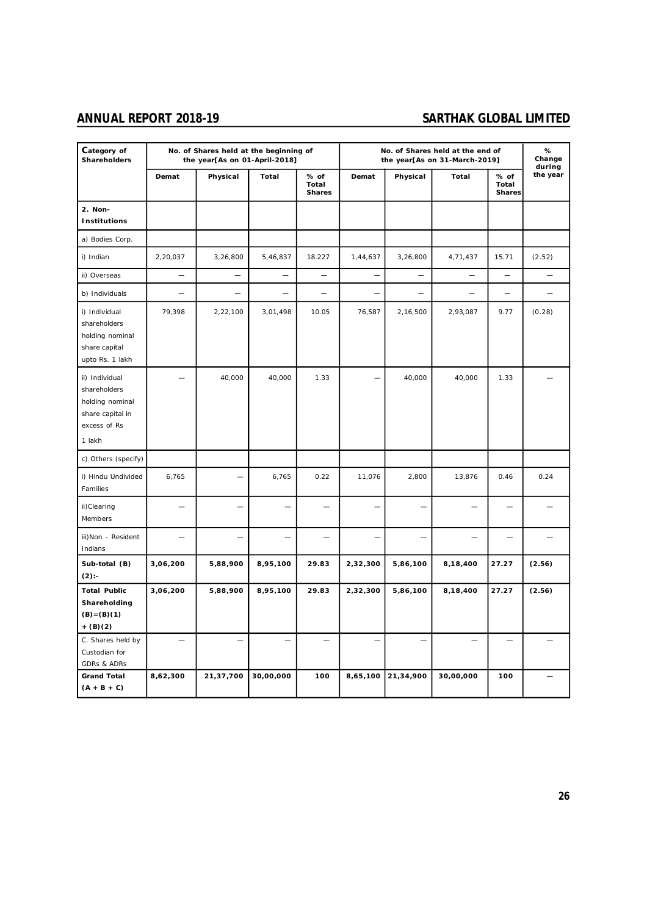| Category of Shareholders | No. of Shares held at the beginning of the year[As on 01-April-2018] | | | | No. of Shares held at the end of the year[As on 31-March-2019] | | | | % Change during the year |
|---|---|---|---|---|---|---|---|---|---|
| | Demat | Physical | Total | % of Total Shares | Demat | Physical | Total | % of Total Shares | |
| **2. Non-Institutions** | | | | | | | | | |
| a) Bodies Corp. | | | | | | | | | |
| i) Indian | 2,20,037 | 3,26,800 | 5,46,837 | 18.227 | 1,44,637 | 3,26,800 | 4,71,437 | 15.71 | (2.52) |
| ii) Overseas | — | — | — | — | — | — | — | — | — |
| b) Individuals | — | — | — | — | — | — | — | — | — |
| i) Individual shareholders holding nominal share capital upto Rs. 1 lakh | 79,398 | 2,22,100 | 3,01,498 | 10.05 | 76,587 | 2,16,500 | 2,93,087 | 9.77 | (0.28) |
| ii) Individual shareholders holding nominal share capital in excess of Rs 1 lakh | — | 40,000 | 40,000 | 1.33 | — | 40,000 | 40,000 | 1.33 | — |
| c) Others (specify) | | | | | | | | | |
| i) Hindu Undivided Families | 6,765 | — | 6,765 | 0.22 | 11,076 | 2,800 | 13,876 | 0.46 | 0.24 |
| ii)Clearing Members | — | — | — | — | — | — | — | — | — |
| iii)Non - Resident Indians | — | — | — | — | — | — | — | — | — |
| **Sub-total (B)(2):-** | **3,06,200** | **5,88,900** | **8,95,100** | **29.83** | **2,32,300** | **5,86,100** | **8,18,400** | **27.27** | **(2.56)** |
| **Total Public Shareholding (B)=(B)(1) + (B)(2)** | **3,06,200** | **5,88,900** | **8,95,100** | **29.83** | **2,32,300** | **5,86,100** | **8,18,400** | **27.27** | **(2.56)** |
| C. Shares held by Custodian for GDRs & ADRs | — | — | — | — | — | — | — | — | — |
| **Grand Total (A + B + C)** | **8,62,300** | **21,37,700** | **30,00,000** | **100** | **8,65,100** | **21,34,900** | **30,00,000** | **100** | **—** |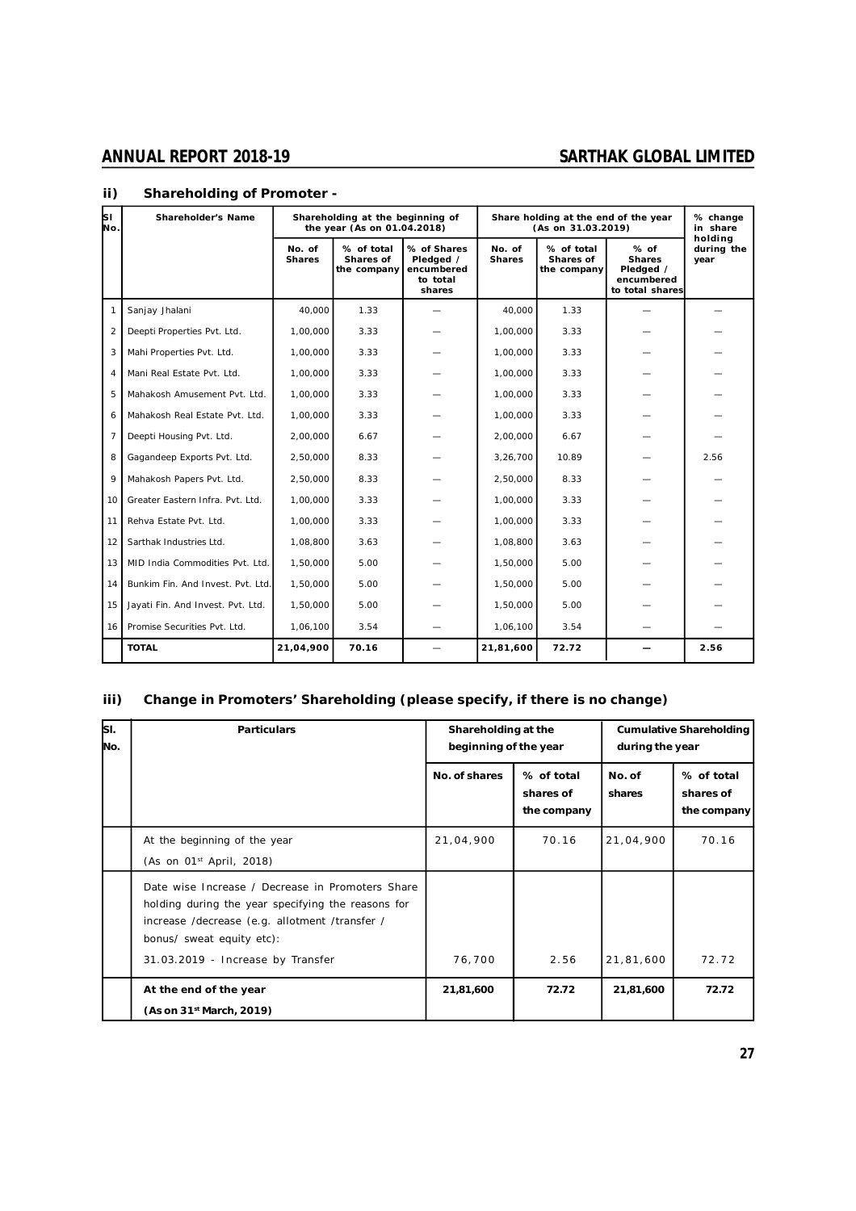## ii) Shareholding of Promoter -

| Sl No. | Shareholder's Name | Shareholding at the beginning of the year (As on 01.04.2018) | | | Share holding at the end of the year (As on 31.03.2019) | | | % change in share holding during the year |
|---|---|---|---|---|---|---|---|---|
| | | No. of Shares | % of total Shares of the company | % of Shares Pledged / encumbered to total shares | No. of Shares | % of total Shares of the company | % of Shares Pledged / encumbered to total shares | |
| 1 | Sanjay Jhalani | 40,000 | 1.33 | — | 40,000 | 1.33 | — | — |
| 2 | Deepti Properties Pvt. Ltd. | 1,00,000 | 3.33 | — | 1,00,000 | 3.33 | — | — |
| 3 | Mahi Properties Pvt. Ltd. | 1,00,000 | 3.33 | — | 1,00,000 | 3.33 | — | — |
| 4 | Mani Real Estate Pvt. Ltd. | 1,00,000 | 3.33 | — | 1,00,000 | 3.33 | — | — |
| 5 | Mahakosh Amusement Pvt. Ltd. | 1,00,000 | 3.33 | — | 1,00,000 | 3.33 | — | — |
| 6 | Mahakosh Real Estate Pvt. Ltd. | 1,00,000 | 3.33 | — | 1,00,000 | 3.33 | — | — |
| 7 | Deepti Housing Pvt. Ltd. | 2,00,000 | 6.67 | — | 2,00,000 | 6.67 | — | — |
| 8 | Gagandeep Exports Pvt. Ltd. | 2,50,000 | 8.33 | — | 3,26,700 | 10.89 | — | 2.56 |
| 9 | Mahakosh Papers Pvt. Ltd. | 2,50,000 | 8.33 | — | 2,50,000 | 8.33 | — | — |
| 10 | Greater Eastern Infra. Pvt. Ltd. | 1,00,000 | 3.33 | — | 1,00,000 | 3.33 | — | — |
| 11 | Rehva Estate Pvt. Ltd. | 1,00,000 | 3.33 | — | 1,00,000 | 3.33 | — | — |
| 12 | Sarthak Industries Ltd. | 1,08,800 | 3.63 | — | 1,08,800 | 3.63 | — | — |
| 13 | MID India Commodities Pvt. Ltd. | 1,50,000 | 5.00 | — | 1,50,000 | 5.00 | — | — |
| 14 | Bunkim Fin. And Invest. Pvt. Ltd. | 1,50,000 | 5.00 | — | 1,50,000 | 5.00 | — | — |
| 15 | Jayati Fin. And Invest. Pvt. Ltd. | 1,50,000 | 5.00 | — | 1,50,000 | 5.00 | — | — |
| 16 | Promise Securities Pvt. Ltd. | 1,06,100 | 3.54 | — | 1,06,100 | 3.54 | — | — |
| | **TOTAL** | **21,04,900** | **70.16** | — | **21,81,600** | **72.72** | **—** | **2.56** |

## iii) Change in Promoters' Shareholding (please specify, if there is no change)

| Sl. No. | Particulars | Shareholding at the beginning of the year | | Cumulative Shareholding during the year | |
|---|---|---|---|---|---|
| | | No. of shares | % of total shares of the company | No. of shares | % of total shares of the company |
| | At the beginning of the year (As on 01st April, 2018) | 21,04,900 | 70.16 | 21,04,900 | 70.16 |
| | Date wise Increase / Decrease in Promoters Share holding during the year specifying the reasons for increase /decrease (e.g. allotment /transfer / bonus/ sweat equity etc): 31.03.2019 - Increase by Transfer | 76,700 | 2.56 | 21,81,600 | 72.72 |
| | **At the end of the year (As on 31st March, 2019)** | **21,81,600** | **72.72** | **21,81,600** | **72.72** |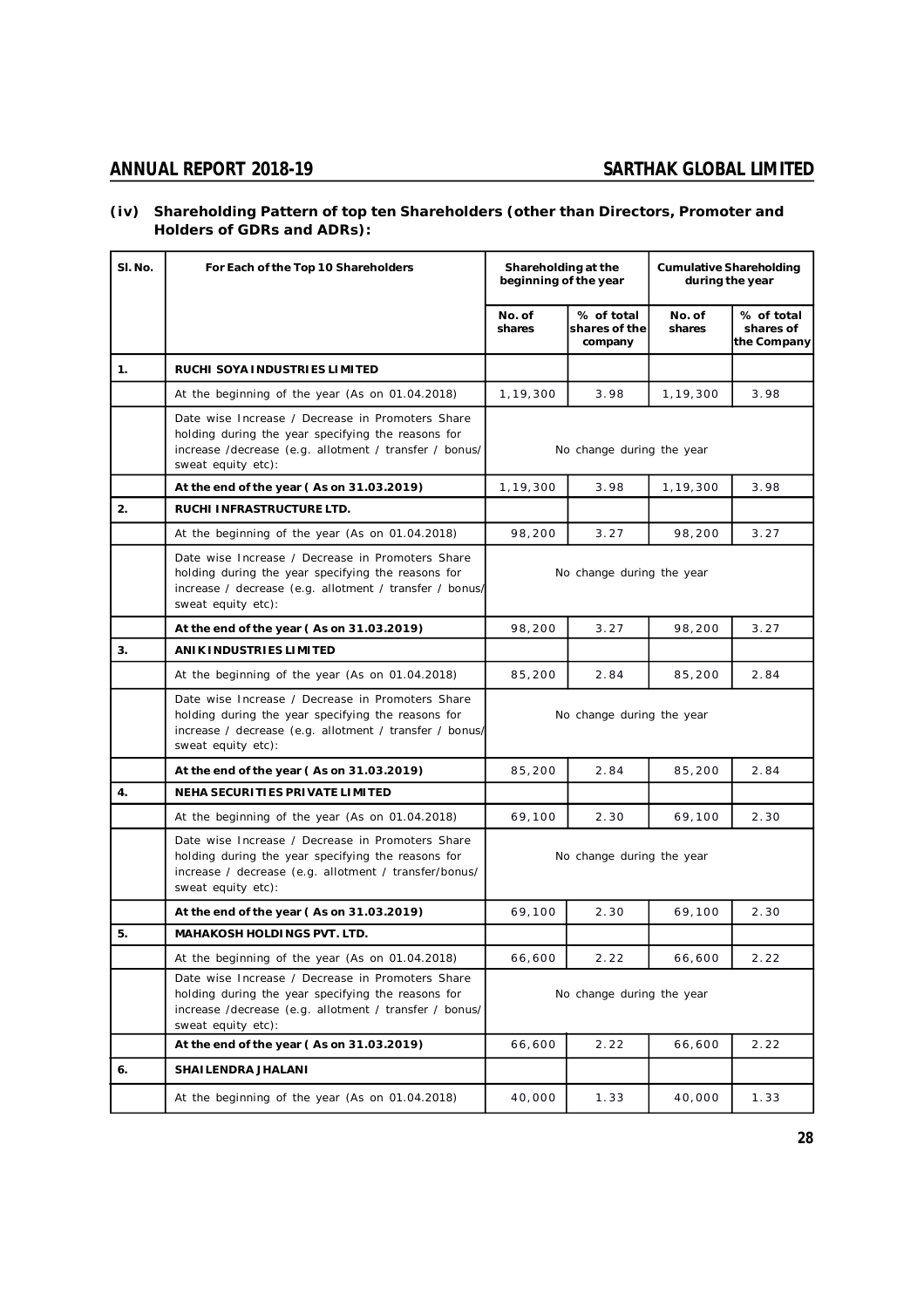### (iv) Shareholding Pattern of top ten Shareholders (other than Directors, Promoter and Holders of GDRs and ADRs):

| Sl. No. | For Each of the Top 10 Shareholders | Shareholding at the beginning of the year | | Cumulative Shareholding during the year | |
|---|---|---|---|---|---|
| | | No. of shares | % of total shares of the company | No. of shares | % of total shares of the Company |
| 1. | **RUCHI SOYA INDUSTRIES LIMITED** | | | | |
| | At the beginning of the year (As on 01.04.2018) | 1,19,300 | 3.98 | 1,19,300 | 3.98 |
| | Date wise Increase / Decrease in Promoters Share holding during the year specifying the reasons for increase /decrease (e.g. allotment / transfer / bonus/ sweat equity etc): | No change during the year | | | |
| | **At the end of the year ( As on 31.03.2019)** | 1,19,300 | 3.98 | 1,19,300 | 3.98 |
| 2. | **RUCHI INFRASTRUCTURE LTD.** | | | | |
| | At the beginning of the year (As on 01.04.2018) | 98,200 | 3.27 | 98,200 | 3.27 |
| | Date wise Increase / Decrease in Promoters Share holding during the year specifying the reasons for increase / decrease (e.g. allotment / transfer / bonus/ sweat equity etc): | No change during the year | | | |
| | **At the end of the year ( As on 31.03.2019)** | 98,200 | 3.27 | 98,200 | 3.27 |
| 3. | **ANIK INDUSTRIES LIMITED** | | | | |
| | At the beginning of the year (As on 01.04.2018) | 85,200 | 2.84 | 85,200 | 2.84 |
| | Date wise Increase / Decrease in Promoters Share holding during the year specifying the reasons for increase / decrease (e.g. allotment / transfer / bonus/ sweat equity etc): | No change during the year | | | |
| | **At the end of the year ( As on 31.03.2019)** | 85,200 | 2.84 | 85,200 | 2.84 |
| 4. | **NEHA SECURITIES PRIVATE LIMITED** | | | | |
| | At the beginning of the year (As on 01.04.2018) | 69,100 | 2.30 | 69,100 | 2.30 |
| | Date wise Increase / Decrease in Promoters Share holding during the year specifying the reasons for increase / decrease (e.g. allotment / transfer/bonus/ sweat equity etc): | No change during the year | | | |
| | **At the end of the year ( As on 31.03.2019)** | 69,100 | 2.30 | 69,100 | 2.30 |
| 5. | **MAHAKOSH HOLDINGS PVT. LTD.** | | | | |
| | At the beginning of the year (As on 01.04.2018) | 66,600 | 2.22 | 66,600 | 2.22 |
| | Date wise Increase / Decrease in Promoters Share holding during the year specifying the reasons for increase /decrease (e.g. allotment / transfer / bonus/ sweat equity etc): | No change during the year | | | |
| | **At the end of the year ( As on 31.03.2019)** | 66,600 | 2.22 | 66,600 | 2.22 |
| 6. | **SHAILENDRA JHALANI** | | | | |
| | At the beginning of the year (As on 01.04.2018) | 40,000 | 1.33 | 40,000 | 1.33 |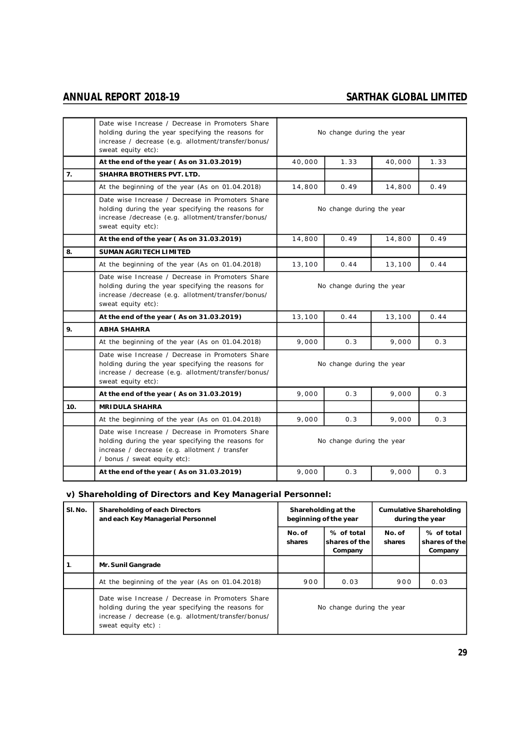| | | | | | |
|---|---|---|---|---|---|
| | Date wise Increase / Decrease in Promoters Share holding during the year specifying the reasons for increase / decrease (e.g. allotment/transfer/bonus/ sweat equity etc): | No change during the year | | | |
| | **At the end of the year ( As on 31.03.2019)** | 40,000 | 1.33 | 40,000 | 1.33 |
| **7.** | **SHAHRA BROTHERS PVT. LTD.** | | | | |
| | At the beginning of the year (As on 01.04.2018) | 14,800 | 0.49 | 14,800 | 0.49 |
| | Date wise Increase / Decrease in Promoters Share holding during the year specifying the reasons for increase /decrease (e.g. allotment/transfer/bonus/ sweat equity etc): | No change during the year | | | |
| | **At the end of the year ( As on 31.03.2019)** | 14,800 | 0.49 | 14,800 | 0.49 |
| **8.** | **SUMAN AGRITECH LIMITED** | | | | |
| | At the beginning of the year (As on 01.04.2018) | 13,100 | 0.44 | 13,100 | 0.44 |
| | Date wise Increase / Decrease in Promoters Share holding during the year specifying the reasons for increase /decrease (e.g. allotment/transfer/bonus/ sweat equity etc): | No change during the year | | | |
| | **At the end of the year ( As on 31.03.2019)** | 13,100 | 0.44 | 13,100 | 0.44 |
| **9.** | **ABHA SHAHRA** | | | | |
| | At the beginning of the year (As on 01.04.2018) | 9,000 | 0.3 | 9,000 | 0.3 |
| | Date wise Increase / Decrease in Promoters Share holding during the year specifying the reasons for increase / decrease (e.g. allotment/transfer/bonus/ sweat equity etc): | No change during the year | | | |
| | **At the end of the year ( As on 31.03.2019)** | 9,000 | 0.3 | 9,000 | 0.3 |
| **10.** | **MRIDULA SHAHRA** | | | | |
| | At the beginning of the year (As on 01.04.2018) | 9,000 | 0.3 | 9,000 | 0.3 |
| | Date wise Increase / Decrease in Promoters Share holding during the year specifying the reasons for increase / decrease (e.g. allotment / transfer / bonus / sweat equity etc): | No change during the year | | | |
| | **At the end of the year ( As on 31.03.2019)** | 9,000 | 0.3 | 9,000 | 0.3 |

### v) Shareholding of Directors and Key Managerial Personnel:

| Sl. No. | Shareholding of each Directors and each Key Managerial Personnel | Shareholding at the beginning of the year | | Cumulative Shareholding during the year | |
|---|---|---|---|---|---|
| | | No. of shares | % of total shares of the Company | No. of shares | % of total shares of the Company |
| 1. | **Mr. Sunil Gangrade** | | | | |
| | At the beginning of the year (As on 01.04.2018) | 900 | 0.03 | 900 | 0.03 |
| | Date wise Increase / Decrease in Promoters Share holding during the year specifying the reasons for increase / decrease (e.g. allotment/transfer/bonus/ sweat equity etc) : | No change during the year | | | |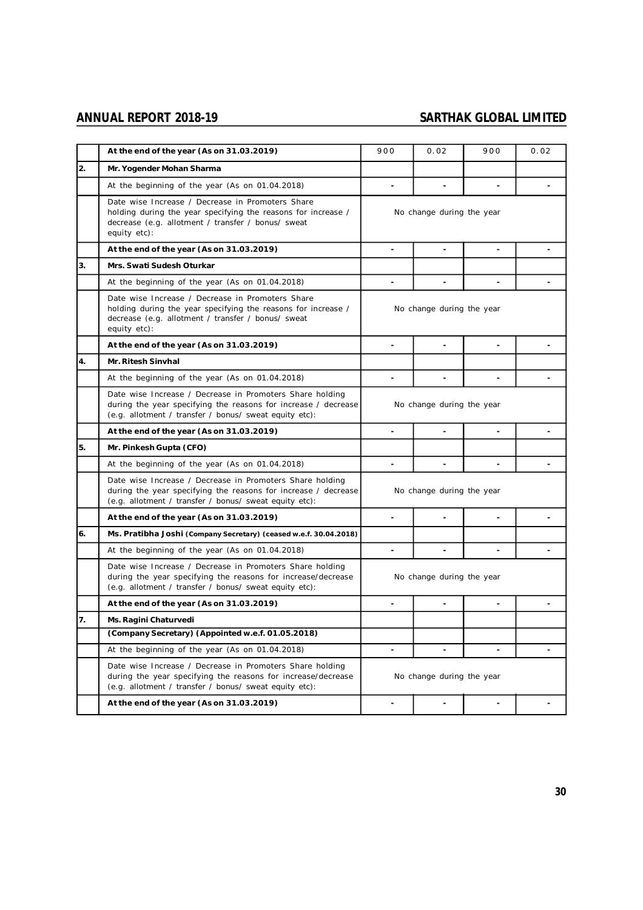|  | At the end of the year (As on 31.03.2019) | 900 | 0.02 | 900 | 0.02 |
|---|---|---|---|---|---|
| 2. | **Mr. Yogender Mohan Sharma** |  |  |  |  |
|  | At the beginning of the year (As on 01.04.2018) | - | - | - | - |
|  | Date wise Increase / Decrease in Promoters Share holding during the year specifying the reasons for increase / decrease (e.g. allotment / transfer / bonus/ sweat equity etc): | No change during the year |  |  |  |
|  | **At the end of the year (As on 31.03.2019)** | - | - | - | - |
| 3. | **Mrs. Swati Sudesh Oturkar** |  |  |  |  |
|  | At the beginning of the year (As on 01.04.2018) | - | - | - | - |
|  | Date wise Increase / Decrease in Promoters Share holding during the year specifying the reasons for increase / decrease (e.g. allotment / transfer / bonus/ sweat equity etc): | No change during the year |  |  |  |
|  | **At the end of the year (As on 31.03.2019)** | - | - | - | - |
| 4. | **Mr. Ritesh Sinvhal** |  |  |  |  |
|  | At the beginning of the year (As on 01.04.2018) | - | - | - | - |
|  | Date wise Increase / Decrease in Promoters Share holding during the year specifying the reasons for increase / decrease (e.g. allotment / transfer / bonus/ sweat equity etc): | No change during the year |  |  |  |
|  | **At the end of the year (As on 31.03.2019)** | - | - | - | - |
| 5. | **Mr. Pinkesh Gupta (CFO)** |  |  |  |  |
|  | At the beginning of the year (As on 01.04.2018) | - | - | - | - |
|  | Date wise Increase / Decrease in Promoters Share holding during the year specifying the reasons for increase / decrease (e.g. allotment / transfer / bonus/ sweat equity etc): | No change during the year |  |  |  |
|  | **At the end of the year (As on 31.03.2019)** | - | - | - | - |
| 6. | **Ms. Pratibha Joshi (Company Secretary) (ceased w.e.f. 30.04.2018)** |  |  |  |  |
|  | At the beginning of the year (As on 01.04.2018) | - | - | - | - |
|  | Date wise Increase / Decrease in Promoters Share holding during the year specifying the reasons for increase/decrease (e.g. allotment / transfer / bonus/ sweat equity etc): | No change during the year |  |  |  |
|  | **At the end of the year (As on 31.03.2019)** | - | - | - | - |
| 7. | **Ms. Ragini Chaturvedi** |  |  |  |  |
|  | **(Company Secretary) (Appointed w.e.f. 01.05.2018)** |  |  |  |  |
|  | At the beginning of the year (As on 01.04.2018) | - | - | - | - |
|  | Date wise Increase / Decrease in Promoters Share holding during the year specifying the reasons for increase/decrease (e.g. allotment / transfer / bonus/ sweat equity etc): | No change during the year |  |  |  |
|  | **At the end of the year (As on 31.03.2019)** | - | - | - | - |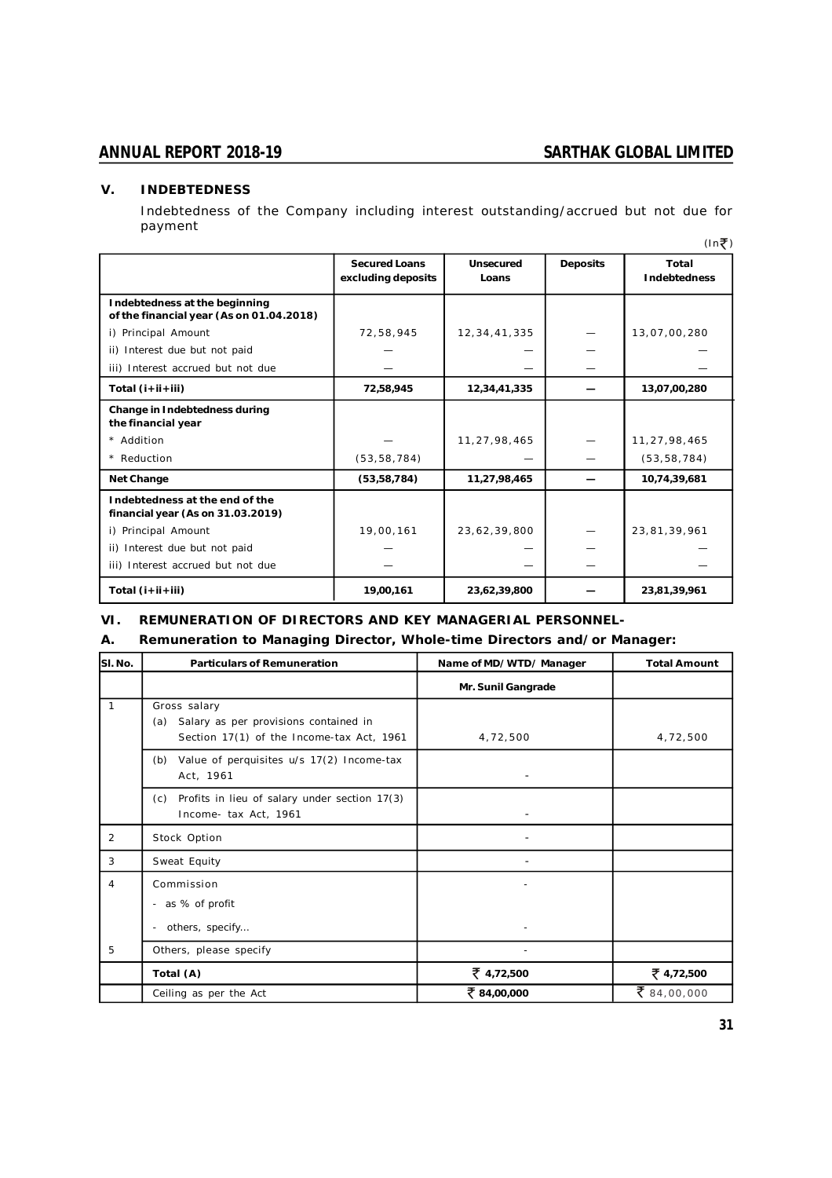## V. INDEBTEDNESS

Indebtedness of the Company including interest outstanding/accrued but not due for payment

(In ₹)

| | Secured Loans excluding deposits | Unsecured Loans | Deposits | Total Indebtedness |
|---|---|---|---|---|
| **Indebtedness at the beginning of the financial year (As on 01.04.2018)** | | | | |
| i) Principal Amount | 72,58,945 | 12,34,41,335 | — | 13,07,00,280 |
| ii) Interest due but not paid | — | — | — | — |
| iii) Interest accrued but not due | — | — | — | — |
| **Total (i+ii+iii)** | **72,58,945** | **12,34,41,335** | **—** | **13,07,00,280** |
| **Change in Indebtedness during the financial year** | | | | |
| * Addition | — | 11,27,98,465 | — | 11,27,98,465 |
| * Reduction | (53,58,784) | — | — | (53,58,784) |
| **Net Change** | **(53,58,784)** | **11,27,98,465** | **—** | **10,74,39,681** |
| **Indebtedness at the end of the financial year (As on 31.03.2019)** | | | | |
| i) Principal Amount | 19,00,161 | 23,62,39,800 | — | 23,81,39,961 |
| ii) Interest due but not paid | — | — | — | — |
| iii) Interest accrued but not due | — | — | — | — |
| **Total (i+ii+iii)** | **19,00,161** | **23,62,39,800** | **—** | **23,81,39,961** |

## VI. REMUNERATION OF DIRECTORS AND KEY MANAGERIAL PERSONNEL-

### A. Remuneration to Managing Director, Whole-time Directors and/or Manager:

| Sl. No. | Particulars of Remuneration | Name of MD/WTD/ Manager | Total Amount |
|---|---|---|---|
| | | **Mr. Sunil Gangrade** | |
| 1 | Gross salary<br>(a) Salary as per provisions contained in Section 17(1) of the Income-tax Act, 1961 | 4,72,500 | 4,72,500 |
| | (b) Value of perquisites u/s 17(2) Income-tax Act, 1961 | - | |
| | (c) Profits in lieu of salary under section 17(3) Income- tax Act, 1961 | - | |
| 2 | Stock Option | - | |
| 3 | Sweat Equity | - | |
| 4 | Commission<br>- as % of profit<br>- others, specify... | -<br><br>- | |
| 5 | Others, please specify | - | |
| | **Total (A)** | **₹ 4,72,500** | **₹ 4,72,500** |
| | Ceiling as per the Act | **₹ 84,00,000** | ₹ 84,00,000 |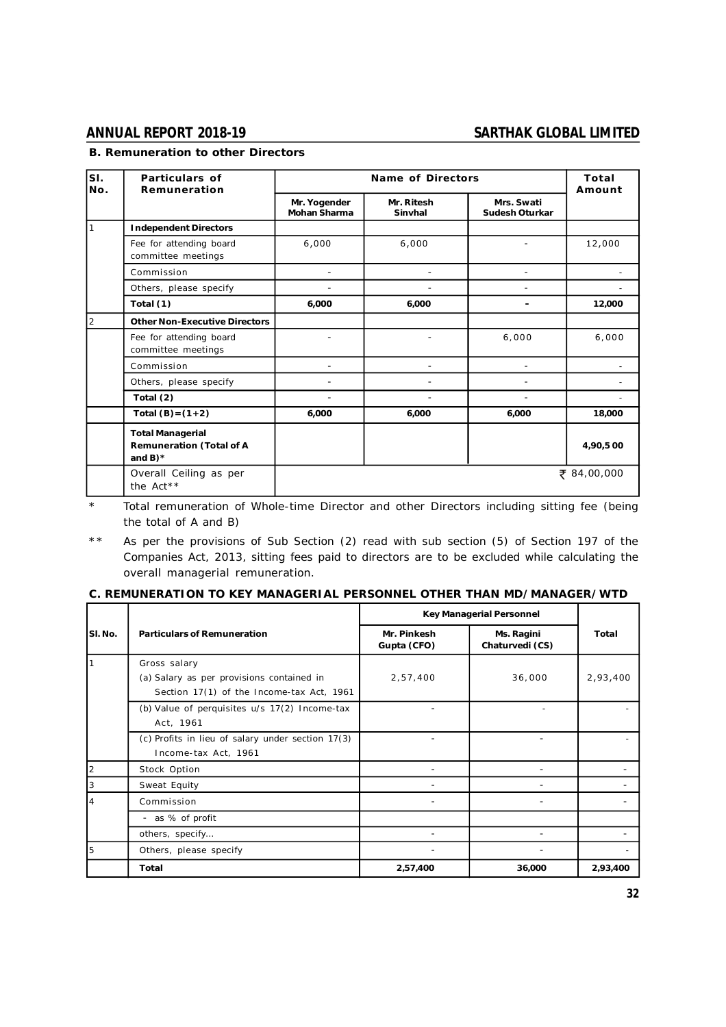### B. Remuneration to other Directors

| Sl. No. | Particulars of Remuneration | Name of Directors | | | Total Amount |
|---|---|---|---|---|---|
| | | Mr. Yogender Mohan Sharma | Mr. Ritesh Sinvhal | Mrs. Swati Sudesh Oturkar | |
| 1 | **Independent Directors** | | | | |
| | Fee for attending board committee meetings | 6,000 | 6,000 | - | 12,000 |
| | Commission | - | - | - | - |
| | Others, please specify | - | - | - | - |
| | **Total (1)** | **6,000** | **6,000** | **-** | **12,000** |
| 2 | **Other Non-Executive Directors** | | | | |
| | Fee for attending board committee meetings | - | - | 6,000 | 6,000 |
| | Commission | - | - | - | - |
| | Others, please specify | - | - | - | - |
| | **Total (2)** | - | - | - | - |
| | **Total (B)=(1+2)** | **6,000** | **6,000** | **6,000** | **18,000** |
| | **Total Managerial Remuneration (Total of A and B)*** | | | | **4,90,5 00** |
| | Overall Ceiling as per the Act** | | | | ₹ 84,00,000 |

\* Total remuneration of Whole-time Director and other Directors including sitting fee (being the total of A and B)

\*\* As per the provisions of Sub Section (2) read with sub section (5) of Section 197 of the Companies Act, 2013, sitting fees paid to directors are to be excluded while calculating the overall managerial remuneration.

### C. REMUNERATION TO KEY MANAGERIAL PERSONNEL OTHER THAN MD/MANAGER/WTD

| Sl. No. | Particulars of Remuneration | Key Managerial Personnel | | Total |
|---|---|---|---|---|
| | | Mr. Pinkesh Gupta (CFO) | Ms. Ragini Chaturvedi (CS) | |
| 1 | Gross salary<br>(a) Salary as per provisions contained in Section 17(1) of the Income-tax Act, 1961 | 2,57,400 | 36,000 | 2,93,400 |
| | (b) Value of perquisites u/s 17(2) Income-tax Act, 1961 | - | - | - |
| | (c) Profits in lieu of salary under section 17(3) Income-tax Act, 1961 | - | - | - |
| 2 | Stock Option | - | - | - |
| 3 | Sweat Equity | - | - | - |
| 4 | Commission | - | - | - |
| | - as % of profit | | | |
| | others, specify... | - | - | - |
| 5 | Others, please specify | - | - | - |
| | **Total** | **2,57,400** | **36,000** | **2,93,400** |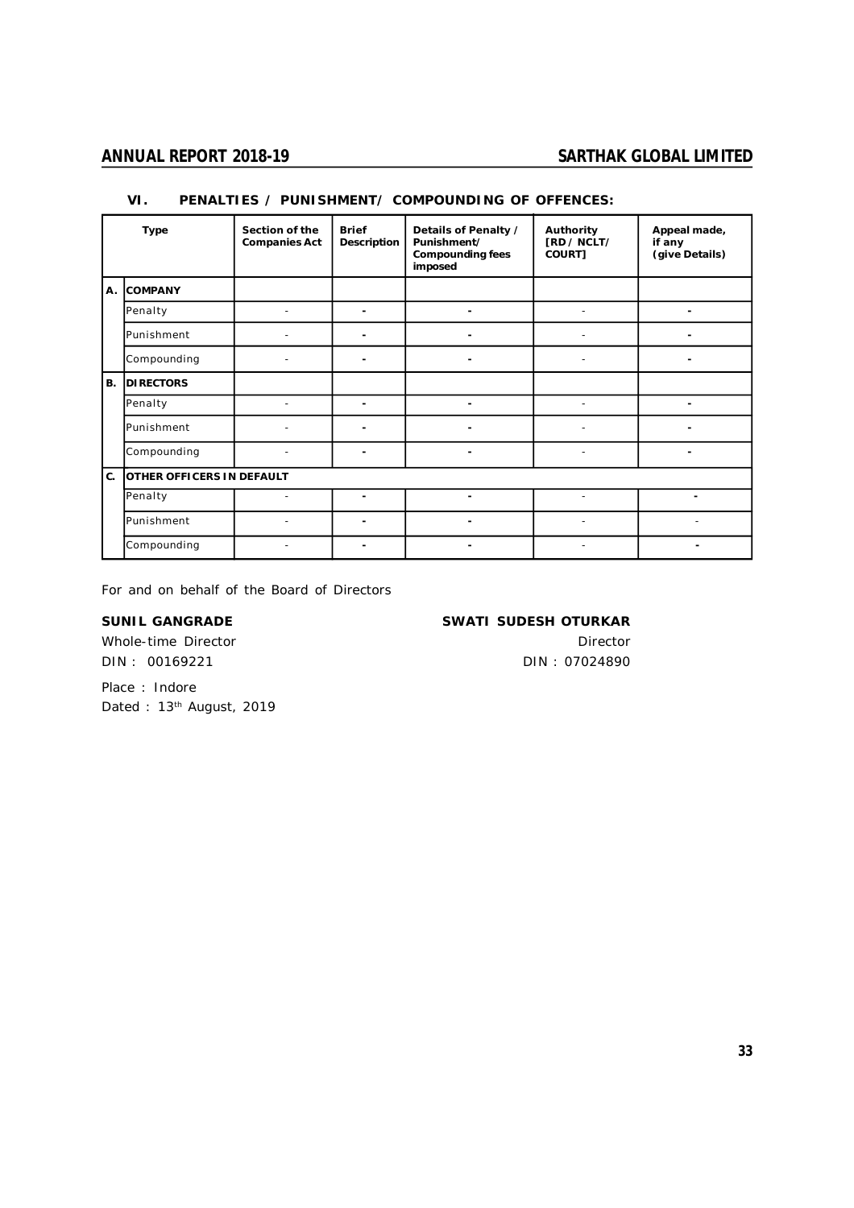## VI. PENALTIES / PUNISHMENT/ COMPOUNDING OF OFFENCES:

| | Type | Section of the Companies Act | Brief Description | Details of Penalty / Punishment/ Compounding fees imposed | Authority [RD / NCLT/ COURT] | Appeal made, if any (give Details) |
|---|---|---|---|---|---|---|
| **A.** | **COMPANY** | | | | | |
| | Penalty | - | - | - | - | - |
| | Punishment | - | - | - | - | - |
| | Compounding | - | - | - | - | - |
| **B.** | **DIRECTORS** | | | | | |
| | Penalty | - | - | - | - | - |
| | Punishment | - | - | - | - | - |
| | Compounding | - | - | - | - | - |
| **C.** | **OTHER OFFICERS IN DEFAULT** | | | | | |
| | Penalty | - | - | - | - | - |
| | Punishment | - | - | - | - | - |
| | Compounding | - | - | - | - | - |

For and on behalf of the Board of Directors

**SUNIL GANGRADE**
Whole-time Director
DIN : 00169221

**SWATI SUDESH OTURKAR**
Director
DIN : 07024890

Place : Indore
Dated : 13th August, 2019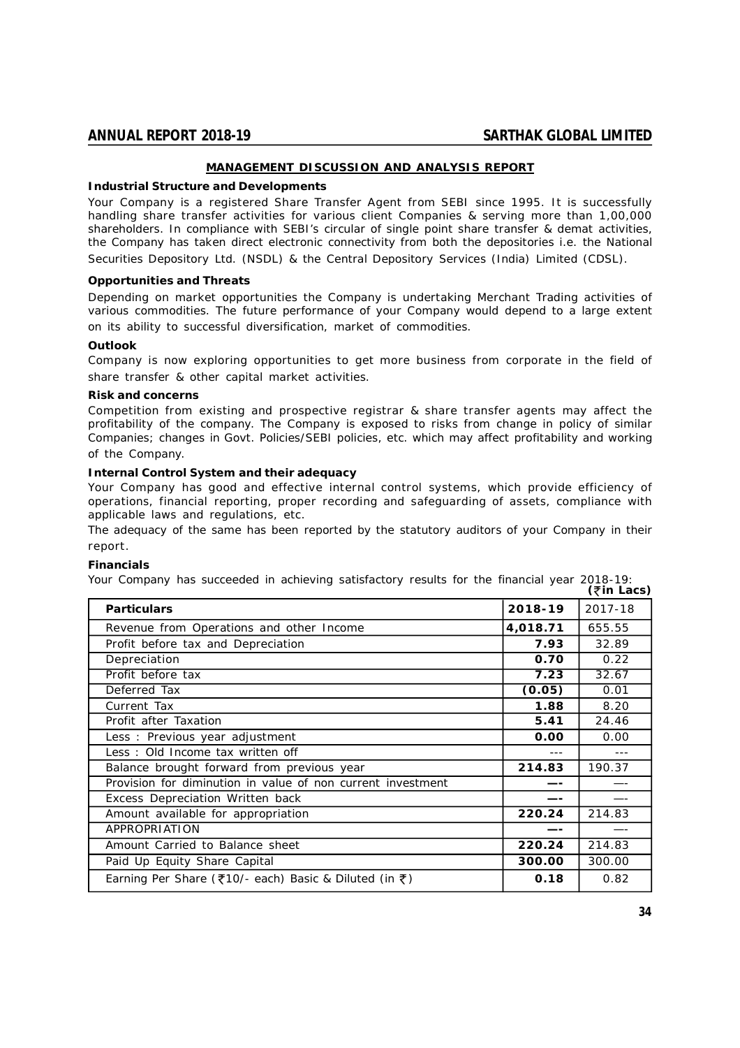## MANAGEMENT DISCUSSION AND ANALYSIS REPORT

**Industrial Structure and Developments**

Your Company is a registered Share Transfer Agent from SEBI since 1995. It is successfully handling share transfer activities for various client Companies & serving more than 1,00,000 shareholders. In compliance with SEBI's circular of single point share transfer & demat activities, the Company has taken direct electronic connectivity from both the depositories i.e. the National Securities Depository Ltd. (NSDL) & the Central Depository Services (India) Limited (CDSL).

**Opportunities and Threats**

Depending on market opportunities the Company is undertaking Merchant Trading activities of various commodities. The future performance of your Company would depend to a large extent on its ability to successful diversification, market of commodities.

**Outlook**

Company is now exploring opportunities to get more business from corporate in the field of share transfer & other capital market activities.

**Risk and concerns**

Competition from existing and prospective registrar & share transfer agents may affect the profitability of the company. The Company is exposed to risks from change in policy of similar Companies; changes in Govt. Policies/SEBI policies, etc. which may affect profitability and working of the Company.

**Internal Control System and their adequacy**

Your Company has good and effective internal control systems, which provide efficiency of operations, financial reporting, proper recording and safeguarding of assets, compliance with applicable laws and regulations, etc.

The adequacy of the same has been reported by the statutory auditors of your Company in their report.

**Financials**

Your Company has succeeded in achieving satisfactory results for the financial year 2018-19:

**(₹in Lacs)**

| **Particulars** | **2018-19** | 2017-18 |
|---|---|---|
| Revenue from Operations and other Income | **4,018.71** | 655.55 |
| Profit before tax and Depreciation | **7.93** | 32.89 |
| Depreciation | **0.70** | 0.22 |
| Profit before tax | **7.23** | 32.67 |
| Deferred Tax | **(0.05)** | 0.01 |
| Current Tax | **1.88** | 8.20 |
| Profit after Taxation | **5.41** | 24.46 |
| Less : Previous year adjustment | **0.00** | 0.00 |
| Less : Old Income tax written off | --- | --- |
| Balance brought forward from previous year | **214.83** | 190.37 |
| Provision for diminution in value of non current investment | **—-** | —- |
| Excess Depreciation Written back | **—-** | —- |
| Amount available for appropriation | **220.24** | 214.83 |
| APPROPRIATION | **—-** | —- |
| Amount Carried to Balance sheet | **220.24** | 214.83 |
| Paid Up Equity Share Capital | **300.00** | 300.00 |
| Earning Per Share (₹10/- each) Basic & Diluted (in ₹) | **0.18** | 0.82 |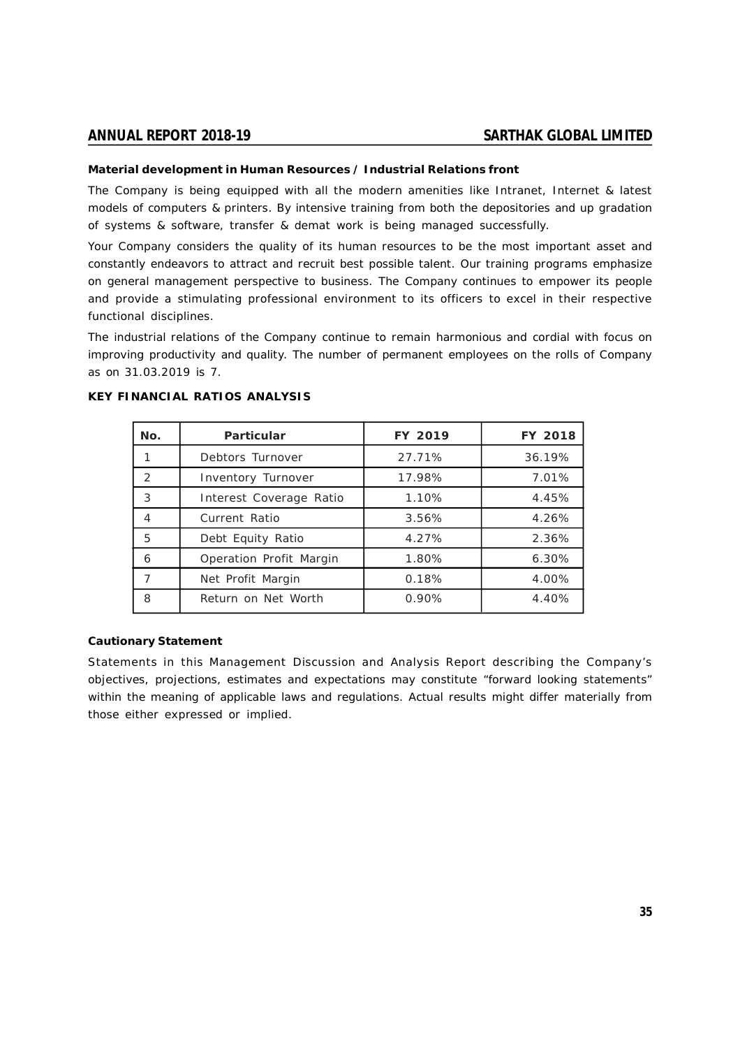**Material development in Human Resources / Industrial Relations front**

The Company is being equipped with all the modern amenities like Intranet, Internet & latest models of computers & printers. By intensive training from both the depositories and up gradation of systems & software, transfer & demat work is being managed successfully.

Your Company considers the quality of its human resources to be the most important asset and constantly endeavors to attract and recruit best possible talent. Our training programs emphasize on general management perspective to business. The Company continues to empower its people and provide a stimulating professional environment to its officers to excel in their respective functional disciplines.

The industrial relations of the Company continue to remain harmonious and cordial with focus on improving productivity and quality. The number of permanent employees on the rolls of Company as on 31.03.2019 is 7.

**KEY FINANCIAL RATIOS ANALYSIS**

| No. | Particular | FY 2019 | FY 2018 |
|---|---|---|---|
| 1 | Debtors Turnover | 27.71% | 36.19% |
| 2 | Inventory Turnover | 17.98% | 7.01% |
| 3 | Interest Coverage Ratio | 1.10% | 4.45% |
| 4 | Current Ratio | 3.56% | 4.26% |
| 5 | Debt Equity Ratio | 4.27% | 2.36% |
| 6 | Operation Profit Margin | 1.80% | 6.30% |
| 7 | Net Profit Margin | 0.18% | 4.00% |
| 8 | Return on Net Worth | 0.90% | 4.40% |

**Cautionary Statement**

Statements in this Management Discussion and Analysis Report describing the Company's objectives, projections, estimates and expectations may constitute "forward looking statements" within the meaning of applicable laws and regulations. Actual results might differ materially from those either expressed or implied.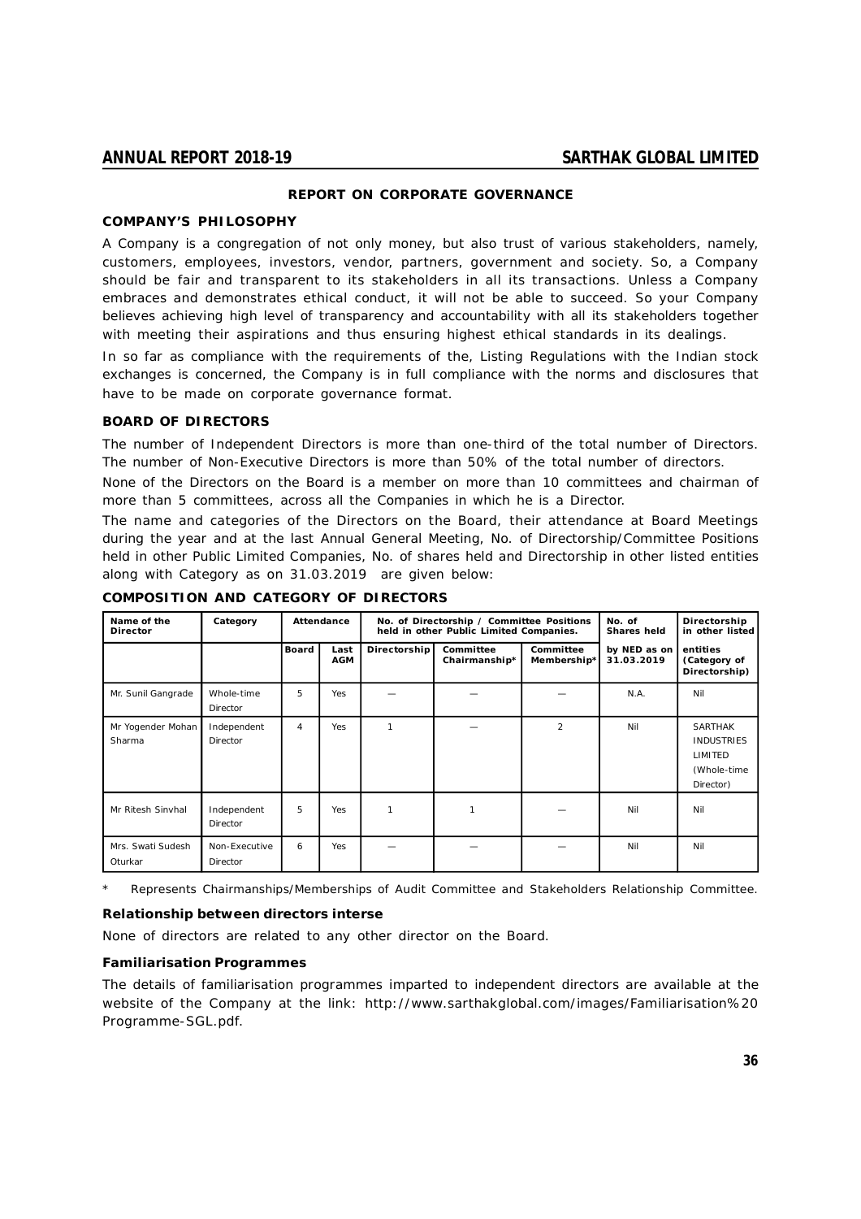## REPORT ON CORPORATE GOVERNANCE

### COMPANY'S PHILOSOPHY

A Company is a congregation of not only money, but also trust of various stakeholders, namely, customers, employees, investors, vendor, partners, government and society. So, a Company should be fair and transparent to its stakeholders in all its transactions. Unless a Company embraces and demonstrates ethical conduct, it will not be able to succeed. So your Company believes achieving high level of transparency and accountability with all its stakeholders together with meeting their aspirations and thus ensuring highest ethical standards in its dealings.

In so far as compliance with the requirements of the, Listing Regulations with the Indian stock exchanges is concerned, the Company is in full compliance with the norms and disclosures that have to be made on corporate governance format.

### BOARD OF DIRECTORS

The number of Independent Directors is more than one-third of the total number of Directors. The number of Non-Executive Directors is more than 50% of the total number of directors.

None of the Directors on the Board is a member on more than 10 committees and chairman of more than 5 committees, across all the Companies in which he is a Director.

The name and categories of the Directors on the Board, their attendance at Board Meetings during the year and at the last Annual General Meeting, No. of Directorship/Committee Positions held in other Public Limited Companies, No. of shares held and Directorship in other listed entities along with Category as on 31.03.2019 are given below:

### COMPOSITION AND CATEGORY OF DIRECTORS

| Name of the Director | Category | Attendance | | No. of Directorship / Committee Positions held in other Public Limited Companies. | | | No. of Shares held | Directorship in other listed |
|---|---|---|---|---|---|---|---|---|
| | | Board | Last AGM | Directorship | Committee Chairmanship* | Committee Membership* | by NED as on 31.03.2019 | entities (Category of Directorship) |
| Mr. Sunil Gangrade | Whole-time Director | 5 | Yes | — | — | — | N.A. | Nil |
| Mr Yogender Mohan Sharma | Independent Director | 4 | Yes | 1 | — | 2 | Nil | SARTHAK INDUSTRIES LIMITED (Whole-time Director) |
| Mr Ritesh Sinvhal | Independent Director | 5 | Yes | 1 | 1 | — | Nil | Nil |
| Mrs. Swati Sudesh Oturkar | Non-Executive Director | 6 | Yes | — | — | — | Nil | Nil |

\* Represents Chairmanships/Memberships of Audit Committee and Stakeholders Relationship Committee.

#### Relationship between directors interse

None of directors are related to any other director on the Board.

#### Familiarisation Programmes

The details of familiarisation programmes imparted to independent directors are available at the website of the Company at the link: http://www.sarthakglobal.com/images/Familiarisation%20 Programme-SGL.pdf.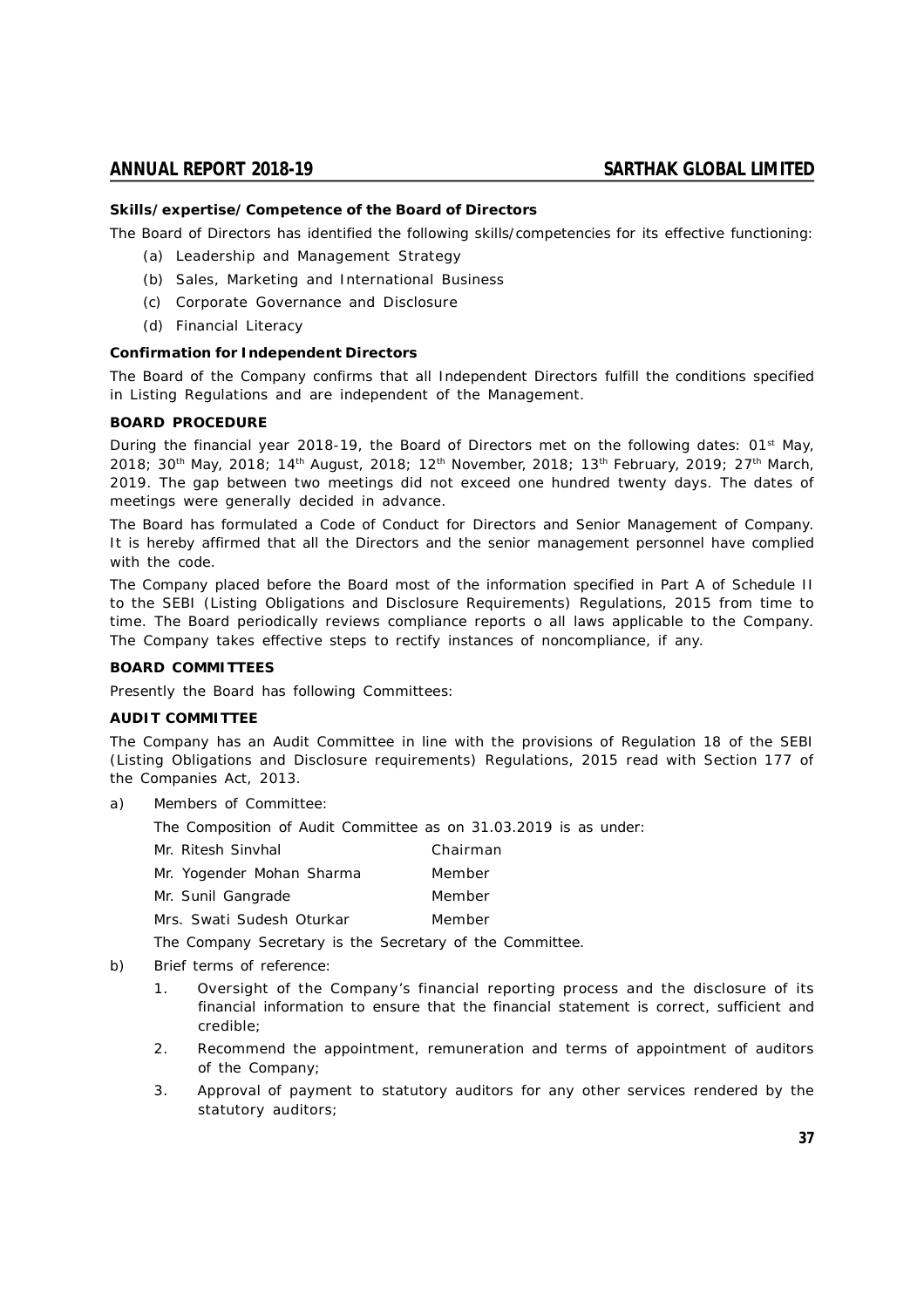**Skills/expertise/Competence of the Board of Directors**

The Board of Directors has identified the following skills/competencies for its effective functioning:

(a) Leadership and Management Strategy

(b) Sales, Marketing and International Business

(c) Corporate Governance and Disclosure

(d) Financial Literacy

**Confirmation for Independent Directors**

The Board of the Company confirms that all Independent Directors fulfill the conditions specified in Listing Regulations and are independent of the Management.

**BOARD PROCEDURE**

During the financial year 2018-19, the Board of Directors met on the following dates: 01st May, 2018; 30th May, 2018; 14th August, 2018; 12th November, 2018; 13th February, 2019; 27th March, 2019. The gap between two meetings did not exceed one hundred twenty days. The dates of meetings were generally decided in advance.

The Board has formulated a Code of Conduct for Directors and Senior Management of Company. It is hereby affirmed that all the Directors and the senior management personnel have complied with the code.

The Company placed before the Board most of the information specified in Part A of Schedule II to the SEBI (Listing Obligations and Disclosure Requirements) Regulations, 2015 from time to time. The Board periodically reviews compliance reports o all laws applicable to the Company. The Company takes effective steps to rectify instances of noncompliance, if any.

**BOARD COMMITTEES**

Presently the Board has following Committees:

**AUDIT COMMITTEE**

The Company has an Audit Committee in line with the provisions of Regulation 18 of the SEBI (Listing Obligations and Disclosure requirements) Regulations, 2015 read with Section 177 of the Companies Act, 2013.

a) Members of Committee:

The Composition of Audit Committee as on 31.03.2019 is as under:

| | |
|---|---|
| Mr. Ritesh Sinvhal | Chairman |
| Mr. Yogender Mohan Sharma | Member |
| Mr. Sunil Gangrade | Member |
| Mrs. Swati Sudesh Oturkar | Member |

The Company Secretary is the Secretary of the Committee.

b) Brief terms of reference:

1. Oversight of the Company's financial reporting process and the disclosure of its financial information to ensure that the financial statement is correct, sufficient and credible;
2. Recommend the appointment, remuneration and terms of appointment of auditors of the Company;
3. Approval of payment to statutory auditors for any other services rendered by the statutory auditors;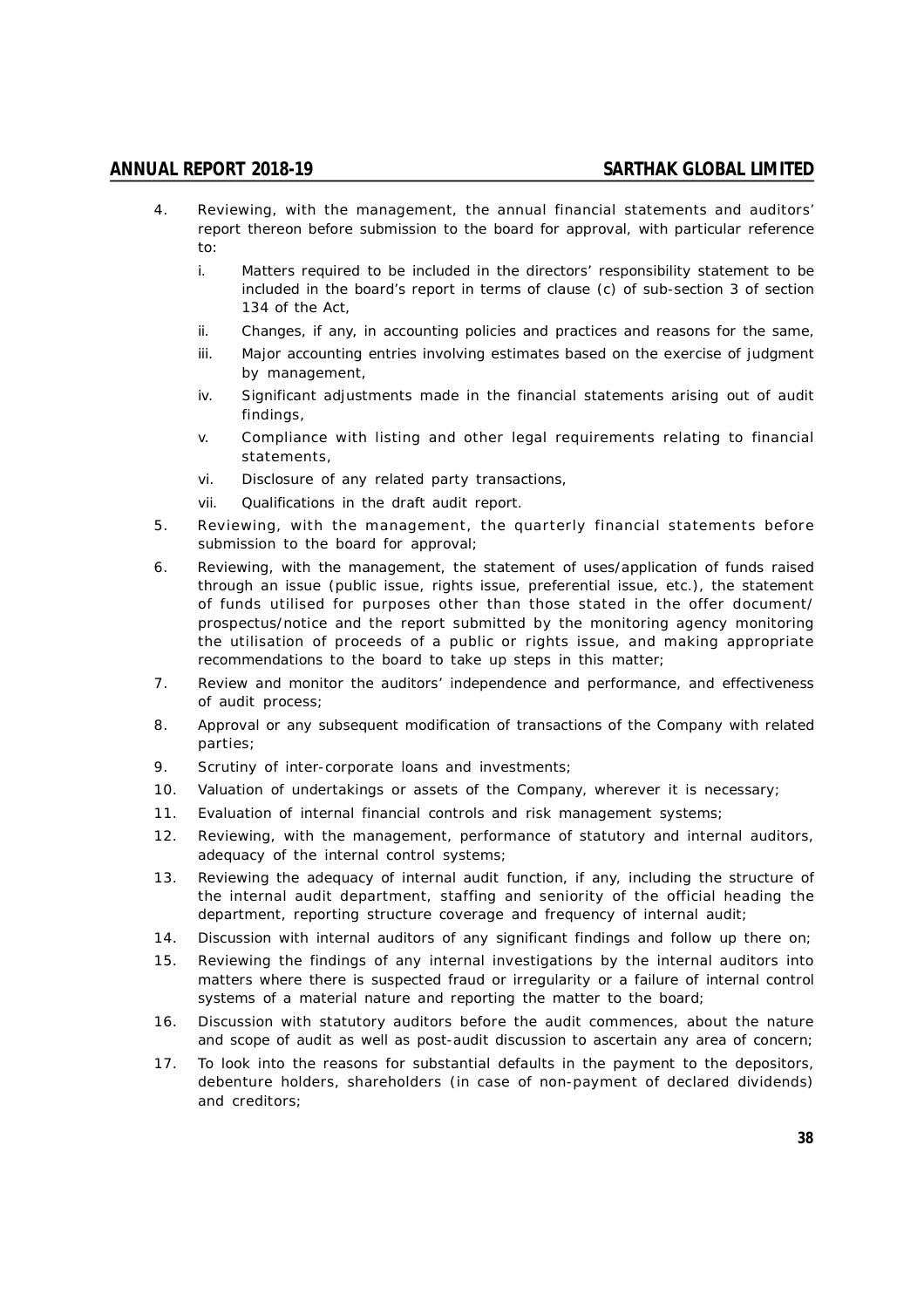4. Reviewing, with the management, the annual financial statements and auditors' report thereon before submission to the board for approval, with particular reference to:
   i. Matters required to be included in the directors' responsibility statement to be included in the board's report in terms of clause (c) of sub-section 3 of section 134 of the Act,
   ii. Changes, if any, in accounting policies and practices and reasons for the same,
   iii. Major accounting entries involving estimates based on the exercise of judgment by management,
   iv. Significant adjustments made in the financial statements arising out of audit findings,
   v. Compliance with listing and other legal requirements relating to financial statements,
   vi. Disclosure of any related party transactions,
   vii. Qualifications in the draft audit report.
5. Reviewing, with the management, the quarterly financial statements before submission to the board for approval;
6. Reviewing, with the management, the statement of uses/application of funds raised through an issue (public issue, rights issue, preferential issue, etc.), the statement of funds utilised for purposes other than those stated in the offer document/ prospectus/notice and the report submitted by the monitoring agency monitoring the utilisation of proceeds of a public or rights issue, and making appropriate recommendations to the board to take up steps in this matter;
7. Review and monitor the auditors' independence and performance, and effectiveness of audit process;
8. Approval or any subsequent modification of transactions of the Company with related parties;
9. Scrutiny of inter-corporate loans and investments;
10. Valuation of undertakings or assets of the Company, wherever it is necessary;
11. Evaluation of internal financial controls and risk management systems;
12. Reviewing, with the management, performance of statutory and internal auditors, adequacy of the internal control systems;
13. Reviewing the adequacy of internal audit function, if any, including the structure of the internal audit department, staffing and seniority of the official heading the department, reporting structure coverage and frequency of internal audit;
14. Discussion with internal auditors of any significant findings and follow up there on;
15. Reviewing the findings of any internal investigations by the internal auditors into matters where there is suspected fraud or irregularity or a failure of internal control systems of a material nature and reporting the matter to the board;
16. Discussion with statutory auditors before the audit commences, about the nature and scope of audit as well as post-audit discussion to ascertain any area of concern;
17. To look into the reasons for substantial defaults in the payment to the depositors, debenture holders, shareholders (in case of non-payment of declared dividends) and creditors;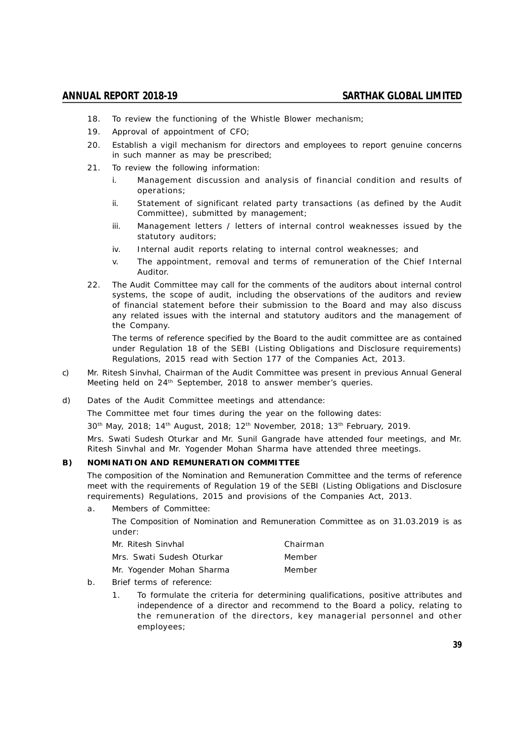18. To review the functioning of the Whistle Blower mechanism;
19. Approval of appointment of CFO;
20. Establish a vigil mechanism for directors and employees to report genuine concerns in such manner as may be prescribed;
21. To review the following information:
    - i. Management discussion and analysis of financial condition and results of operations;
    - ii. Statement of significant related party transactions (as defined by the Audit Committee), submitted by management;
    - iii. Management letters / letters of internal control weaknesses issued by the statutory auditors;
    - iv. Internal audit reports relating to internal control weaknesses; and
    - v. The appointment, removal and terms of remuneration of the Chief Internal Auditor.
22. The Audit Committee may call for the comments of the auditors about internal control systems, the scope of audit, including the observations of the auditors and review of financial statement before their submission to the Board and may also discuss any related issues with the internal and statutory auditors and the management of the Company.

    The terms of reference specified by the Board to the audit committee are as contained under Regulation 18 of the SEBI (Listing Obligations and Disclosure requirements) Regulations, 2015 read with Section 177 of the Companies Act, 2013.

c) Mr. Ritesh Sinvhal, Chairman of the Audit Committee was present in previous Annual General Meeting held on 24th September, 2018 to answer member's queries.

d) Dates of the Audit Committee meetings and attendance:

The Committee met four times during the year on the following dates:

30th May, 2018; 14th August, 2018; 12th November, 2018; 13th February, 2019.

Mrs. Swati Sudesh Oturkar and Mr. Sunil Gangrade have attended four meetings, and Mr. Ritesh Sinvhal and Mr. Yogender Mohan Sharma have attended three meetings.

**B) NOMINATION AND REMUNERATION COMMITTEE**

The composition of the Nomination and Remuneration Committee and the terms of reference meet with the requirements of Regulation 19 of the SEBI (Listing Obligations and Disclosure requirements) Regulations, 2015 and provisions of the Companies Act, 2013.

a. Members of Committee:

   The Composition of Nomination and Remuneration Committee as on 31.03.2019 is as under:

| | |
|---|---|
| Mr. Ritesh Sinvhal | Chairman |
| Mrs. Swati Sudesh Oturkar | Member |
| Mr. Yogender Mohan Sharma | Member |

b. Brief terms of reference:

   1. To formulate the criteria for determining qualifications, positive attributes and independence of a director and recommend to the Board a policy, relating to the remuneration of the directors, key managerial personnel and other employees;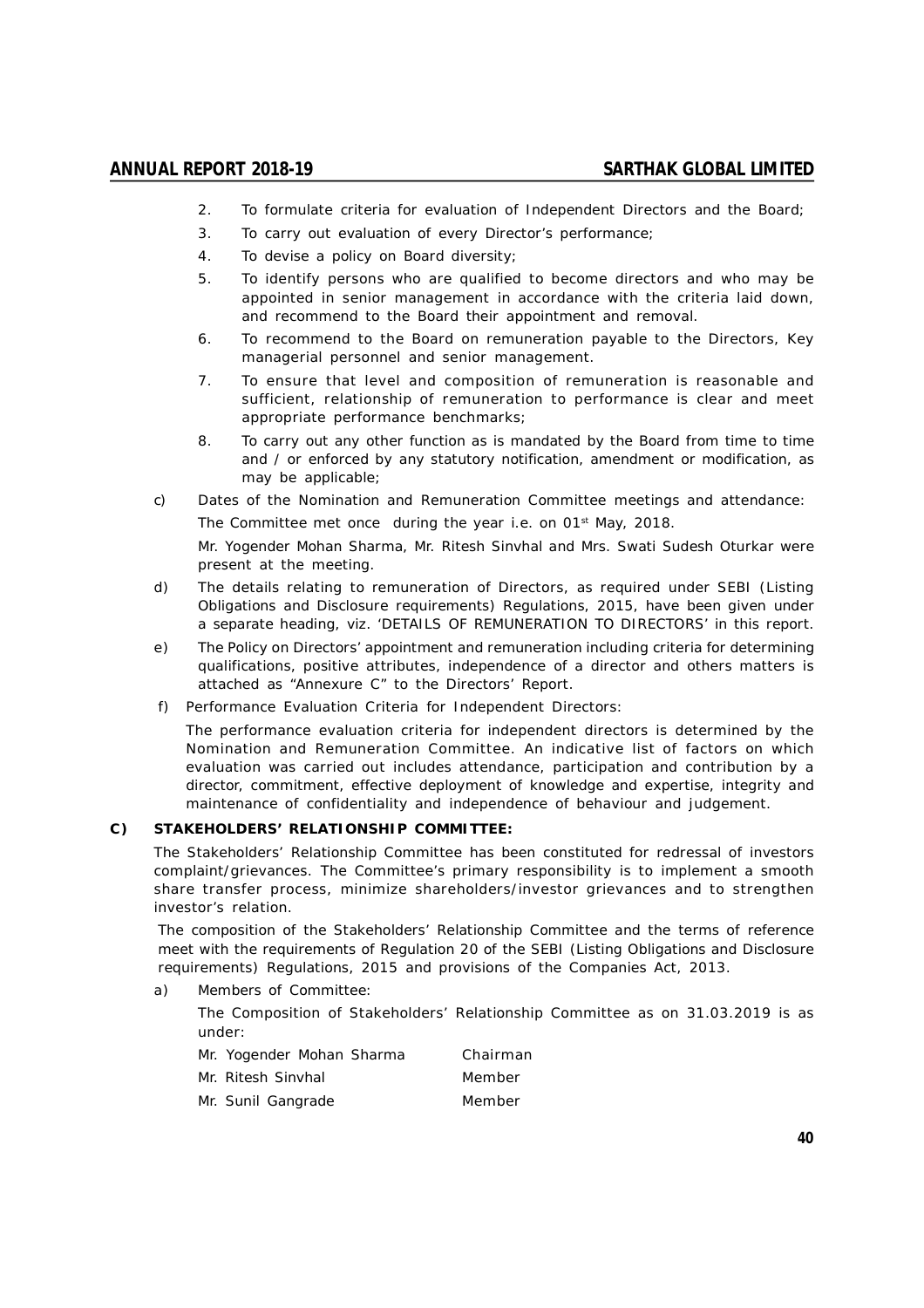2. To formulate criteria for evaluation of Independent Directors and the Board;
3. To carry out evaluation of every Director's performance;
4. To devise a policy on Board diversity;
5. To identify persons who are qualified to become directors and who may be appointed in senior management in accordance with the criteria laid down, and recommend to the Board their appointment and removal.
6. To recommend to the Board on remuneration payable to the Directors, Key managerial personnel and senior management.
7. To ensure that level and composition of remuneration is reasonable and sufficient, relationship of remuneration to performance is clear and meet appropriate performance benchmarks;
8. To carry out any other function as is mandated by the Board from time to time and / or enforced by any statutory notification, amendment or modification, as may be applicable;

c) Dates of the Nomination and Remuneration Committee meetings and attendance:

The Committee met once during the year i.e. on 01st May, 2018.

Mr. Yogender Mohan Sharma, Mr. Ritesh Sinvhal and Mrs. Swati Sudesh Oturkar were present at the meeting.

d) The details relating to remuneration of Directors, as required under SEBI (Listing Obligations and Disclosure requirements) Regulations, 2015, have been given under a separate heading, viz. 'DETAILS OF REMUNERATION TO DIRECTORS' in this report.

e) The Policy on Directors' appointment and remuneration including criteria for determining qualifications, positive attributes, independence of a director and others matters is attached as "Annexure C" to the Directors' Report.

f) Performance Evaluation Criteria for Independent Directors:

The performance evaluation criteria for independent directors is determined by the Nomination and Remuneration Committee. An indicative list of factors on which evaluation was carried out includes attendance, participation and contribution by a director, commitment, effective deployment of knowledge and expertise, integrity and maintenance of confidentiality and independence of behaviour and judgement.

**C) STAKEHOLDERS' RELATIONSHIP COMMITTEE:**

The Stakeholders' Relationship Committee has been constituted for redressal of investors complaint/grievances. The Committee's primary responsibility is to implement a smooth share transfer process, minimize shareholders/investor grievances and to strengthen investor's relation.

The composition of the Stakeholders' Relationship Committee and the terms of reference meet with the requirements of Regulation 20 of the SEBI (Listing Obligations and Disclosure requirements) Regulations, 2015 and provisions of the Companies Act, 2013.

a) Members of Committee:

The Composition of Stakeholders' Relationship Committee as on 31.03.2019 is as under:

| | |
|---|---|
| Mr. Yogender Mohan Sharma | Chairman |
| Mr. Ritesh Sinvhal | Member |
| Mr. Sunil Gangrade | Member |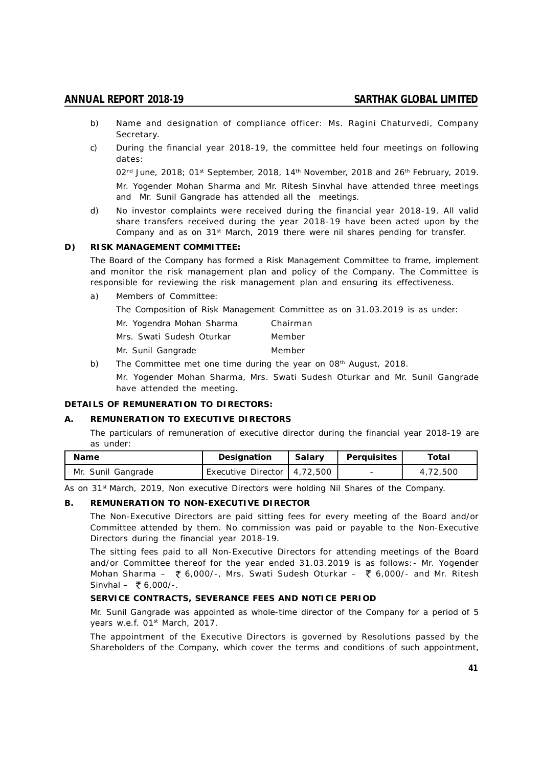b) Name and designation of compliance officer: Ms. Ragini Chaturvedi, Company Secretary.

c) During the financial year 2018-19, the committee held four meetings on following dates:

02nd June, 2018; 01st September, 2018, 14th November, 2018 and 26th February, 2019.

Mr. Yogender Mohan Sharma and Mr. Ritesh Sinvhal have attended three meetings and Mr. Sunil Gangrade has attended all the meetings.

d) No investor complaints were received during the financial year 2018-19. All valid share transfers received during the year 2018-19 have been acted upon by the Company and as on 31st March, 2019 there were nil shares pending for transfer.

**D) RISK MANAGEMENT COMMITTEE:**

The Board of the Company has formed a Risk Management Committee to frame, implement and monitor the risk management plan and policy of the Company. The Committee is responsible for reviewing the risk management plan and ensuring its effectiveness.

a) Members of Committee:

The Composition of Risk Management Committee as on 31.03.2019 is as under:

| | |
|---|---|
| Mr. Yogendra Mohan Sharma | Chairman |
| Mrs. Swati Sudesh Oturkar | Member |
| Mr. Sunil Gangrade | Member |

b) The Committee met one time during the year on 08th August, 2018.

Mr. Yogender Mohan Sharma, Mrs. Swati Sudesh Oturkar and Mr. Sunil Gangrade have attended the meeting.

**DETAILS OF REMUNERATION TO DIRECTORS:**

**A. REMUNERATION TO EXECUTIVE DIRECTORS**

The particulars of remuneration of executive director during the financial year 2018-19 are as under:

| Name | Designation | Salary | Perquisites | Total |
|---|---|---|---|---|
| Mr. Sunil Gangrade | Executive Director | 4,72,500 | - | 4,72,500 |

As on 31st March, 2019, Non executive Directors were holding Nil Shares of the Company.

**B. REMUNERATION TO NON-EXECUTIVE DIRECTOR**

The Non-Executive Directors are paid sitting fees for every meeting of the Board and/or Committee attended by them. No commission was paid or payable to the Non-Executive Directors during the financial year 2018-19.

The sitting fees paid to all Non-Executive Directors for attending meetings of the Board and/or Committee thereof for the year ended 31.03.2019 is as follows:- Mr. Yogender Mohan Sharma – ₹ 6,000/-, Mrs. Swati Sudesh Oturkar – ₹ 6,000/- and Mr. Ritesh Sinvhal – ₹ 6,000/-.

**SERVICE CONTRACTS, SEVERANCE FEES AND NOTICE PERIOD**

Mr. Sunil Gangrade was appointed as whole-time director of the Company for a period of 5 years w.e.f. 01st March, 2017.

The appointment of the Executive Directors is governed by Resolutions passed by the Shareholders of the Company, which cover the terms and conditions of such appointment,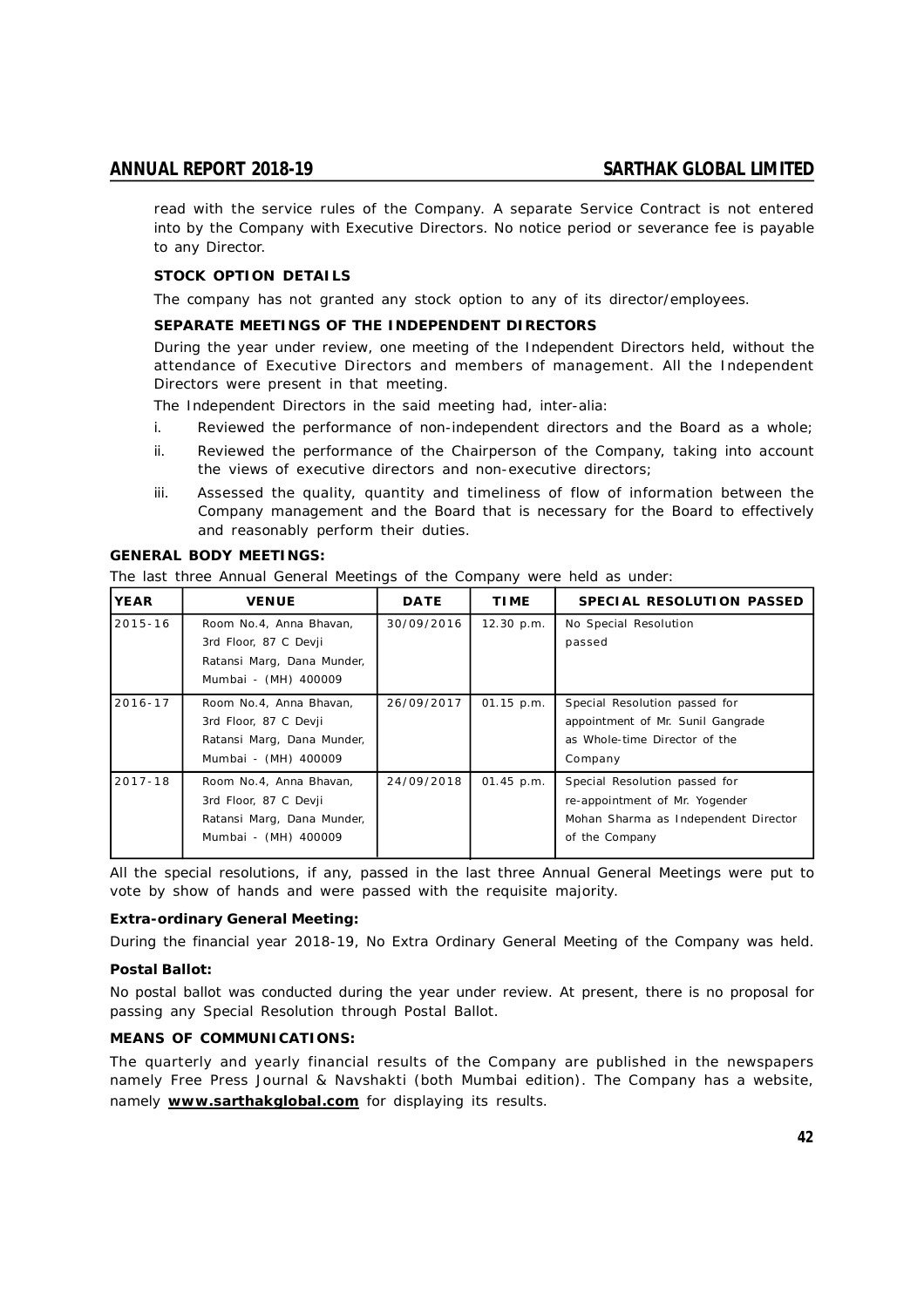read with the service rules of the Company. A separate Service Contract is not entered into by the Company with Executive Directors. No notice period or severance fee is payable to any Director.

**STOCK OPTION DETAILS**

The company has not granted any stock option to any of its director/employees.

**SEPARATE MEETINGS OF THE INDEPENDENT DIRECTORS**

During the year under review, one meeting of the Independent Directors held, without the attendance of Executive Directors and members of management. All the Independent Directors were present in that meeting.

The Independent Directors in the said meeting had, inter-alia:

i. Reviewed the performance of non-independent directors and the Board as a whole;

ii. Reviewed the performance of the Chairperson of the Company, taking into account the views of executive directors and non-executive directors;

iii. Assessed the quality, quantity and timeliness of flow of information between the Company management and the Board that is necessary for the Board to effectively and reasonably perform their duties.

**GENERAL BODY MEETINGS:**

The last three Annual General Meetings of the Company were held as under:

| YEAR | VENUE | DATE | TIME | SPECIAL RESOLUTION PASSED |
|---|---|---|---|---|
| 2015-16 | Room No.4, Anna Bhavan, 3rd Floor, 87 C Devji Ratansi Marg, Dana Munder, Mumbai - (MH) 400009 | 30/09/2016 | 12.30 p.m. | No Special Resolution passed |
| 2016-17 | Room No.4, Anna Bhavan, 3rd Floor, 87 C Devji Ratansi Marg, Dana Munder, Mumbai - (MH) 400009 | 26/09/2017 | 01.15 p.m. | Special Resolution passed for appointment of Mr. Sunil Gangrade as Whole-time Director of the Company |
| 2017-18 | Room No.4, Anna Bhavan, 3rd Floor, 87 C Devji Ratansi Marg, Dana Munder, Mumbai - (MH) 400009 | 24/09/2018 | 01.45 p.m. | Special Resolution passed for re-appointment of Mr. Yogender Mohan Sharma as Independent Director of the Company |

All the special resolutions, if any, passed in the last three Annual General Meetings were put to vote by show of hands and were passed with the requisite majority.

**Extra-ordinary General Meeting:**

During the financial year 2018-19, No Extra Ordinary General Meeting of the Company was held.

**Postal Ballot:**

No postal ballot was conducted during the year under review. At present, there is no proposal for passing any Special Resolution through Postal Ballot.

**MEANS OF COMMUNICATIONS:**

The quarterly and yearly financial results of the Company are published in the newspapers namely Free Press Journal & Navshakti (both Mumbai edition). The Company has a website, namely **www.sarthakglobal.com** for displaying its results.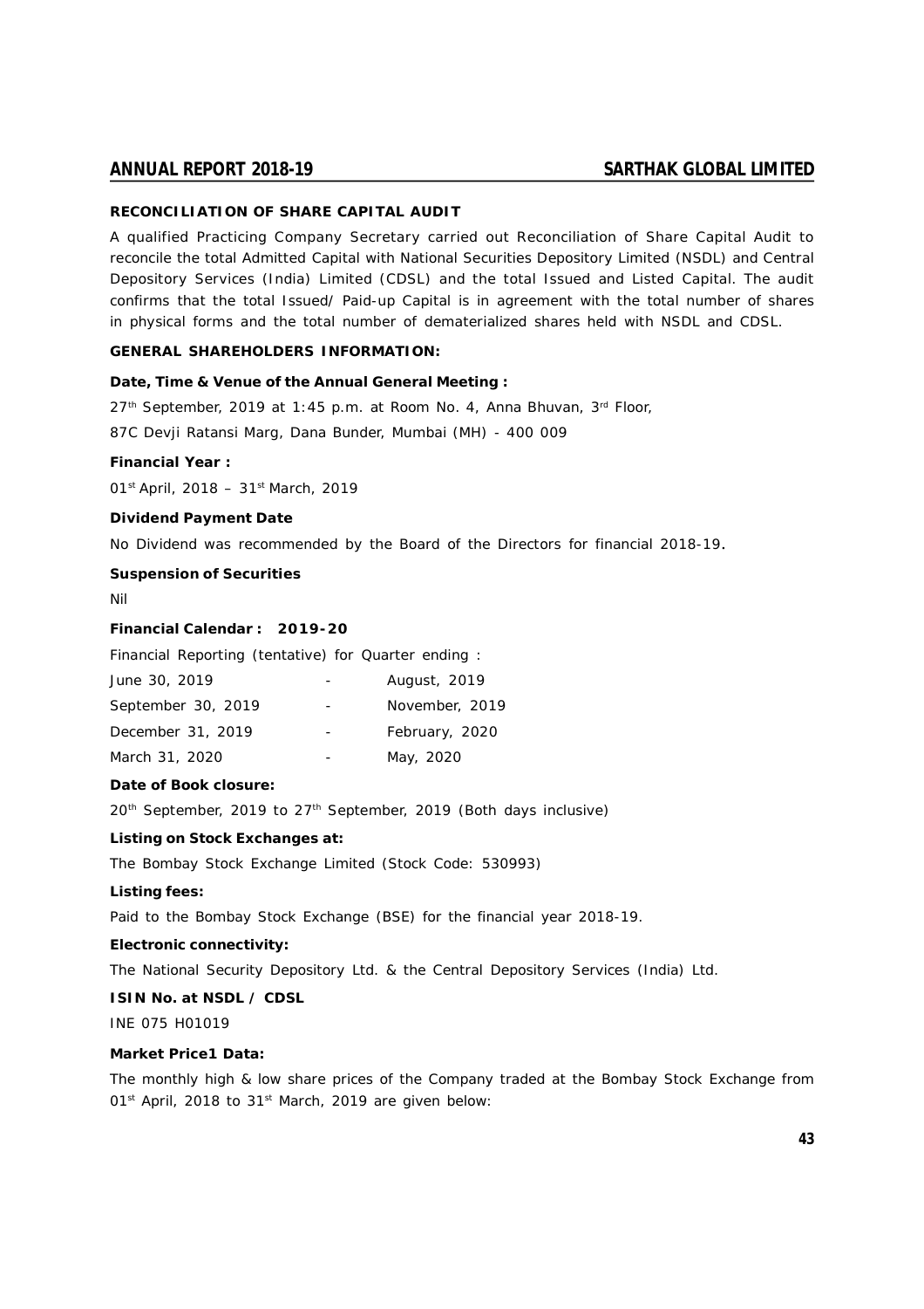### RECONCILIATION OF SHARE CAPITAL AUDIT

A qualified Practicing Company Secretary carried out Reconciliation of Share Capital Audit to reconcile the total Admitted Capital with National Securities Depository Limited (NSDL) and Central Depository Services (India) Limited (CDSL) and the total Issued and Listed Capital. The audit confirms that the total Issued/ Paid-up Capital is in agreement with the total number of shares in physical forms and the total number of dematerialized shares held with NSDL and CDSL.

### GENERAL SHAREHOLDERS INFORMATION:

**Date, Time & Venue of the Annual General Meeting :**

27th September, 2019 at 1:45 p.m. at Room No. 4, Anna Bhuvan, 3rd Floor,

87C Devji Ratansi Marg, Dana Bunder, Mumbai (MH) - 400 009

**Financial Year :**

01st April, 2018 – 31st March, 2019

**Dividend Payment Date**

No Dividend was recommended by the Board of the Directors for financial 2018-19.

**Suspension of Securities**

Nil

**Financial Calendar : 2019-20**

Financial Reporting (tentative) for Quarter ending :

| | | |
|---|---|---|
| June 30, 2019 | - | August, 2019 |
| September 30, 2019 | - | November, 2019 |
| December 31, 2019 | - | February, 2020 |
| March 31, 2020 | - | May, 2020 |

**Date of Book closure:**

20th September, 2019 to 27th September, 2019 (Both days inclusive)

**Listing on Stock Exchanges at:**

The Bombay Stock Exchange Limited (Stock Code: 530993)

**Listing fees:**

Paid to the Bombay Stock Exchange (BSE) for the financial year 2018-19.

**Electronic connectivity:**

The National Security Depository Ltd. & the Central Depository Services (India) Ltd.

**ISIN No. at NSDL / CDSL**

INE 075 H01019

**Market Price1 Data:**

The monthly high & low share prices of the Company traded at the Bombay Stock Exchange from 01st April, 2018 to 31st March, 2019 are given below: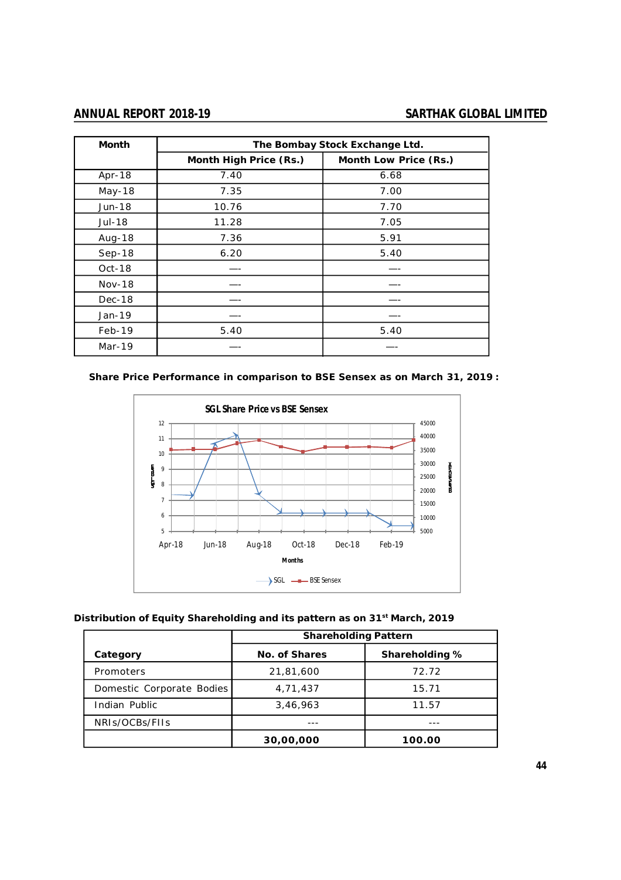| Month | The Bombay Stock Exchange Ltd. | |
|---|---|---|
| | Month High Price (Rs.) | Month Low Price (Rs.) |
| Apr-18 | 7.40 | 6.68 |
| May-18 | 7.35 | 7.00 |
| Jun-18 | 10.76 | 7.70 |
| Jul-18 | 11.28 | 7.05 |
| Aug-18 | 7.36 | 5.91 |
| Sep-18 | 6.20 | 5.40 |
| Oct-18 | —- | —- |
| Nov-18 | —- | —- |
| Dec-18 | —- | —- |
| Jan-19 | —- | —- |
| Feb-19 | 5.40 | 5.40 |
| Mar-19 | —- | —- |

**Share Price Performance in comparison to BSE Sensex as on March 31, 2019 :**

**SGL Share Price vs BSE Sensex**

**Distribution of Equity Shareholding and its pattern as on 31st March, 2019**

| Category | Shareholding Pattern | |
|---|---|---|
| | No. of Shares | Shareholding % |
| Promoters | 21,81,600 | 72.72 |
| Domestic Corporate Bodies | 4,71,437 | 15.71 |
| Indian Public | 3,46,963 | 11.57 |
| NRIs/OCBs/FIIs | --- | --- |
| | **30,00,000** | **100.00** |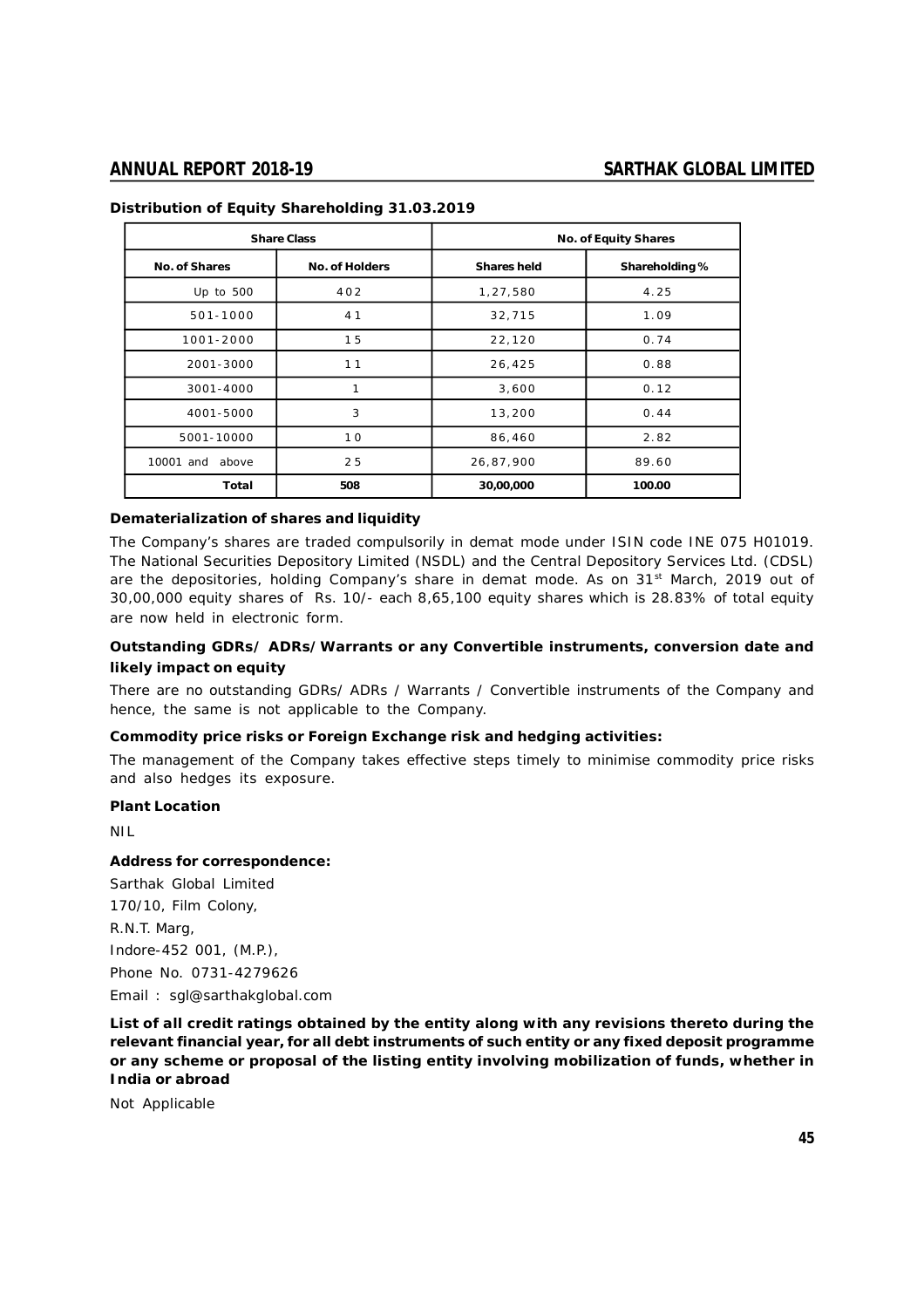**Distribution of Equity Shareholding 31.03.2019**

| Share Class | | No. of Equity Shares | |
|---|---|---|---|
| No. of Shares | No. of Holders | Shares held | Shareholding % |
| Up to 500 | 402 | 1,27,580 | 4.25 |
| 501-1000 | 41 | 32,715 | 1.09 |
| 1001-2000 | 15 | 22,120 | 0.74 |
| 2001-3000 | 11 | 26,425 | 0.88 |
| 3001-4000 | 1 | 3,600 | 0.12 |
| 4001-5000 | 3 | 13,200 | 0.44 |
| 5001-10000 | 10 | 86,460 | 2.82 |
| 10001 and above | 25 | 26,87,900 | 89.60 |
| **Total** | **508** | **30,00,000** | **100.00** |

**Dematerialization of shares and liquidity**

The Company's shares are traded compulsorily in demat mode under ISIN code INE 075 H01019. The National Securities Depository Limited (NSDL) and the Central Depository Services Ltd. (CDSL) are the depositories, holding Company's share in demat mode. As on 31st March, 2019 out of 30,00,000 equity shares of Rs. 10/- each 8,65,100 equity shares which is 28.83% of total equity are now held in electronic form.

**Outstanding GDRs/ ADRs/Warrants or any Convertible instruments, conversion date and likely impact on equity**

There are no outstanding GDRs/ ADRs / Warrants / Convertible instruments of the Company and hence, the same is not applicable to the Company.

**Commodity price risks or Foreign Exchange risk and hedging activities:**

The management of the Company takes effective steps timely to minimise commodity price risks and also hedges its exposure.

**Plant Location**

NIL

**Address for correspondence:**

Sarthak Global Limited
170/10, Film Colony,
R.N.T. Marg,
Indore-452 001, (M.P.),
Phone No. 0731-4279626
Email : sgl@sarthakglobal.com

**List of all credit ratings obtained by the entity along with any revisions thereto during the relevant financial year, for all debt instruments of such entity or any fixed deposit programme or any scheme or proposal of the listing entity involving mobilization of funds, whether in India or abroad**

Not Applicable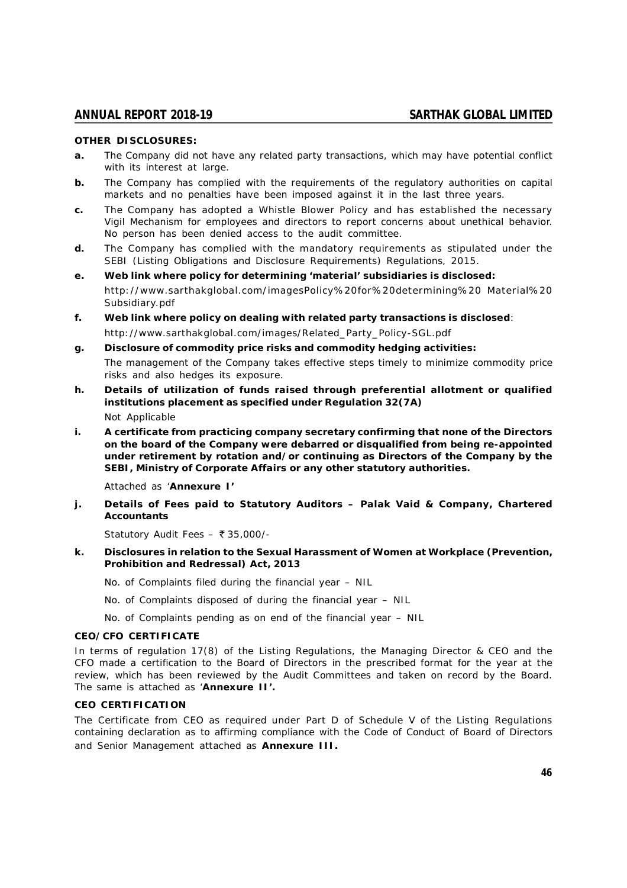**OTHER DISCLOSURES:**

**a.** The Company did not have any related party transactions, which may have potential conflict with its interest at large.

**b.** The Company has complied with the requirements of the regulatory authorities on capital markets and no penalties have been imposed against it in the last three years.

**c.** The Company has adopted a Whistle Blower Policy and has established the necessary Vigil Mechanism for employees and directors to report concerns about unethical behavior. No person has been denied access to the audit committee.

**d.** The Company has complied with the mandatory requirements as stipulated under the SEBI (Listing Obligations and Disclosure Requirements) Regulations, 2015.

**e. Web link where policy for determining 'material' subsidiaries is disclosed:**

http://www.sarthakglobal.com/imagesPolicy%20for%20determining%20 Material%20 Subsidiary.pdf

**f. Web link where policy on dealing with related party transactions is disclosed**:

http://www.sarthakglobal.com/images/Related_Party_Policy-SGL.pdf

**g. Disclosure of commodity price risks and commodity hedging activities:**

The management of the Company takes effective steps timely to minimize commodity price risks and also hedges its exposure.

**h. Details of utilization of funds raised through preferential allotment or qualified institutions placement as specified under Regulation 32(7A)**

Not Applicable

**i. A certificate from practicing company secretary confirming that none of the Directors on the board of the Company were debarred or disqualified from being re-appointed under retirement by rotation and/or continuing as Directors of the Company by the SEBI, Ministry of Corporate Affairs or any other statutory authorities.**

Attached as '**Annexure I'**

**j. Details of Fees paid to Statutory Auditors – Palak Vaid & Company, Chartered Accountants**

Statutory Audit Fees – ₹ 35,000/-

**k. Disclosures in relation to the Sexual Harassment of Women at Workplace (Prevention, Prohibition and Redressal) Act, 2013**

No. of Complaints filed during the financial year – NIL

No. of Complaints disposed of during the financial year – NIL

No. of Complaints pending as on end of the financial year – NIL

**CEO/CFO CERTIFICATE**

In terms of regulation 17(8) of the Listing Regulations, the Managing Director & CEO and the CFO made a certification to the Board of Directors in the prescribed format for the year at the review, which has been reviewed by the Audit Committees and taken on record by the Board. The same is attached as '**Annexure II'.**

**CEO CERTIFICATION**

The Certificate from CEO as required under Part D of Schedule V of the Listing Regulations containing declaration as to affirming compliance with the Code of Conduct of Board of Directors and Senior Management attached as **Annexure III.**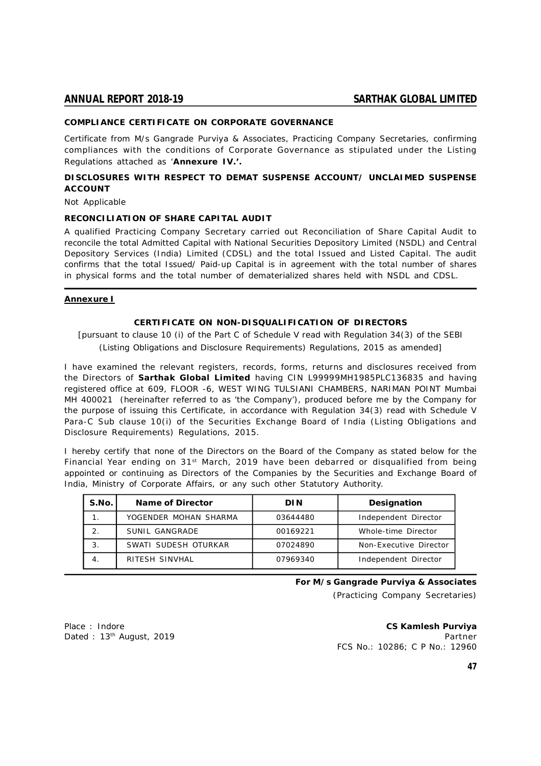**COMPLIANCE CERTIFICATE ON CORPORATE GOVERNANCE**

Certificate from M/s Gangrade Purviya & Associates, Practicing Company Secretaries, confirming compliances with the conditions of Corporate Governance as stipulated under the Listing Regulations attached as '**Annexure IV.'.**

**DISCLOSURES WITH RESPECT TO DEMAT SUSPENSE ACCOUNT/ UNCLAIMED SUSPENSE ACCOUNT**

Not Applicable

**RECONCILIATION OF SHARE CAPITAL AUDIT**

A qualified Practicing Company Secretary carried out Reconciliation of Share Capital Audit to reconcile the total Admitted Capital with National Securities Depository Limited (NSDL) and Central Depository Services (India) Limited (CDSL) and the total Issued and Listed Capital. The audit confirms that the total Issued/ Paid-up Capital is in agreement with the total number of shares in physical forms and the total number of dematerialized shares held with NSDL and CDSL.

---

**Annexure I**

## CERTIFICATE ON NON-DISQUALIFICATION OF DIRECTORS

[pursuant to clause 10 (i) of the Part C of Schedule V read with Regulation 34(3) of the SEBI (Listing Obligations and Disclosure Requirements) Regulations, 2015 as amended]

I have examined the relevant registers, records, forms, returns and disclosures received from the Directors of **Sarthak Global Limited** having CIN L99999MH1985PLC136835 and having registered office at 609, FLOOR -6, WEST WING TULSIANI CHAMBERS, NARIMAN POINT Mumbai MH 400021 (hereinafter referred to as 'the Company'), produced before me by the Company for the purpose of issuing this Certificate, in accordance with Regulation 34(3) read with Schedule V Para-C Sub clause 10(i) of the Securities Exchange Board of India (Listing Obligations and Disclosure Requirements) Regulations, 2015.

I hereby certify that none of the Directors on the Board of the Company as stated below for the Financial Year ending on 31st March, 2019 have been debarred or disqualified from being appointed or continuing as Directors of the Companies by the Securities and Exchange Board of India, Ministry of Corporate Affairs, or any such other Statutory Authority.

| S.No. | Name of Director | DIN | Designation |
|---|---|---|---|
| 1. | YOGENDER MOHAN SHARMA | 03644480 | Independent Director |
| 2. | SUNIL GANGRADE | 00169221 | Whole-time Director |
| 3. | SWATI SUDESH OTURKAR | 07024890 | Non-Executive Director |
| 4. | RITESH SINVHAL | 07969340 | Independent Director |

**For M/s Gangrade Purviya & Associates**
(Practicing Company Secretaries)

Place : Indore
Dated : 13th August, 2019

**CS Kamlesh Purviya**
Partner
FCS No.: 10286; C P No.: 12960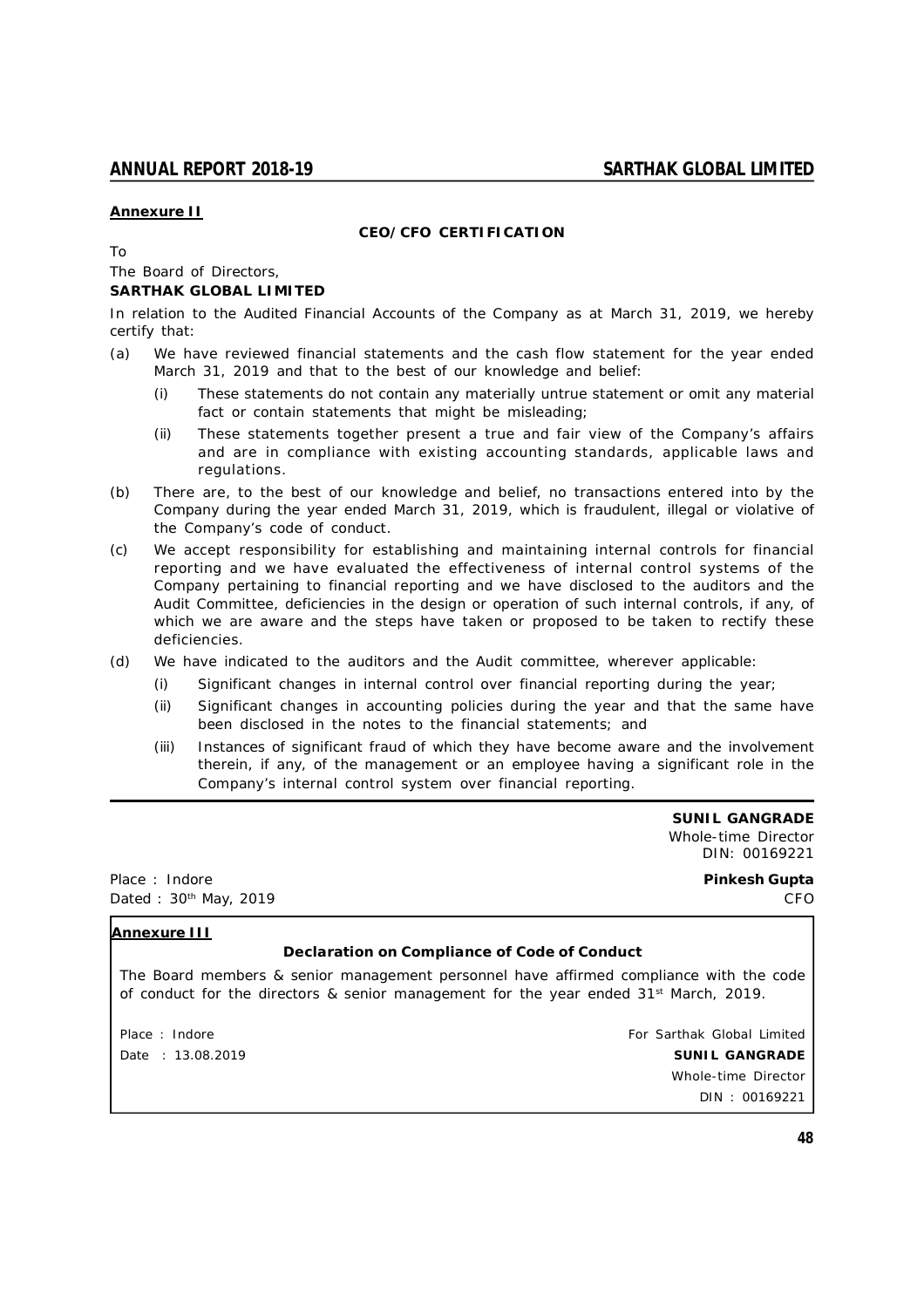**Annexure II**

**CEO/CFO CERTIFICATION**

To

The Board of Directors,

**SARTHAK GLOBAL LIMITED**

In relation to the Audited Financial Accounts of the Company as at March 31, 2019, we hereby certify that:

(a) We have reviewed financial statements and the cash flow statement for the year ended March 31, 2019 and that to the best of our knowledge and belief:

  (i) These statements do not contain any materially untrue statement or omit any material fact or contain statements that might be misleading;

  (ii) These statements together present a true and fair view of the Company's affairs and are in compliance with existing accounting standards, applicable laws and regulations.

(b) There are, to the best of our knowledge and belief, no transactions entered into by the Company during the year ended March 31, 2019, which is fraudulent, illegal or violative of the Company's code of conduct.

(c) We accept responsibility for establishing and maintaining internal controls for financial reporting and we have evaluated the effectiveness of internal control systems of the Company pertaining to financial reporting and we have disclosed to the auditors and the Audit Committee, deficiencies in the design or operation of such internal controls, if any, of which we are aware and the steps have taken or proposed to be taken to rectify these deficiencies.

(d) We have indicated to the auditors and the Audit committee, wherever applicable:

  (i) Significant changes in internal control over financial reporting during the year;

  (ii) Significant changes in accounting policies during the year and that the same have been disclosed in the notes to the financial statements; and

  (iii) Instances of significant fraud of which they have become aware and the involvement therein, if any, of the management or an employee having a significant role in the Company's internal control system over financial reporting.

**SUNIL GANGRADE**
Whole-time Director
DIN: 00169221

Place : Indore
Dated : 30th May, 2019

**Pinkesh Gupta**
CFO

**Annexure III**

**Declaration on Compliance of Code of Conduct**

The Board members & senior management personnel have affirmed compliance with the code of conduct for the directors & senior management for the year ended 31st March, 2019.

Place : Indore
Date : 13.08.2019

For Sarthak Global Limited
**SUNIL GANGRADE**
Whole-time Director
DIN : 00169221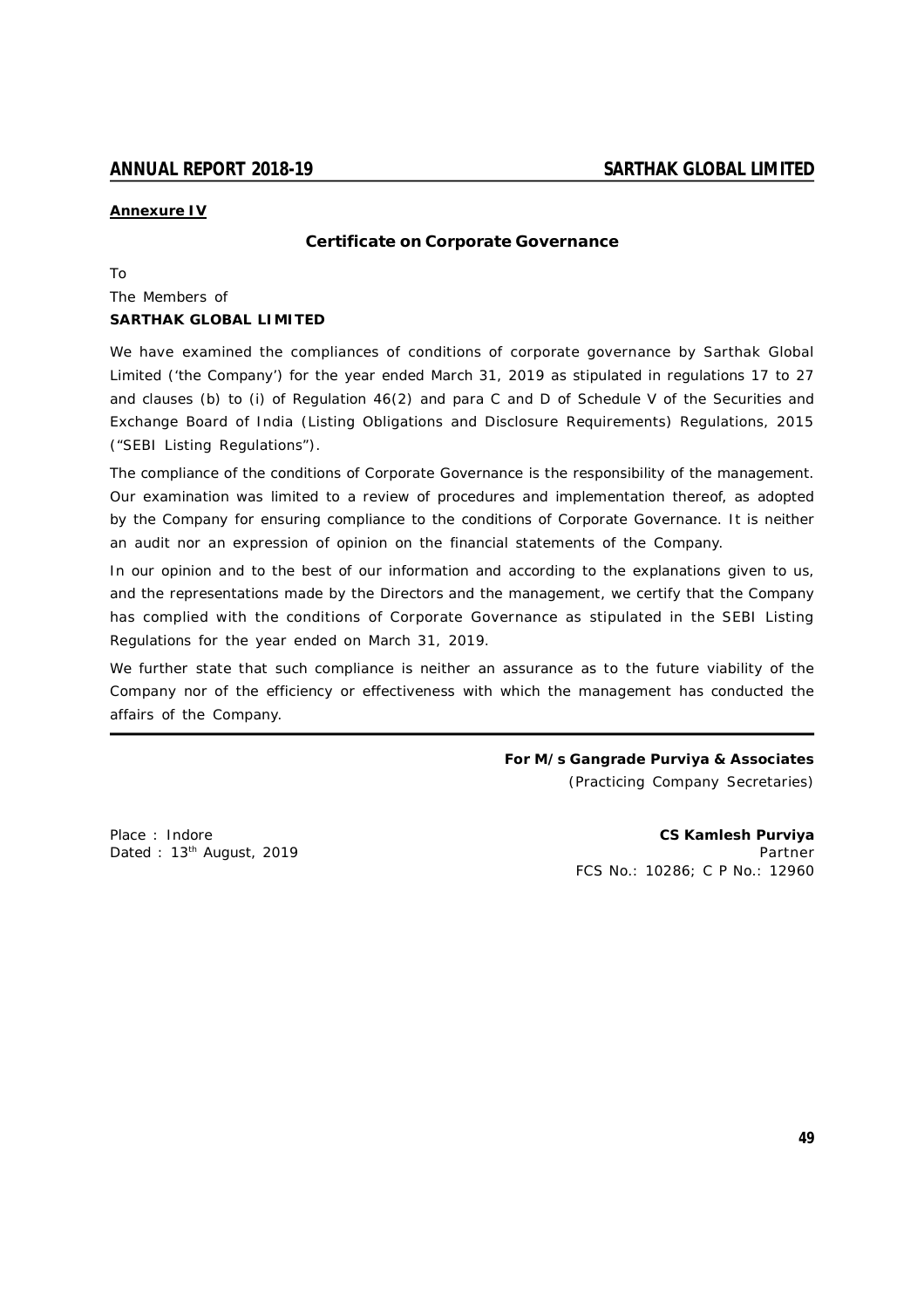**Annexure IV**

## Certificate on Corporate Governance

To

The Members of

**SARTHAK GLOBAL LIMITED**

We have examined the compliances of conditions of corporate governance by Sarthak Global Limited ('the Company') for the year ended March 31, 2019 as stipulated in regulations 17 to 27 and clauses (b) to (i) of Regulation 46(2) and para C and D of Schedule V of the Securities and Exchange Board of India (Listing Obligations and Disclosure Requirements) Regulations, 2015 ("SEBI Listing Regulations").

The compliance of the conditions of Corporate Governance is the responsibility of the management. Our examination was limited to a review of procedures and implementation thereof, as adopted by the Company for ensuring compliance to the conditions of Corporate Governance. It is neither an audit nor an expression of opinion on the financial statements of the Company.

In our opinion and to the best of our information and according to the explanations given to us, and the representations made by the Directors and the management, we certify that the Company has complied with the conditions of Corporate Governance as stipulated in the SEBI Listing Regulations for the year ended on March 31, 2019.

We further state that such compliance is neither an assurance as to the future viability of the Company nor of the efficiency or effectiveness with which the management has conducted the affairs of the Company.

---

**For M/s Gangrade Purviya & Associates**
*(Practicing Company Secretaries)*

Place : Indore
Dated : 13th August, 2019

**CS Kamlesh Purviya**
Partner
FCS No.: 10286; C P No.: 12960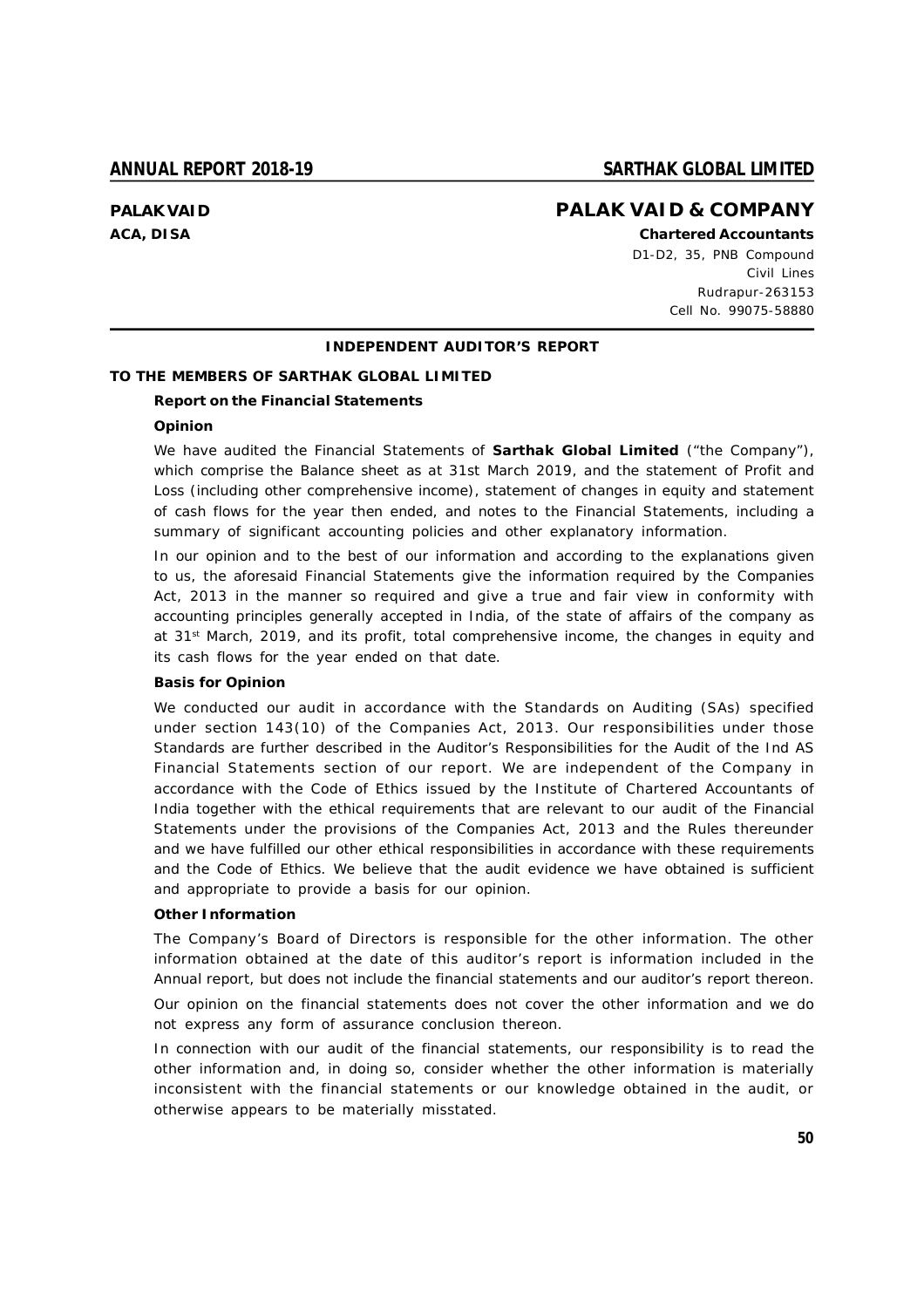**PALAK VAID**
**ACA, DISA**

# PALAK VAID & COMPANY

**Chartered Accountants**
D1-D2, 35, PNB Compound
Civil Lines
Rudrapur-263153
Cell No. 99075-58880

## INDEPENDENT AUDITOR'S REPORT

**TO THE MEMBERS OF SARTHAK GLOBAL LIMITED**

### Report on the Financial Statements

#### Opinion

We have audited the Financial Statements of **Sarthak Global Limited** ("the Company"), which comprise the Balance sheet as at 31st March 2019, and the statement of Profit and Loss (including other comprehensive income), statement of changes in equity and statement of cash flows for the year then ended, and notes to the Financial Statements, including a summary of significant accounting policies and other explanatory information.

In our opinion and to the best of our information and according to the explanations given to us, the aforesaid Financial Statements give the information required by the Companies Act, 2013 in the manner so required and give a true and fair view in conformity with accounting principles generally accepted in India, of the state of affairs of the company as at 31st March, 2019, and its profit, total comprehensive income, the changes in equity and its cash flows for the year ended on that date.

#### Basis for Opinion

We conducted our audit in accordance with the Standards on Auditing (SAs) specified under section 143(10) of the Companies Act, 2013. Our responsibilities under those Standards are further described in the Auditor's Responsibilities for the Audit of the Ind AS Financial Statements section of our report. We are independent of the Company in accordance with the Code of Ethics issued by the Institute of Chartered Accountants of India together with the ethical requirements that are relevant to our audit of the Financial Statements under the provisions of the Companies Act, 2013 and the Rules thereunder and we have fulfilled our other ethical responsibilities in accordance with these requirements and the Code of Ethics. We believe that the audit evidence we have obtained is sufficient and appropriate to provide a basis for our opinion.

#### Other Information

The Company's Board of Directors is responsible for the other information. The other information obtained at the date of this auditor's report is information included in the Annual report, but does not include the financial statements and our auditor's report thereon.

Our opinion on the financial statements does not cover the other information and we do not express any form of assurance conclusion thereon.

In connection with our audit of the financial statements, our responsibility is to read the other information and, in doing so, consider whether the other information is materially inconsistent with the financial statements or our knowledge obtained in the audit, or otherwise appears to be materially misstated.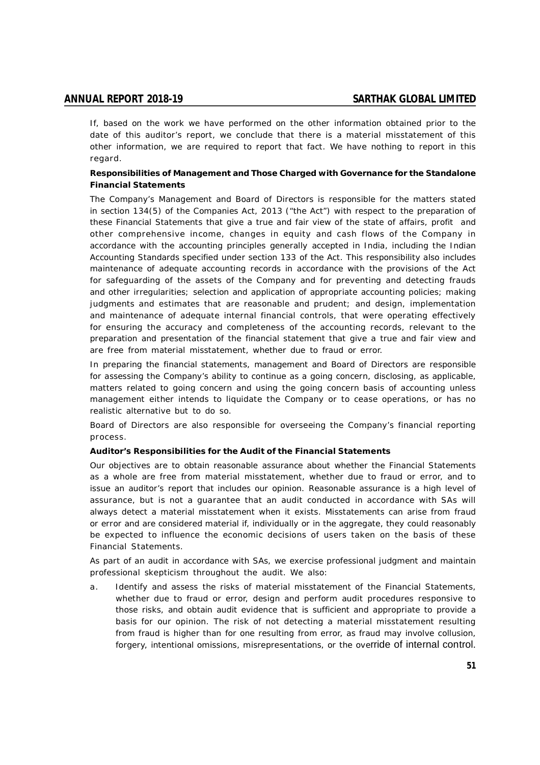If, based on the work we have performed on the other information obtained prior to the date of this auditor's report, we conclude that there is a material misstatement of this other information, we are required to report that fact. We have nothing to report in this regard.

**Responsibilities of Management and Those Charged with Governance for the Standalone Financial Statements**

The Company's Management and Board of Directors is responsible for the matters stated in section 134(5) of the Companies Act, 2013 ("the Act") with respect to the preparation of these Financial Statements that give a true and fair view of the state of affairs, profit and other comprehensive income, changes in equity and cash flows of the Company in accordance with the accounting principles generally accepted in India, including the Indian Accounting Standards specified under section 133 of the Act. This responsibility also includes maintenance of adequate accounting records in accordance with the provisions of the Act for safeguarding of the assets of the Company and for preventing and detecting frauds and other irregularities; selection and application of appropriate accounting policies; making judgments and estimates that are reasonable and prudent; and design, implementation and maintenance of adequate internal financial controls, that were operating effectively for ensuring the accuracy and completeness of the accounting records, relevant to the preparation and presentation of the financial statement that give a true and fair view and are free from material misstatement, whether due to fraud or error.

In preparing the financial statements, management and Board of Directors are responsible for assessing the Company's ability to continue as a going concern, disclosing, as applicable, matters related to going concern and using the going concern basis of accounting unless management either intends to liquidate the Company or to cease operations, or has no realistic alternative but to do so.

Board of Directors are also responsible for overseeing the Company's financial reporting process.

**Auditor's Responsibilities for the Audit of the Financial Statements**

Our objectives are to obtain reasonable assurance about whether the Financial Statements as a whole are free from material misstatement, whether due to fraud or error, and to issue an auditor's report that includes our opinion. Reasonable assurance is a high level of assurance, but is not a guarantee that an audit conducted in accordance with SAs will always detect a material misstatement when it exists. Misstatements can arise from fraud or error and are considered material if, individually or in the aggregate, they could reasonably be expected to influence the economic decisions of users taken on the basis of these Financial Statements.

As part of an audit in accordance with SAs, we exercise professional judgment and maintain professional skepticism throughout the audit. We also:

a. Identify and assess the risks of material misstatement of the Financial Statements, whether due to fraud or error, design and perform audit procedures responsive to those risks, and obtain audit evidence that is sufficient and appropriate to provide a basis for our opinion. The risk of not detecting a material misstatement resulting from fraud is higher than for one resulting from error, as fraud may involve collusion, forgery, intentional omissions, misrepresentations, or the override of internal control.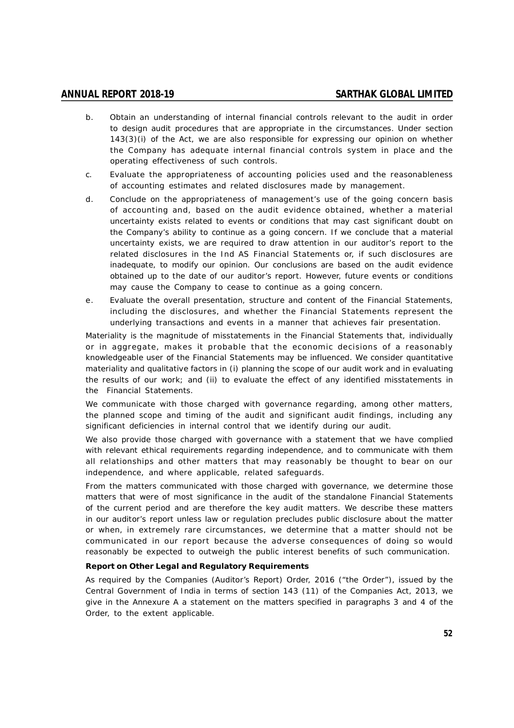b. Obtain an understanding of internal financial controls relevant to the audit in order to design audit procedures that are appropriate in the circumstances. Under section 143(3)(i) of the Act, we are also responsible for expressing our opinion on whether the Company has adequate internal financial controls system in place and the operating effectiveness of such controls.

c. Evaluate the appropriateness of accounting policies used and the reasonableness of accounting estimates and related disclosures made by management.

d. Conclude on the appropriateness of management's use of the going concern basis of accounting and, based on the audit evidence obtained, whether a material uncertainty exists related to events or conditions that may cast significant doubt on the Company's ability to continue as a going concern. If we conclude that a material uncertainty exists, we are required to draw attention in our auditor's report to the related disclosures in the Ind AS Financial Statements or, if such disclosures are inadequate, to modify our opinion. Our conclusions are based on the audit evidence obtained up to the date of our auditor's report. However, future events or conditions may cause the Company to cease to continue as a going concern.

e. Evaluate the overall presentation, structure and content of the Financial Statements, including the disclosures, and whether the Financial Statements represent the underlying transactions and events in a manner that achieves fair presentation.

Materiality is the magnitude of misstatements in the Financial Statements that, individually or in aggregate, makes it probable that the economic decisions of a reasonably knowledgeable user of the Financial Statements may be influenced. We consider quantitative materiality and qualitative factors in (i) planning the scope of our audit work and in evaluating the results of our work; and (ii) to evaluate the effect of any identified misstatements in the Financial Statements.

We communicate with those charged with governance regarding, among other matters, the planned scope and timing of the audit and significant audit findings, including any significant deficiencies in internal control that we identify during our audit.

We also provide those charged with governance with a statement that we have complied with relevant ethical requirements regarding independence, and to communicate with them all relationships and other matters that may reasonably be thought to bear on our independence, and where applicable, related safeguards.

From the matters communicated with those charged with governance, we determine those matters that were of most significance in the audit of the standalone Financial Statements of the current period and are therefore the key audit matters. We describe these matters in our auditor's report unless law or regulation precludes public disclosure about the matter or when, in extremely rare circumstances, we determine that a matter should not be communicated in our report because the adverse consequences of doing so would reasonably be expected to outweigh the public interest benefits of such communication.

**Report on Other Legal and Regulatory Requirements**

As required by the Companies (Auditor's Report) Order, 2016 ("the Order"), issued by the Central Government of India in terms of section 143 (11) of the Companies Act, 2013, we give in the Annexure A a statement on the matters specified in paragraphs 3 and 4 of the Order, to the extent applicable.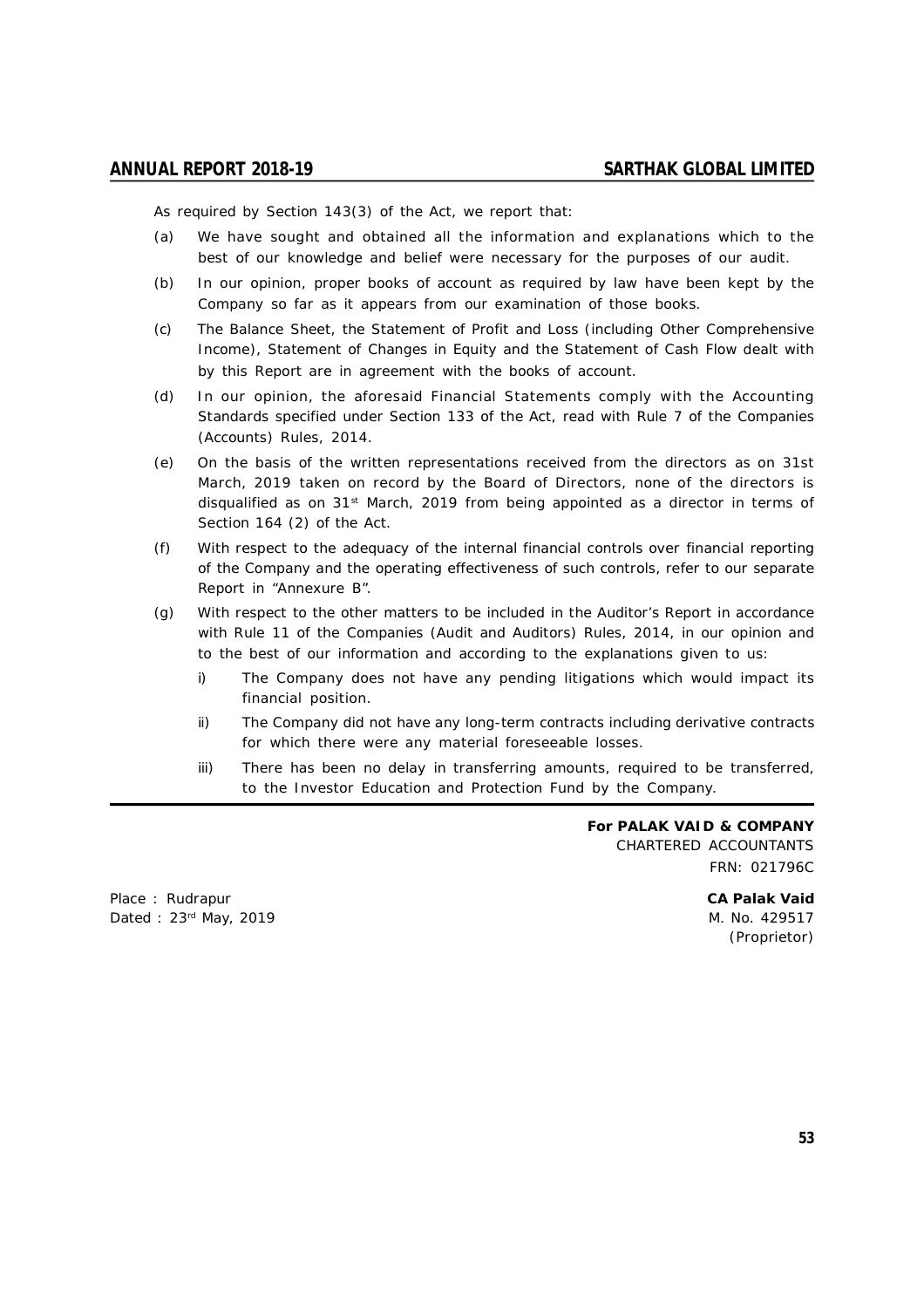As required by Section 143(3) of the Act, we report that:

(a) We have sought and obtained all the information and explanations which to the best of our knowledge and belief were necessary for the purposes of our audit.

(b) In our opinion, proper books of account as required by law have been kept by the Company so far as it appears from our examination of those books.

(c) The Balance Sheet, the Statement of Profit and Loss (including Other Comprehensive Income), Statement of Changes in Equity and the Statement of Cash Flow dealt with by this Report are in agreement with the books of account.

(d) In our opinion, the aforesaid Financial Statements comply with the Accounting Standards specified under Section 133 of the Act, read with Rule 7 of the Companies (Accounts) Rules, 2014.

(e) On the basis of the written representations received from the directors as on 31st March, 2019 taken on record by the Board of Directors, none of the directors is disqualified as on 31st March, 2019 from being appointed as a director in terms of Section 164 (2) of the Act.

(f) With respect to the adequacy of the internal financial controls over financial reporting of the Company and the operating effectiveness of such controls, refer to our separate Report in "Annexure B".

(g) With respect to the other matters to be included in the Auditor's Report in accordance with Rule 11 of the Companies (Audit and Auditors) Rules, 2014, in our opinion and to the best of our information and according to the explanations given to us:

   i) The Company does not have any pending litigations which would impact its financial position.

   ii) The Company did not have any long-term contracts including derivative contracts for which there were any material foreseeable losses.

   iii) There has been no delay in transferring amounts, required to be transferred, to the Investor Education and Protection Fund by the Company.

---

**For PALAK VAID & COMPANY**
CHARTERED ACCOUNTANTS
FRN: 021796C

Place : Rudrapur
Dated : 23rd May, 2019

**CA Palak Vaid**
M. No. 429517
(Proprietor)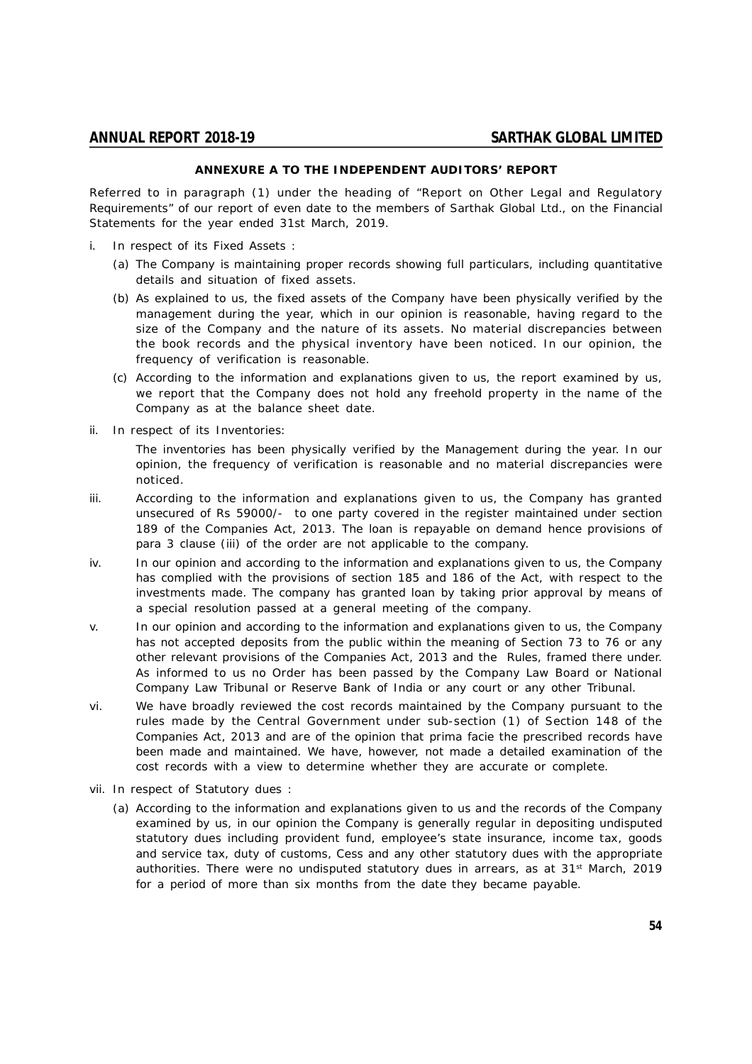### ANNEXURE A TO THE INDEPENDENT AUDITORS' REPORT

Referred to in paragraph (1) under the heading of "Report on Other Legal and Regulatory Requirements" of our report of even date to the members of Sarthak Global Ltd., on the Financial Statements for the year ended 31st March, 2019.

i. In respect of its Fixed Assets :

   (a) The Company is maintaining proper records showing full particulars, including quantitative details and situation of fixed assets.

   (b) As explained to us, the fixed assets of the Company have been physically verified by the management during the year, which in our opinion is reasonable, having regard to the size of the Company and the nature of its assets. No material discrepancies between the book records and the physical inventory have been noticed. In our opinion, the frequency of verification is reasonable.

   (c) According to the information and explanations given to us, the report examined by us, we report that the Company does not hold any freehold property in the name of the Company as at the balance sheet date.

ii. In respect of its Inventories:

   The inventories has been physically verified by the Management during the year. In our opinion, the frequency of verification is reasonable and no material discrepancies were noticed.

iii. According to the information and explanations given to us, the Company has granted unsecured of Rs 59000/- to one party covered in the register maintained under section 189 of the Companies Act, 2013. The loan is repayable on demand hence provisions of para 3 clause (iii) of the order are not applicable to the company.

iv. In our opinion and according to the information and explanations given to us, the Company has complied with the provisions of section 185 and 186 of the Act, with respect to the investments made. The company has granted loan by taking prior approval by means of a special resolution passed at a general meeting of the company.

v. In our opinion and according to the information and explanations given to us, the Company has not accepted deposits from the public within the meaning of Section 73 to 76 or any other relevant provisions of the Companies Act, 2013 and the Rules, framed there under. As informed to us no Order has been passed by the Company Law Board or National Company Law Tribunal or Reserve Bank of India or any court or any other Tribunal.

vi. We have broadly reviewed the cost records maintained by the Company pursuant to the rules made by the Central Government under sub-section (1) of Section 148 of the Companies Act, 2013 and are of the opinion that prima facie the prescribed records have been made and maintained. We have, however, not made a detailed examination of the cost records with a view to determine whether they are accurate or complete.

vii. In respect of Statutory dues :

   (a) According to the information and explanations given to us and the records of the Company examined by us, in our opinion the Company is generally regular in depositing undisputed statutory dues including provident fund, employee's state insurance, income tax, goods and service tax, duty of customs, Cess and any other statutory dues with the appropriate authorities. There were no undisputed statutory dues in arrears, as at 31st March, 2019 for a period of more than six months from the date they became payable.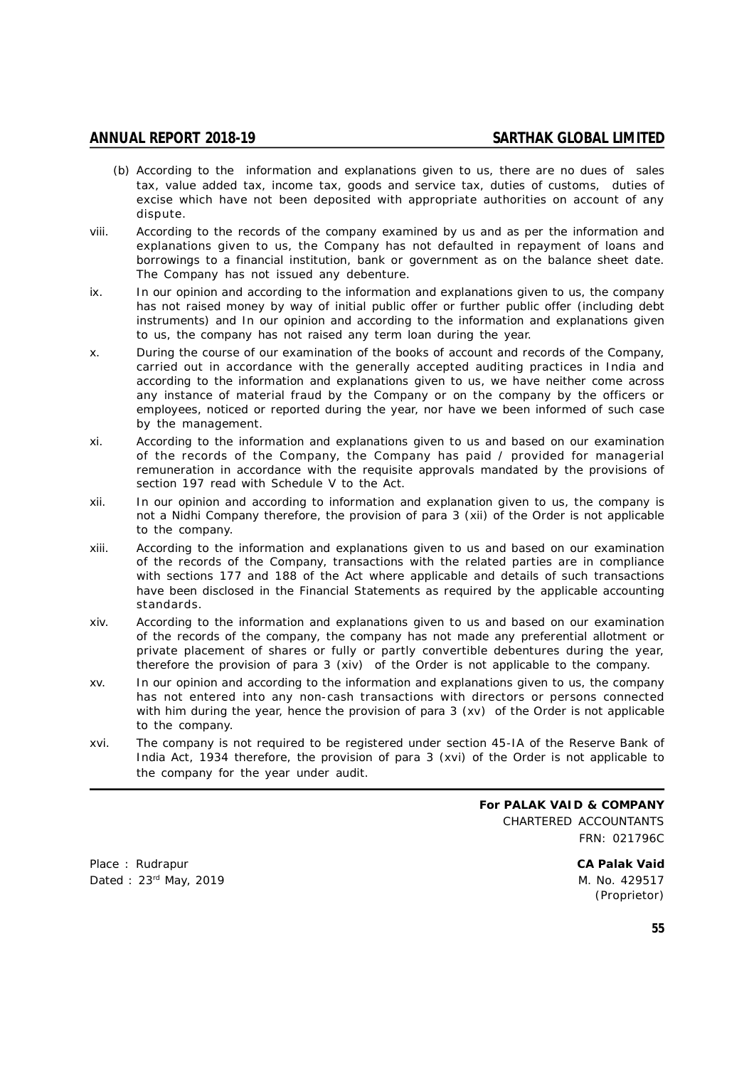(b) According to the information and explanations given to us, there are no dues of sales tax, value added tax, income tax, goods and service tax, duties of customs, duties of excise which have not been deposited with appropriate authorities on account of any dispute.

viii. According to the records of the company examined by us and as per the information and explanations given to us, the Company has not defaulted in repayment of loans and borrowings to a financial institution, bank or government as on the balance sheet date. The Company has not issued any debenture.

ix. In our opinion and according to the information and explanations given to us, the company has not raised money by way of initial public offer or further public offer (including debt instruments) and In our opinion and according to the information and explanations given to us, the company has not raised any term loan during the year.

x. During the course of our examination of the books of account and records of the Company, carried out in accordance with the generally accepted auditing practices in India and according to the information and explanations given to us, we have neither come across any instance of material fraud by the Company or on the company by the officers or employees, noticed or reported during the year, nor have we been informed of such case by the management.

xi. According to the information and explanations given to us and based on our examination of the records of the Company, the Company has paid / provided for managerial remuneration in accordance with the requisite approvals mandated by the provisions of section 197 read with Schedule V to the Act.

xii. In our opinion and according to information and explanation given to us, the company is not a Nidhi Company therefore, the provision of para 3 (xii) of the Order is not applicable to the company.

xiii. According to the information and explanations given to us and based on our examination of the records of the Company, transactions with the related parties are in compliance with sections 177 and 188 of the Act where applicable and details of such transactions have been disclosed in the Financial Statements as required by the applicable accounting standards.

xiv. According to the information and explanations given to us and based on our examination of the records of the company, the company has not made any preferential allotment or private placement of shares or fully or partly convertible debentures during the year, therefore the provision of para 3 (xiv) of the Order is not applicable to the company.

xv. In our opinion and according to the information and explanations given to us, the company has not entered into any non-cash transactions with directors or persons connected with him during the year, hence the provision of para 3 (xv) of the Order is not applicable to the company.

xvi. The company is not required to be registered under section 45-IA of the Reserve Bank of India Act, 1934 therefore, the provision of para 3 (xvi) of the Order is not applicable to the company for the year under audit.

**For PALAK VAID & COMPANY**
CHARTERED ACCOUNTANTS
FRN: 021796C

Place : Rudrapur
Dated : 23rd May, 2019

**CA Palak Vaid**
M. No. 429517
(Proprietor)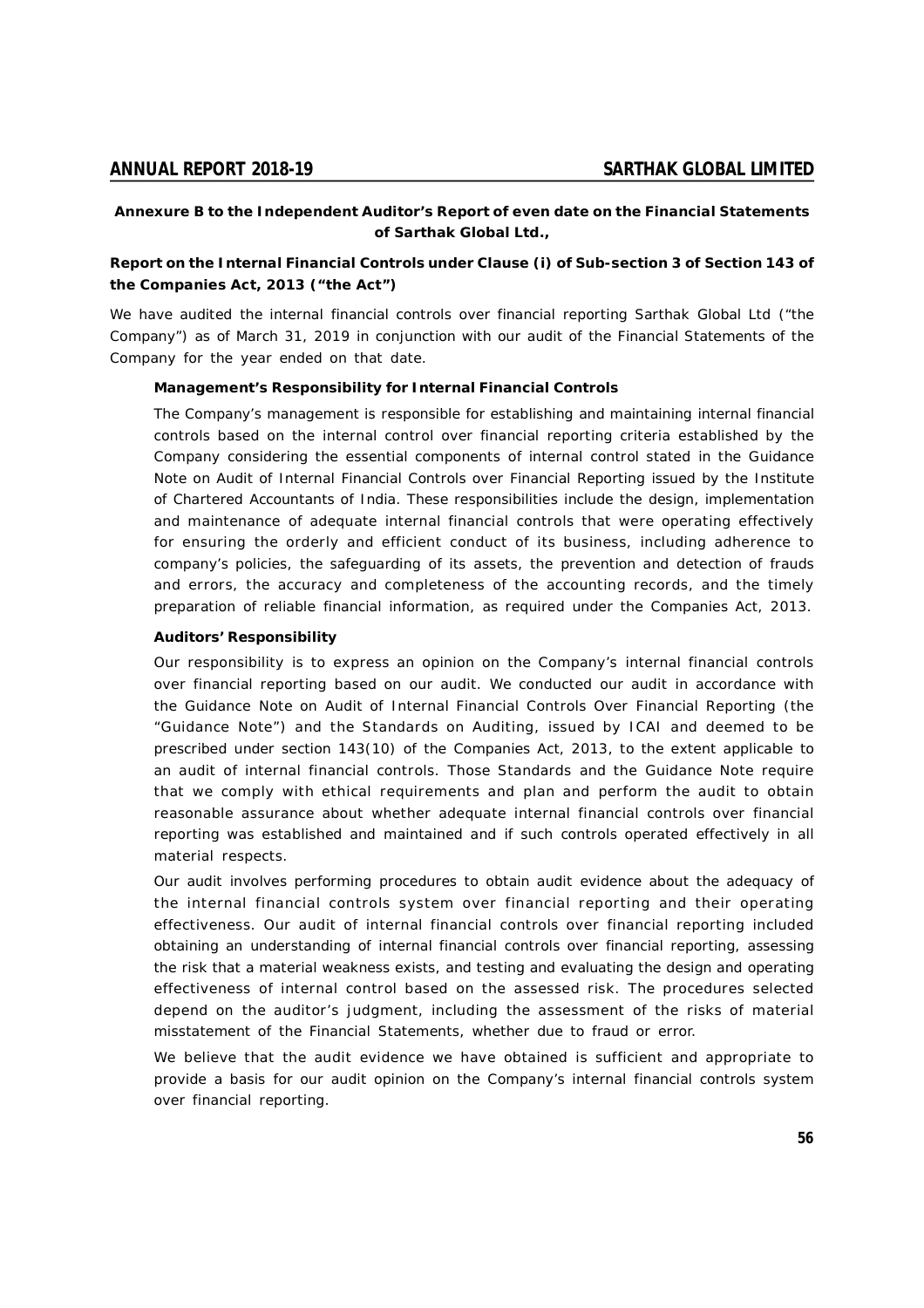**Annexure B to the Independent Auditor's Report of even date on the Financial Statements of Sarthak Global Ltd.,**

**Report on the Internal Financial Controls under Clause (i) of Sub-section 3 of Section 143 of the Companies Act, 2013 ("the Act")**

We have audited the internal financial controls over financial reporting Sarthak Global Ltd ("the Company") as of March 31, 2019 in conjunction with our audit of the Financial Statements of the Company for the year ended on that date.

**Management's Responsibility for Internal Financial Controls**

The Company's management is responsible for establishing and maintaining internal financial controls based on the internal control over financial reporting criteria established by the Company considering the essential components of internal control stated in the Guidance Note on Audit of Internal Financial Controls over Financial Reporting issued by the Institute of Chartered Accountants of India. These responsibilities include the design, implementation and maintenance of adequate internal financial controls that were operating effectively for ensuring the orderly and efficient conduct of its business, including adherence to company's policies, the safeguarding of its assets, the prevention and detection of frauds and errors, the accuracy and completeness of the accounting records, and the timely preparation of reliable financial information, as required under the Companies Act, 2013.

**Auditors' Responsibility**

Our responsibility is to express an opinion on the Company's internal financial controls over financial reporting based on our audit. We conducted our audit in accordance with the Guidance Note on Audit of Internal Financial Controls Over Financial Reporting (the "Guidance Note") and the Standards on Auditing, issued by ICAI and deemed to be prescribed under section 143(10) of the Companies Act, 2013, to the extent applicable to an audit of internal financial controls. Those Standards and the Guidance Note require that we comply with ethical requirements and plan and perform the audit to obtain reasonable assurance about whether adequate internal financial controls over financial reporting was established and maintained and if such controls operated effectively in all material respects.

Our audit involves performing procedures to obtain audit evidence about the adequacy of the internal financial controls system over financial reporting and their operating effectiveness. Our audit of internal financial controls over financial reporting included obtaining an understanding of internal financial controls over financial reporting, assessing the risk that a material weakness exists, and testing and evaluating the design and operating effectiveness of internal control based on the assessed risk. The procedures selected depend on the auditor's judgment, including the assessment of the risks of material misstatement of the Financial Statements, whether due to fraud or error.

We believe that the audit evidence we have obtained is sufficient and appropriate to provide a basis for our audit opinion on the Company's internal financial controls system over financial reporting.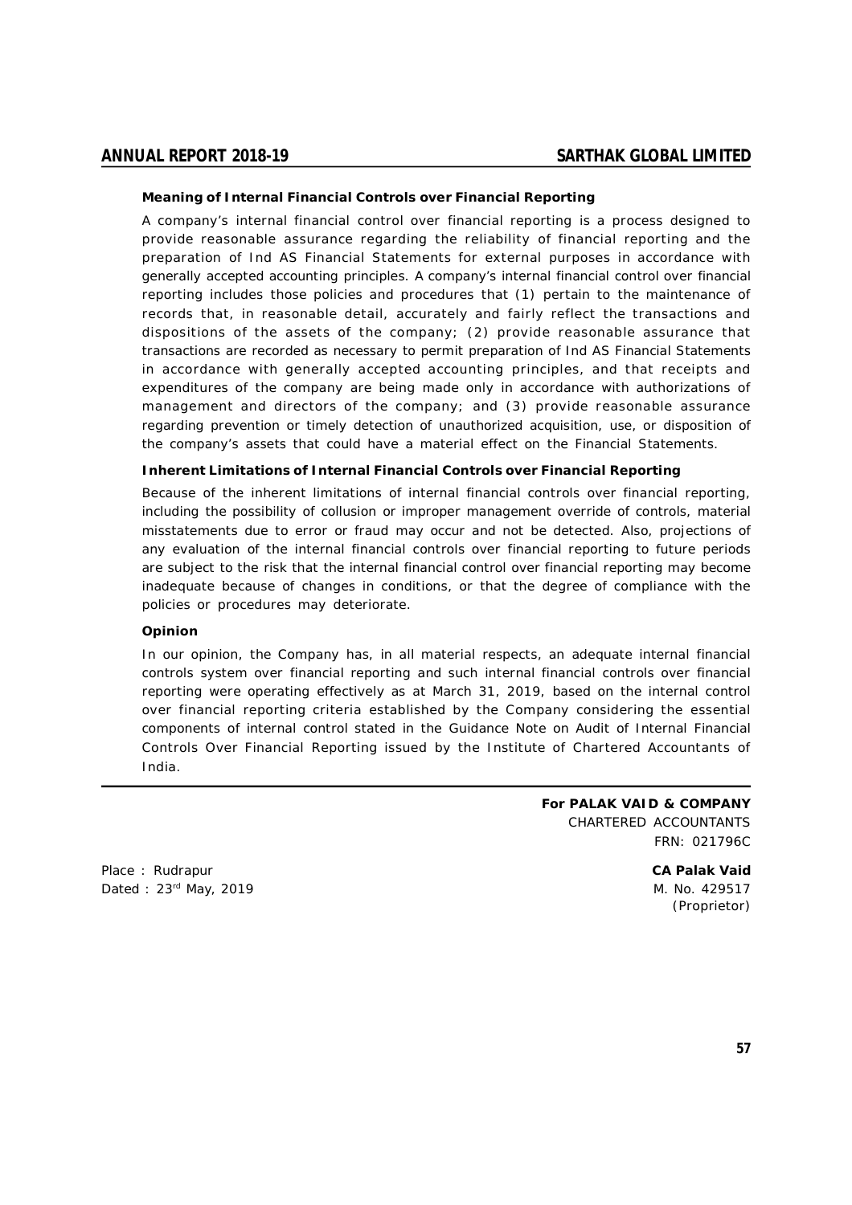**Meaning of Internal Financial Controls over Financial Reporting**

A company's internal financial control over financial reporting is a process designed to provide reasonable assurance regarding the reliability of financial reporting and the preparation of Ind AS Financial Statements for external purposes in accordance with generally accepted accounting principles. A company's internal financial control over financial reporting includes those policies and procedures that (1) pertain to the maintenance of records that, in reasonable detail, accurately and fairly reflect the transactions and dispositions of the assets of the company; (2) provide reasonable assurance that transactions are recorded as necessary to permit preparation of Ind AS Financial Statements in accordance with generally accepted accounting principles, and that receipts and expenditures of the company are being made only in accordance with authorizations of management and directors of the company; and (3) provide reasonable assurance regarding prevention or timely detection of unauthorized acquisition, use, or disposition of the company's assets that could have a material effect on the Financial Statements.

**Inherent Limitations of Internal Financial Controls over Financial Reporting**

Because of the inherent limitations of internal financial controls over financial reporting, including the possibility of collusion or improper management override of controls, material misstatements due to error or fraud may occur and not be detected. Also, projections of any evaluation of the internal financial controls over financial reporting to future periods are subject to the risk that the internal financial control over financial reporting may become inadequate because of changes in conditions, or that the degree of compliance with the policies or procedures may deteriorate.

**Opinion**

In our opinion, the Company has, in all material respects, an adequate internal financial controls system over financial reporting and such internal financial controls over financial reporting were operating effectively as at March 31, 2019, based on the internal control over financial reporting criteria established by the Company considering the essential components of internal control stated in the Guidance Note on Audit of Internal Financial Controls Over Financial Reporting issued by the Institute of Chartered Accountants of India.

**For PALAK VAID & COMPANY**
CHARTERED ACCOUNTANTS
FRN: 021796C

Place : Rudrapur
Dated : 23rd May, 2019

**CA Palak Vaid**
M. No. 429517
(Proprietor)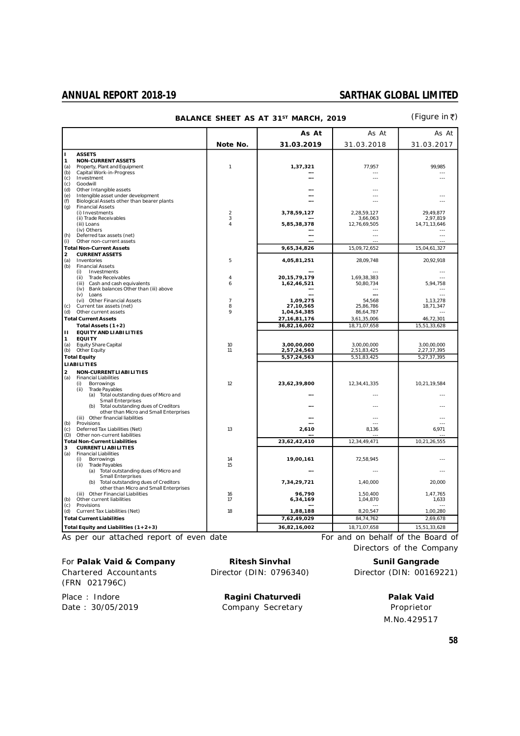# BALANCE SHEET AS AT 31ST MARCH, 2019

(Figure in ₹)

| | Note No. | As At 31.03.2019 | As At 31.03.2018 | As At 31.03.2017 |
|---|---|---|---|---|
| **I ASSETS** | | | | |
| **1 NON-CURRENT ASSETS** | | | | |
| (a) Property, Plant and Equipment | 1 | 1,37,321 | 77,957 | 99,985 |
| (b) Capital Work-in-Progress | | --- | --- | --- |
| (c) Investment | | --- | --- | --- |
| (c) Goodwill | | | | |
| (d) Other Intangible assets | | --- | --- | |
| (e) Intengible asset under development | | --- | --- | --- |
| (f) Biological Assets other than bearer plants | | --- | --- | --- |
| (g) Financial Assets | | | | |
| (i) Investments | 2 | 3,78,59,127 | 2,28,59,127 | 29,49,877 |
| (ii) Trade Receivables | 3 | --- | 3,66,063 | 2,97,819 |
| (iii) Loans | 4 | 5,85,38,378 | 12,76,69,505 | 14,71,13,646 |
| (iv) Others | | --- | --- | --- |
| (h) Deferred tax assets (net) | | --- | --- | --- |
| (i) Other non-current assets | | --- | --- | --- |
| **Total Non-Current Assets** | | 9,65,34,826 | 15,09,72,652 | 15,04,61,327 |
| **2 CURRENT ASSETS** | | | | |
| (a) Inventories | 5 | 4,05,81,251 | 28,09,748 | 20,92,918 |
| (b) Financial Assets | | | | |
| (i) Investments | | --- | --- | --- |
| (ii) Trade Receivables | 4 | 20,15,79,179 | 1,69,38,383 | --- |
| (iii) Cash and cash equivalents | 6 | 1,62,46,521 | 50,80,734 | 5,94,758 |
| (iv) Bank balances Other than (iii) above | | --- | --- | --- |
| (v) Loans | | --- | --- | --- |
| (vi) Other Financial Assets | 7 | 1,09,275 | 54,568 | 1,13,278 |
| (c) Current tax assets (net) | 8 | 27,10,565 | 25,86,786 | 18,71,347 |
| (d) Other current assets | 9 | 1,04,54,385 | 86,64,787 | --- |
| **Total Current Assets** | | 27,16,81,176 | 3,61,35,006 | 46,72,301 |
| **Total Assets (1+2)** | | 36,82,16,002 | 18,71,07,658 | 15,51,33,628 |
| **II EQUITY AND LIABILITIES** | | | | |
| **1 EQUITY** | | | | |
| (a) Equity Share Capital | 10 | 3,00,00,000 | 3,00,00,000 | 3,00,00,000 |
| (b) Other Equity | 11 | 2,57,24,563 | 2,51,83,425 | 2,27,37,395 |
| **Total Equity** | | 5,57,24,563 | 5,51,83,425 | 5,27,37,395 |
| **LIABILITIES** | | | | |
| **2 NON-CURRENT LIABILITIES** | | | | |
| (a) Financial Liabilities | | | | |
| (i) Borrowings | 12 | 23,62,39,800 | 12,34,41,335 | 10,21,19,584 |
| (ii) Trade Payables | | | | |
| (a) Total outstanding dues of Micro and Small Enterprises | | --- | --- | --- |
| (b) Total outstanding dues of Creditors other than Micro and Small Enterprises | | --- | --- | --- |
| (iii) Other financial liabilities | | --- | --- | --- |
| (b) Provisions | | --- | --- | --- |
| (c) Deferred Tax Liabilities (Net) | 13 | 2,610 | 8,136 | 6,971 |
| (D) Other non-current liabilities | | --- | --- | --- |
| **Total Non-Current Liabilities** | | 23,62,42,410 | 12,34,49,471 | 10,21,26,555 |
| **3 CURRENT LIABILITIES** | | | | |
| (a) Financial Liabilities | | | | |
| (i) Borrowings | 14 | 19,00,161 | 72,58,945 | --- |
| (ii) Trade Payables | 15 | | | |
| (a) Total outstanding dues of Micro and Small Enterprises | | --- | --- | --- |
| (b) Total outstanding dues of Creditors other than Micro and Small Enterprises | | 7,34,29,721 | 1,40,000 | 20,000 |
| (iii) Other Financial Liabilities | 16 | 96,790 | 1,50,400 | 1,47,765 |
| (b) Other current liabilities | 17 | 6,34,169 | 1,04,870 | 1,633 |
| (c) Provisions | | --- | --- | --- |
| (d) Current Tax Liabilities (Net) | 18 | 1,88,188 | 8,20,547 | 1,00,280 |
| **Total Current Liabilities** | | 7,62,49,029 | 84,74,762 | 2,69,678 |
| **Total Equity and Liabilities (1+2+3)** | | 36,82,16,002 | 18,71,07,658 | 15,51,33,628 |

As per our attached report of even date

For and on behalf of the Board of Directors of the Company

For **Palak Vaid & Company**
Chartered Accountants
(FRN 021796C)

**Ritesh Sinvhal**
Director (DIN: 0796340)

**Sunil Gangrade**
Director (DIN: 00169221)

Place : Indore
Date : 30/05/2019

**Ragini Chaturvedi**
Company Secretary

**Palak Vaid**
Proprietor
M.No.429517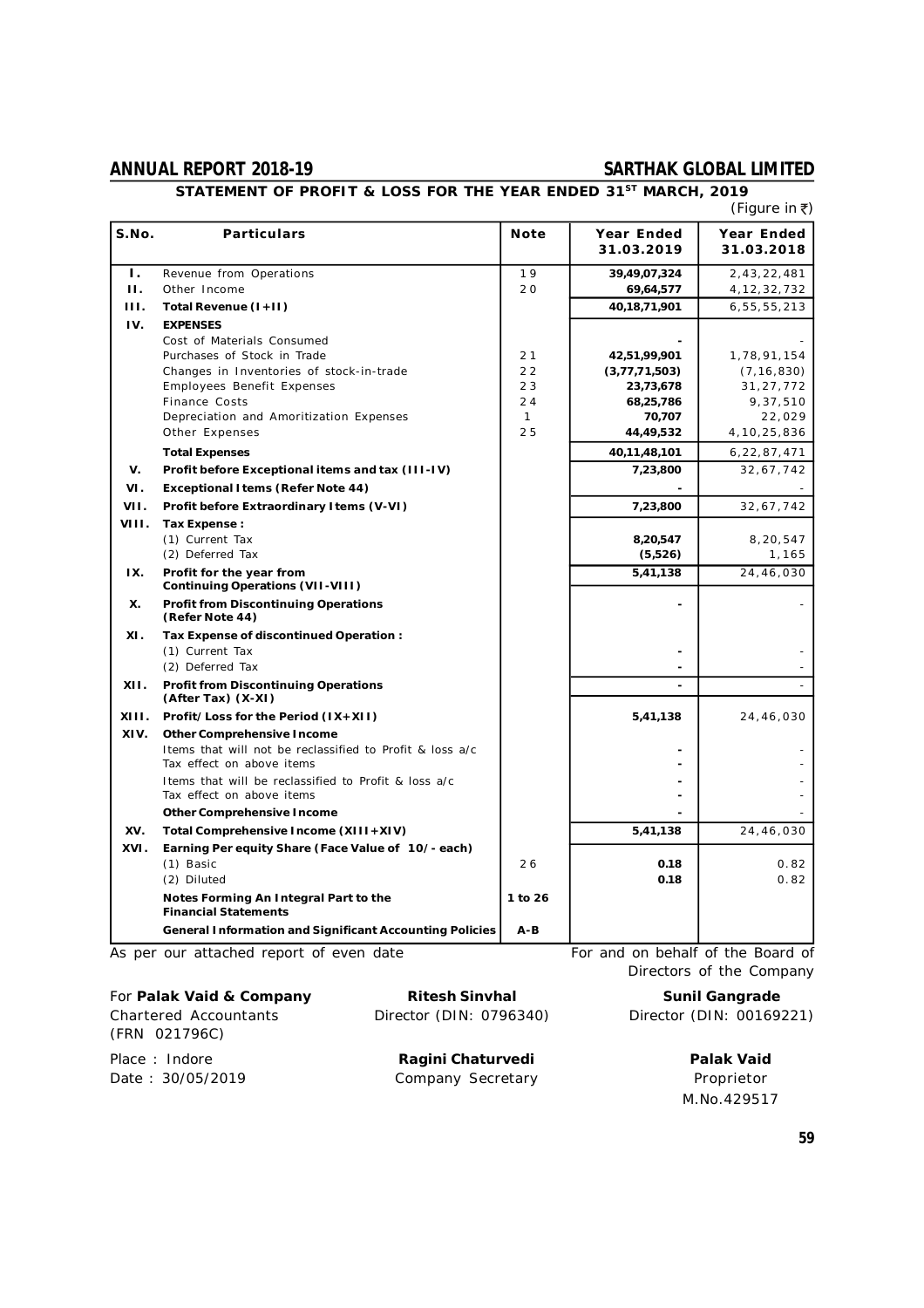## STATEMENT OF PROFIT & LOSS FOR THE YEAR ENDED 31[ST] MARCH, 2019

(Figure in ₹)

| S.No. | Particulars | Note | Year Ended 31.03.2019 | Year Ended 31.03.2018 |
|---|---|---|---|---|
| I. | Revenue from Operations | 19 | **39,49,07,324** | 2,43,22,481 |
| II. | Other Income | 20 | **69,64,577** | 4,12,32,732 |
| III. | **Total Revenue (I+II)** | | **40,18,71,901** | 6,55,55,213 |
| IV. | **EXPENSES** | | | |
| | Cost of Materials Consumed | | **-** | - |
| | Purchases of Stock in Trade | 21 | **42,51,99,901** | 1,78,91,154 |
| | Changes in Inventories of stock-in-trade | 22 | **(3,77,71,503)** | (7,16,830) |
| | Employees Benefit Expenses | 23 | **23,73,678** | 31,27,772 |
| | Finance Costs | 24 | **68,25,786** | 9,37,510 |
| | Depreciation and Amoritization Expenses | 1 | **70,707** | 22,029 |
| | Other Expenses | 25 | **44,49,532** | 4,10,25,836 |
| | **Total Expenses** | | **40,11,48,101** | 6,22,87,471 |
| V. | **Profit before Exceptional items and tax (III-IV)** | | **7,23,800** | 32,67,742 |
| VI. | **Exceptional Items (Refer Note 44)** | | **-** | - |
| VII. | **Profit before Extraordinary Items (V-VI)** | | **7,23,800** | 32,67,742 |
| VIII. | **Tax Expense :** | | | |
| | (1) Current Tax | | **8,20,547** | 8,20,547 |
| | (2) Deferred Tax | | **(5,526)** | 1,165 |
| IX. | **Profit for the year from Continuing Operations (VII-VIII)** | | **5,41,138** | 24,46,030 |
| X. | **Profit from Discontinuing Operations (Refer Note 44)** | | **-** | - |
| XI. | **Tax Expense of discontinued Operation :** | | | |
| | (1) Current Tax | | **-** | - |
| | (2) Deferred Tax | | **-** | - |
| XII. | **Profit from Discontinuing Operations (After Tax) (X-XI)** | | **-** | - |
| XIII. | **Profit/Loss for the Period (IX+XII)** | | **5,41,138** | 24,46,030 |
| XIV. | **Other Comprehensive Income** | | | |
| | Items that will not be reclassified to Profit & loss a/c | | **-** | - |
| | Tax effect on above items | | **-** | - |
| | Items that will be reclassified to Profit & loss a/c | | **-** | - |
| | Tax effect on above items | | **-** | - |
| | **Other Comprehensive Income** | | **-** | - |
| XV. | **Total Comprehensive Income (XIII+XIV)** | | **5,41,138** | 24,46,030 |
| XVI. | **Earning Per equity Share (Face Value of 10/- each)** | | | |
| | (1) Basic | 26 | **0.18** | 0.82 |
| | (2) Diluted | | **0.18** | 0.82 |
| | **Notes Forming An Integral Part to the Financial Statements** | **1 to 26** | | |
| | **General Information and Significant Accounting Policies** | **A-B** | | |

As per our attached report of even date

For and on behalf of the Board of Directors of the Company

For **Palak Vaid & Company**
Chartered Accountants
(FRN 021796C)

**Ritesh Sinvhal**
Director (DIN: 0796340)

**Sunil Gangrade**
Director (DIN: 00169221)

Place : Indore
Date : 30/05/2019

**Ragini Chaturvedi**
Company Secretary

**Palak Vaid**
Proprietor
M.No.429517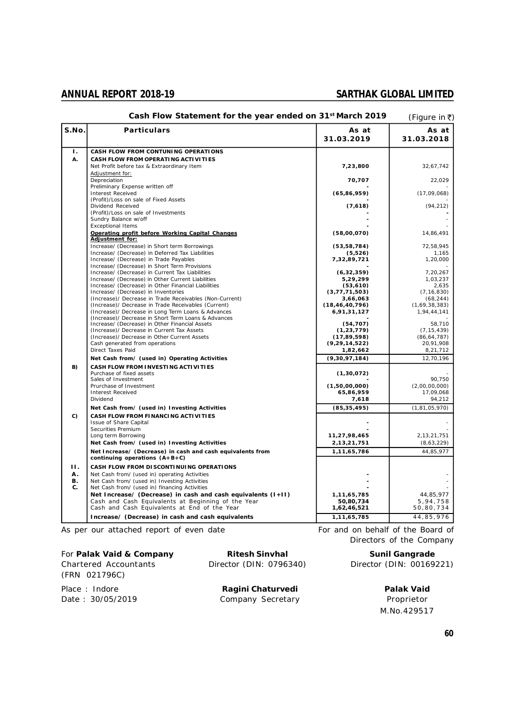## Cash Flow Statement for the year ended on 31st March 2019

(Figure in ₹)

| S.No. | Particulars | As at 31.03.2019 | As at 31.03.2018 |
|---|---|---|---|
| **I.** | **CASH FLOW FROM CONTUNING OPERATIONS** | | |
| **A.** | **CASH FLOW FROM OPERATING ACTIVITIES** | | |
| | Net Profit before tax & Extraordinary Item | **7,23,800** | 32,67,742 |
| | Adjustment for: | | |
| | Depreciation | **70,707** | 22,029 |
| | Preliminary Expense written off | **-** | - |
| | Interest Received | **(65,86,959)** | (17,09,068) |
| | (Profit)/Loss on sale of Fixed Assets | **-** | - |
| | Dividend Received | **(7,618)** | (94,212) |
| | (Profit)/Loss on sale of Investments | **-** | **-** |
| | Sundry Balance w/off | **-** | - |
| | Exceptional Items | **-** | - |
| | **Operating profit before Working Capital Changes** | **(58,00,070)** | 14,86,491 |
| | **Adjustment for:** | | |
| | Increase/ (Decrease) in Short term Borrowings | **(53,58,784)** | 72,58,945 |
| | Increase/ (Decrease) in Deferred Tax Liabilities | **(5,526)** | 1,165 |
| | Increase/ (Decrease) in Trade Payables | **7,32,89,721** | 1,20,000 |
| | Increase/ (Decrease) in Short Term Provisions | **-** | - |
| | Increase/ (Decrease) in Current Tax Liabilities | **(6,32,359)** | 7,20,267 |
| | Increase/ (Decrease) in Other Current Liabilities | **5,29,299** | 1,03,237 |
| | Increase/ (Decrease) in Other Financial Liabilities | **(53,610)** | 2,635 |
| | Increase/ (Decrease) in Inventories | **(3,77,71,503)** | (7,16,830) |
| | (Increase)/ Decrease in Trade Receivables (Non-Current) | **3,66,063** | (68,244) |
| | (Increase)/ Decrease in Trade Receivables (Current) | **(18,46,40,796)** | (1,69,38,383) |
| | (Increase)/ Decrease in Long Term Loans & Advances | **6,91,31,127** | 1,94,44,141 |
| | (Increase)/ Decrease in Short Term Loans & Advances | **-** | - |
| | Increase/ (Decrease) in Other Financial Assets | **(54,707)** | 58,710 |
| | (Increase)/ Decrease in Current Tax Assets | **(1,23,779)** | (7,15,439) |
| | (Increase)/ Decrease in Other Current Assets | **(17,89,598)** | (86,64,787) |
| | Cash generated from operations | **(9,29,14,522)** | 20,91,908 |
| | Direct Taxes Paid | **1,82,662** | 8,21,712 |
| | **Net Cash from/ (used in) Operating Activities** | **(9,30,97,184)** | 12,70,196 |
| **B)** | **CASH FLOW FROM INVESTING ACTIVITIES** | | |
| | Purchase of fixed assets | **(1,30,072)** | - |
| | Sales of Investment | **-** | 90,750 |
| | Prurchase of Investment | **(1,50,00,000)** | (2,00,00,000) |
| | Interest Received | **65,86,959** | 17,09,068 |
| | Dividend | **7,618** | 94,212 |
| | **Net Cash from/ (used in) Investing Activities** | **(85,35,495)** | (1,81,05,970) |
| **C)** | **CASH FLOW FROM FINANCING ACTIVITIES** | | |
| | Issue of Share Capital | **-** | - |
| | Securities Premium | **-** | - |
| | Long term Borrowing | **11,27,98,465** | 2,13,21,751 |
| | **Net Cash from/ (used in) Investing Activities** | **2,13,21,751** | (8,63,229) |
| | **Net Increase/ (Decrease) in cash and cash equivalents from continuing operations (A+B+C)** | **1,11,65,786** | 44,85,977 |
| **II.** | **CASH FLOW FROM DISCONTINUING OPERATIONS** | | |
| **A.** | Net Cash from/ (used in) operating Activities | **-** | - |
| **B.** | Net Cash from/ (used in) Investing Activities | **-** | - |
| **C.** | Net Cash from/ (used in) financing Activities | **-** | - |
| | **Net Increase/ (Decrease) in cash and cash equivalents (I+II)** | **1,11,65,785** | 44,85,977 |
| | Cash and Cash Equivalents at Beginning of the Year | **50,80,734** | 5,94,758 |
| | Cash and Cash Equivalents at End of the Year | **1,62,46,521** | 50,80,734 |
| | **Increase/ (Decrease) in cash and cash equivalents** | **1,11,65,785** | 44,85,976 |

As per our attached report of even date

For and on behalf of the Board of Directors of the Company

For **Palak Vaid & Company**
Chartered Accountants
(FRN 021796C)

**Ritesh Sinvhal**
Director (DIN: 0796340)

**Sunil Gangrade**
Director (DIN: 00169221)

Place : Indore
Date : 30/05/2019

**Ragini Chaturvedi**
Company Secretary

**Palak Vaid**
Proprietor
M.No.429517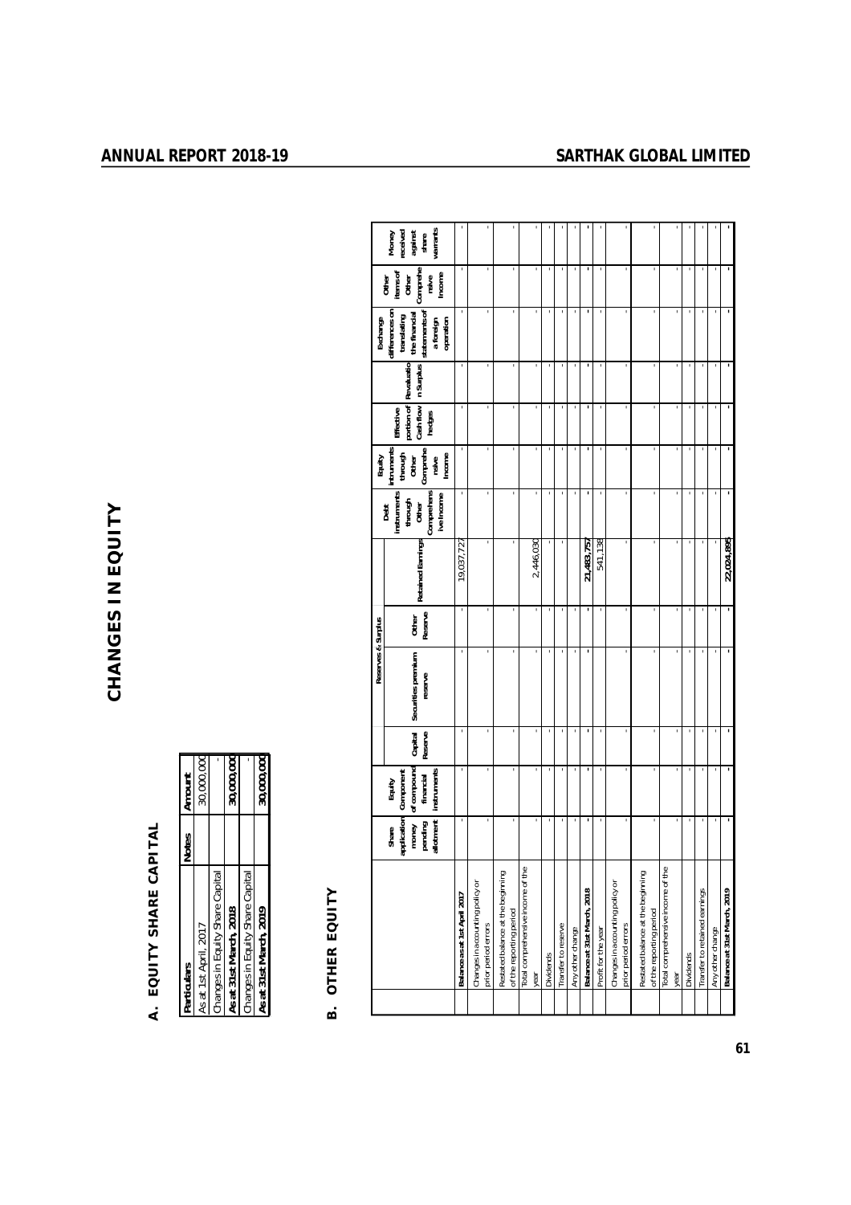# CHANGES IN EQUITY

## A. EQUITY SHARE CAPITAL

| Particulars | Notes | Amount |
|---|---|---|
| As at 1st April, 2017 | | 30,000,000 |
| Changes in Equity Share Capital | | - |
| **As at 31st March, 2018** | | **30,000,000** |
| Changes in Equity Share Capital | | - |
| **As at 31st March, 2019** | | **30,000,000** |

## B. OTHER EQUITY

| | Share application money pending allotment | Equity Component of compound financial instruments | Reserves & Surplus | | | | Debt instruments through Other Comprehensive Income | Equity instruments through Other Comprehensive Income | Effective portion of Cash flow hedges | Revaluation Surplus | Exchange differences on translating the financial statements of a foreign operation | Other items of Other Comprehensive Income | Money received against share warrants |
|---|---|---|---|---|---|---|---|---|---|---|---|---|---|
| | | | Capital Reserve | Securities premium reserve | Other Reserve | Retained Earnings | | | | | | | |
| **Balance as at 1st April 2017** | - | - | - | - | - | 19,037,727 | - | - | - | - | - | - | - |
| Changes in accounting policy or prior period errors | - | - | - | - | - | - | - | - | - | - | - | - | - |
| Restated balance at the beginning of the reporting period | - | - | - | - | - | - | - | - | - | - | - | - | - |
| Total comprehensive income of the year | - | - | - | - | - | 2,446,030 | - | - | - | - | - | - | - |
| Dividends | - | - | - | - | - | - | - | - | - | - | - | - | - |
| Transfer to reserve | - | - | - | - | - | - | - | - | - | - | - | - | - |
| Any other change | - | - | - | - | - | - | - | - | - | - | - | - | - |
| **Balance at 31st March, 2018** | - | - | - | - | - | **21,483,757** | - | - | - | - | - | - | - |
| Profit for the year | - | - | - | - | - | 541,138 | - | - | - | - | - | - | - |
| Changes in accounting policy or prior period errors | - | - | - | - | - | - | - | - | - | - | - | - | - |
| Restated balance at the beginning of the reporting period | - | - | - | - | - | - | - | - | - | - | - | - | - |
| Total comprehensive income of the year | - | - | - | - | - | - | - | - | - | - | - | - | - |
| Dividends | - | - | - | - | - | - | - | - | - | - | - | - | - |
| Transfer to retained earnings | - | - | - | - | - | - | - | - | - | - | - | - | - |
| Any other change | - | - | - | - | - | - | - | - | - | - | - | - | - |
| **Balance at 31st March, 2019** | - | - | - | - | - | **22,024,895** | - | - | - | - | - | - | - |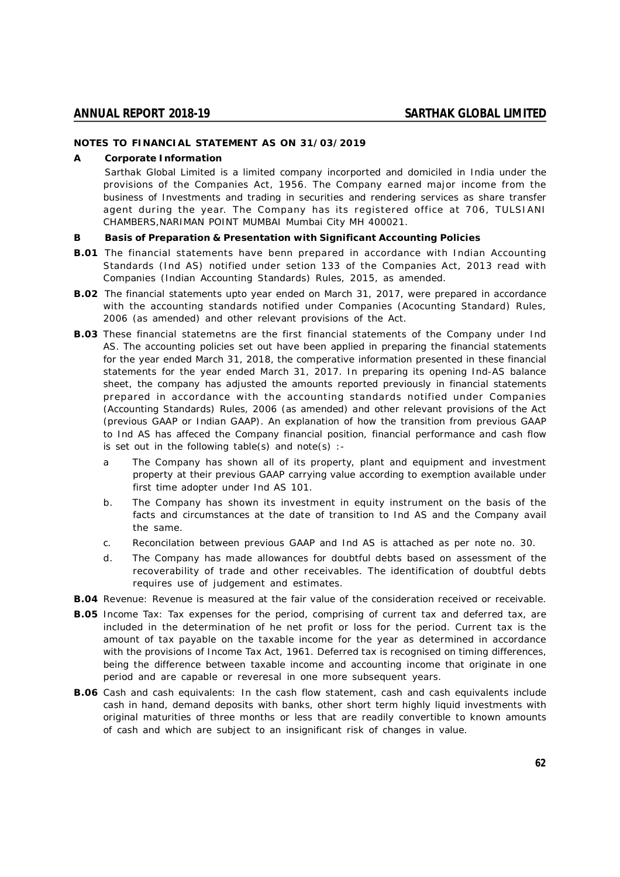## NOTES TO FINANCIAL STATEMENT AS ON 31/03/2019

### A Corporate Information

Sarthak Global Limited is a limited company incorported and domiciled in India under the provisions of the Companies Act, 1956. The Company earned major income from the business of Investments and trading in securities and rendering services as share transfer agent during the year. The Company has its registered office at 706, TULSIANI CHAMBERS,NARIMAN POINT MUMBAI Mumbai City MH 400021.

### B Basis of Preparation & Presentation with Significant Accounting Policies

**B.01** The financial statements have benn prepared in accordance with Indian Accounting Standards (Ind AS) notified under setion 133 of the Companies Act, 2013 read with Companies (Indian Accounting Standards) Rules, 2015, as amended.

**B.02** The financial statements upto year ended on March 31, 2017, were prepared in accordance with the accounting standards notified under Companies (Acocunting Standard) Rules, 2006 (as amended) and other relevant provisions of the Act.

**B.03** These financial statemetns are the first financial statements of the Company under Ind AS. The accounting policies set out have been applied in preparing the financial statements for the year ended March 31, 2018, the comperative information presented in these financial statements for the year ended March 31, 2017. In preparing its opening Ind-AS balance sheet, the company has adjusted the amounts reported previously in financial statements prepared in accordance with the accounting standards notified under Companies (Accounting Standards) Rules, 2006 (as amended) and other relevant provisions of the Act (previous GAAP or Indian GAAP). An explanation of how the transition from previous GAAP to Ind AS has affeced the Company financial position, financial performance and cash flow is set out in the following table(s) and note(s) :-

a The Company has shown all of its property, plant and equipment and investment property at their previous GAAP carrying value according to exemption available under first time adopter under Ind AS 101.

b. The Company has shown its investment in equity instrument on the basis of the facts and circumstances at the date of transition to Ind AS and the Company avail the same.

c. Reconcilation between previous GAAP and Ind AS is attached as per note no. 30.

d. The Company has made allowances for doubtful debts based on assessment of the recoverability of trade and other receivables. The identification of doubtful debts requires use of judgement and estimates.

**B.04** Revenue: Revenue is measured at the fair value of the consideration received or receivable.

**B.05** Income Tax: Tax expenses for the period, comprising of current tax and deferred tax, are included in the determination of he net profit or loss for the period. Current tax is the amount of tax payable on the taxable income for the year as determined in accordance with the provisions of Income Tax Act, 1961. Deferred tax is recognised on timing differences, being the difference between taxable income and accounting income that originate in one period and are capable or reveresal in one more subsequent years.

**B.06** Cash and cash equivalents: In the cash flow statement, cash and cash equivalents include cash in hand, demand deposits with banks, other short term highly liquid investments with original maturities of three months or less that are readily convertible to known amounts of cash and which are subject to an insignificant risk of changes in value.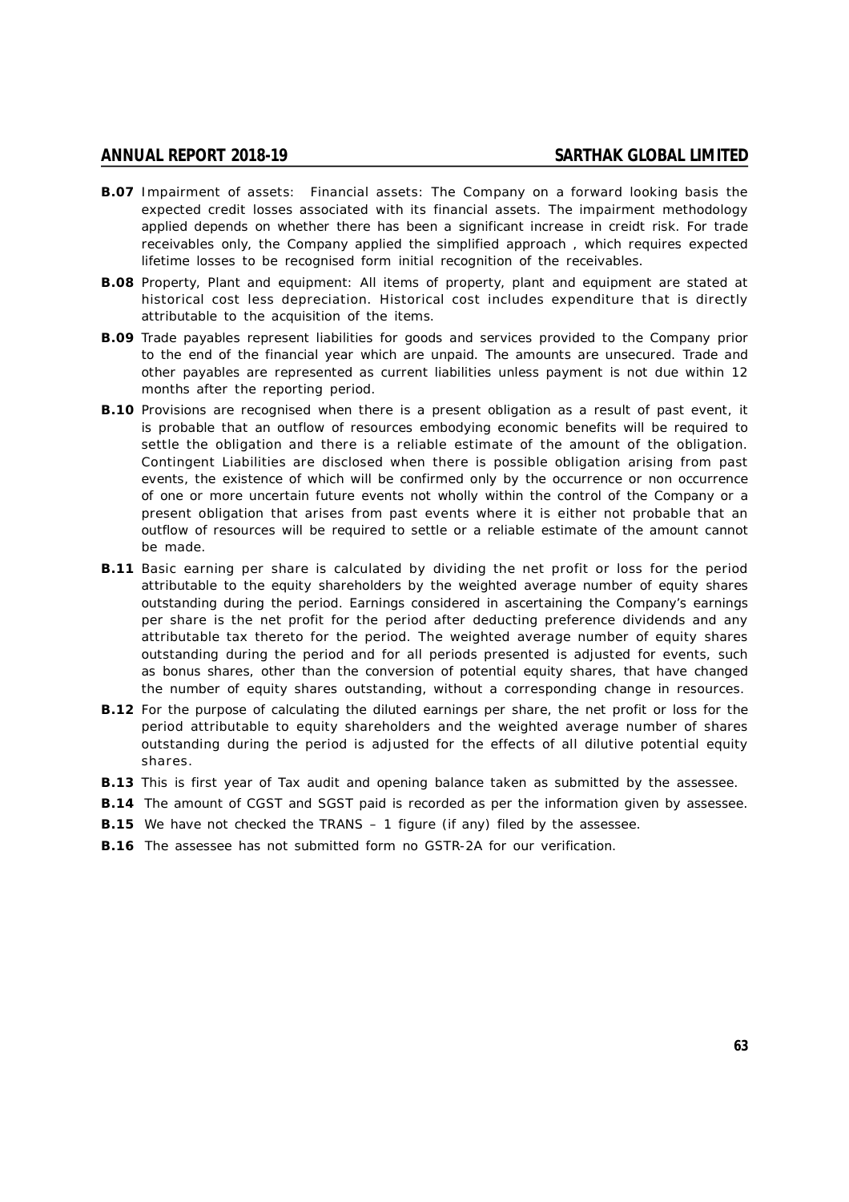**B.07** Impairment of assets: Financial assets: The Company on a forward looking basis the expected credit losses associated with its financial assets. The impairment methodology applied depends on whether there has been a significant increase in creidt risk. For trade receivables only, the Company applied the simplified approach , which requires expected lifetime losses to be recognised form initial recognition of the receivables.

**B.08** Property, Plant and equipment: All items of property, plant and equipment are stated at historical cost less depreciation. Historical cost includes expenditure that is directly attributable to the acquisition of the items.

**B.09** Trade payables represent liabilities for goods and services provided to the Company prior to the end of the financial year which are unpaid. The amounts are unsecured. Trade and other payables are represented as current liabilities unless payment is not due within 12 months after the reporting period.

**B.10** Provisions are recognised when there is a present obligation as a result of past event, it is probable that an outflow of resources embodying economic benefits will be required to settle the obligation and there is a reliable estimate of the amount of the obligation. Contingent Liabilities are disclosed when there is possible obligation arising from past events, the existence of which will be confirmed only by the occurrence or non occurrence of one or more uncertain future events not wholly within the control of the Company or a present obligation that arises from past events where it is either not probable that an outflow of resources will be required to settle or a reliable estimate of the amount cannot be made.

**B.11** Basic earning per share is calculated by dividing the net profit or loss for the period attributable to the equity shareholders by the weighted average number of equity shares outstanding during the period. Earnings considered in ascertaining the Company's earnings per share is the net profit for the period after deducting preference dividends and any attributable tax thereto for the period. The weighted average number of equity shares outstanding during the period and for all periods presented is adjusted for events, such as bonus shares, other than the conversion of potential equity shares, that have changed the number of equity shares outstanding, without a corresponding change in resources.

**B.12** For the purpose of calculating the diluted earnings per share, the net profit or loss for the period attributable to equity shareholders and the weighted average number of shares outstanding during the period is adjusted for the effects of all dilutive potential equity shares.

**B.13** This is first year of Tax audit and opening balance taken as submitted by the assessee.

**B.14** The amount of CGST and SGST paid is recorded as per the information given by assessee.

**B.15** We have not checked the TRANS – 1 figure (if any) filed by the assessee.

**B.16** The assessee has not submitted form no GSTR-2A for our verification.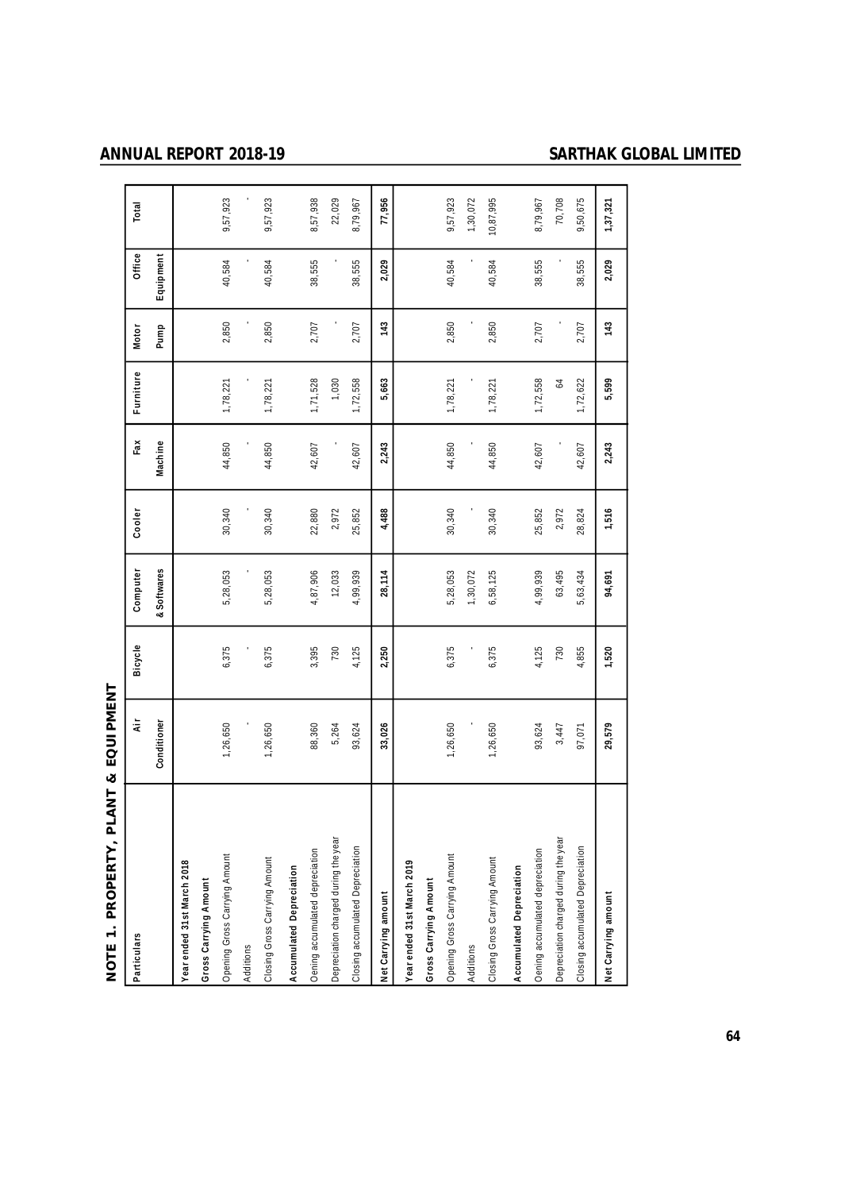# NOTE 1. PROPERTY, PLANT & EQUIPMENT

| Particulars | Air Conditioner | Bicycle | Computer & Softwares | Cooler | Fax Machine | Furniture | Motor Pump | Office Equipment | Total |
|---|---|---|---|---|---|---|---|---|---|
| **Year ended 31st March 2018** | | | | | | | | | |
| **Gross Carrying Amount** | | | | | | | | | |
| Opening Gross Carrying Amount | 1,26,650 | 6,375 | 5,28,053 | 30,340 | 44,850 | 1,78,221 | 2,850 | 40,584 | 9,57,923 |
| Additions | - | - | - | - | - | - | - | - | - |
| Closing Gross Carrying Amount | 1,26,650 | 6,375 | 5,28,053 | 30,340 | 44,850 | 1,78,221 | 2,850 | 40,584 | 9,57,923 |
| **Accumulated Depreciation** | | | | | | | | | |
| Oening accumulated depreciation | 88,360 | 3,395 | 4,87,906 | 22,880 | 42,607 | 1,71,528 | 2,707 | 38,555 | 8,57,938 |
| Depreciation charged during the year | 5,264 | 730 | 12,033 | 2,972 | - | 1,030 | - | - | 22,029 |
| Closing accumulated Depreciation | 93,624 | 4,125 | 4,99,939 | 25,852 | 42,607 | 1,72,558 | 2,707 | 38,555 | 8,79,967 |
| **Net Carrying amount** | **33,026** | **2,250** | **28,114** | **4,488** | **2,243** | **5,663** | **143** | **2,029** | **77,956** |
| **Year ended 31st March 2019** | | | | | | | | | |
| **Gross Carrying Amount** | | | | | | | | | |
| Opening Gross Carrying Amount | 1,26,650 | 6,375 | 5,28,053 | 30,340 | 44,850 | 1,78,221 | 2,850 | 40,584 | 9,57,923 |
| Additions | - | - | 1,30,072 | - | - | - | - | - | 1,30,072 |
| Closing Gross Carrying Amount | 1,26,650 | 6,375 | 6,58,125 | 30,340 | 44,850 | 1,78,221 | 2,850 | 40,584 | 10,87,995 |
| **Accumulated Depreciation** | | | | | | | | | |
| Oening accumulated depreciation | 93,624 | 4,125 | 4,99,939 | 25,852 | 42,607 | 1,72,558 | 2,707 | 38,555 | 8,79,967 |
| Depreciation charged during the year | 3,447 | 730 | 63,495 | 2,972 | - | 64 | - | - | 70,708 |
| Closing accumulated Depreciation | 97,071 | 4,855 | 5,63,434 | 28,824 | 42,607 | 1,72,622 | 2,707 | 38,555 | 9,50,675 |
| **Net Carrying amount** | **29,579** | **1,520** | **94,691** | **1,516** | **2,243** | **5,599** | **143** | **2,029** | **1,37,321** |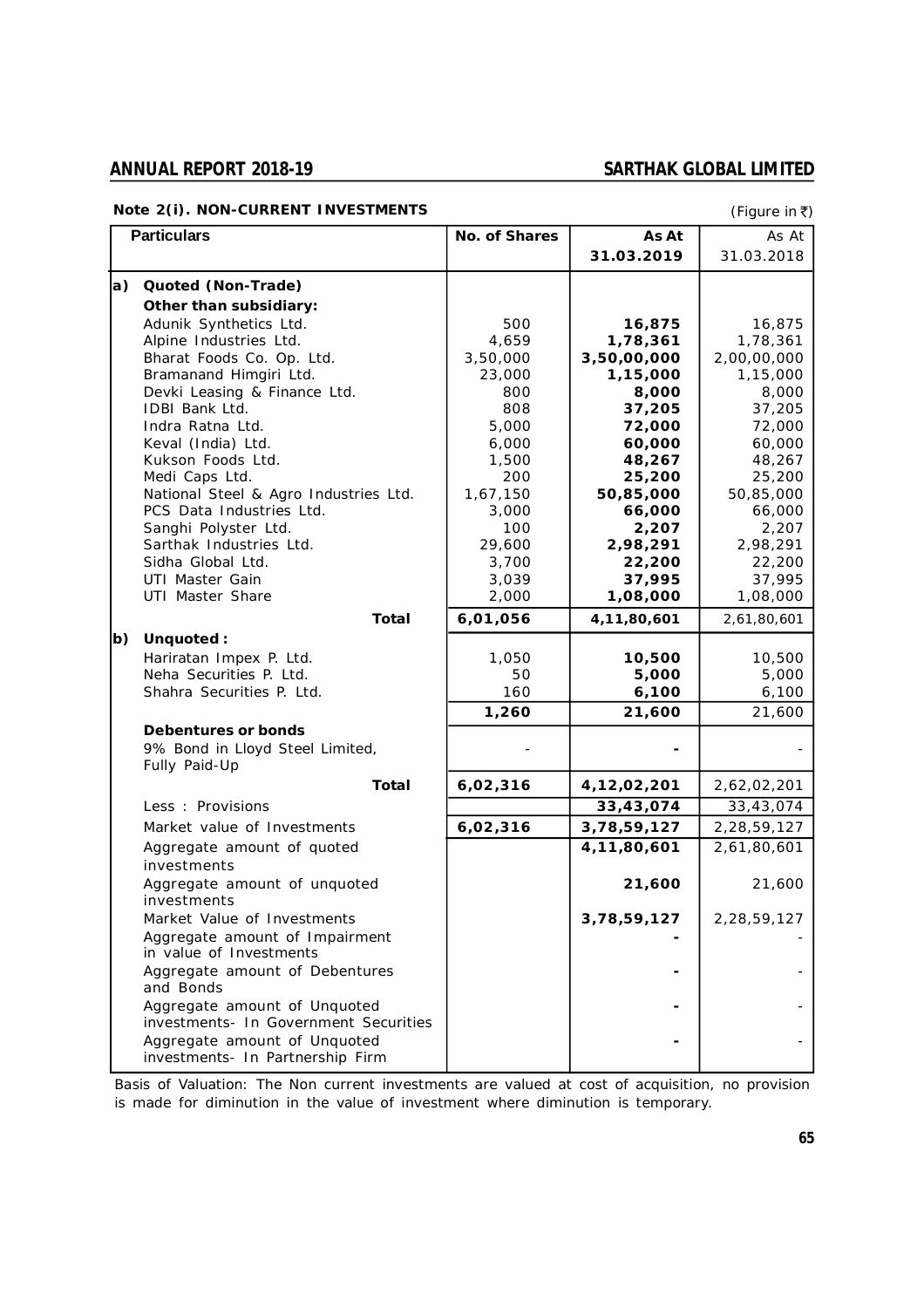**Note 2(i). NON-CURRENT INVESTMENTS**

(Figure in ₹)

| | Particulars | No. of Shares | As At 31.03.2019 | As At 31.03.2018 |
|---|---|---|---|---|
| **a)** | **Quoted (Non-Trade)** | | | |
| | **Other than subsidiary:** | | | |
| | Adunik Synthetics Ltd. | 500 | **16,875** | 16,875 |
| | Alpine Industries Ltd. | 4,659 | **1,78,361** | 1,78,361 |
| | Bharat Foods Co. Op. Ltd. | 3,50,000 | **3,50,00,000** | 2,00,00,000 |
| | Bramanand Himgiri Ltd. | 23,000 | **1,15,000** | 1,15,000 |
| | Devki Leasing & Finance Ltd. | 800 | **8,000** | 8,000 |
| | IDBI Bank Ltd. | 808 | **37,205** | 37,205 |
| | Indra Ratna Ltd. | 5,000 | **72,000** | 72,000 |
| | Keval (India) Ltd. | 6,000 | **60,000** | 60,000 |
| | Kukson Foods Ltd. | 1,500 | **48,267** | 48,267 |
| | Medi Caps Ltd. | 200 | **25,200** | 25,200 |
| | National Steel & Agro Industries Ltd. | 1,67,150 | **50,85,000** | 50,85,000 |
| | PCS Data Industries Ltd. | 3,000 | **66,000** | 66,000 |
| | Sanghi Polyster Ltd. | 100 | **2,207** | 2,207 |
| | Sarthak Industries Ltd. | 29,600 | **2,98,291** | 2,98,291 |
| | Sidha Global Ltd. | 3,700 | **22,200** | 22,200 |
| | UTI Master Gain | 3,039 | **37,995** | 37,995 |
| | UTI Master Share | 2,000 | **1,08,000** | 1,08,000 |
| | **Total** | **6,01,056** | **4,11,80,601** | 2,61,80,601 |
| **b)** | **Unquoted :** | | | |
| | Hariratan Impex P. Ltd. | 1,050 | **10,500** | 10,500 |
| | Neha Securities P. Ltd. | 50 | **5,000** | 5,000 |
| | Shahra Securities P. Ltd. | 160 | **6,100** | 6,100 |
| | | **1,260** | **21,600** | 21,600 |
| | **Debentures or bonds** | | | |
| | 9% Bond in Lloyd Steel Limited, Fully Paid-Up | - | **-** | - |
| | **Total** | **6,02,316** | **4,12,02,201** | 2,62,02,201 |
| | Less : Provisions | | **33,43,074** | 33,43,074 |
| | Market value of Investments | **6,02,316** | **3,78,59,127** | 2,28,59,127 |
| | Aggregate amount of quoted investments | | **4,11,80,601** | 2,61,80,601 |
| | Aggregate amount of unquoted investments | | **21,600** | 21,600 |
| | Market Value of Investments | | **3,78,59,127** | 2,28,59,127 |
| | Aggregate amount of Impairment in value of Investments | | **-** | - |
| | Aggregate amount of Debentures and Bonds | | **-** | - |
| | Aggregate amount of Unquoted investments- In Government Securities | | **-** | - |
| | Aggregate amount of Unquoted investments- In Partnership Firm | | **-** | - |

Basis of Valuation: The Non current investments are valued at cost of acquisition, no provision is made for diminution in the value of investment where diminution is temporary.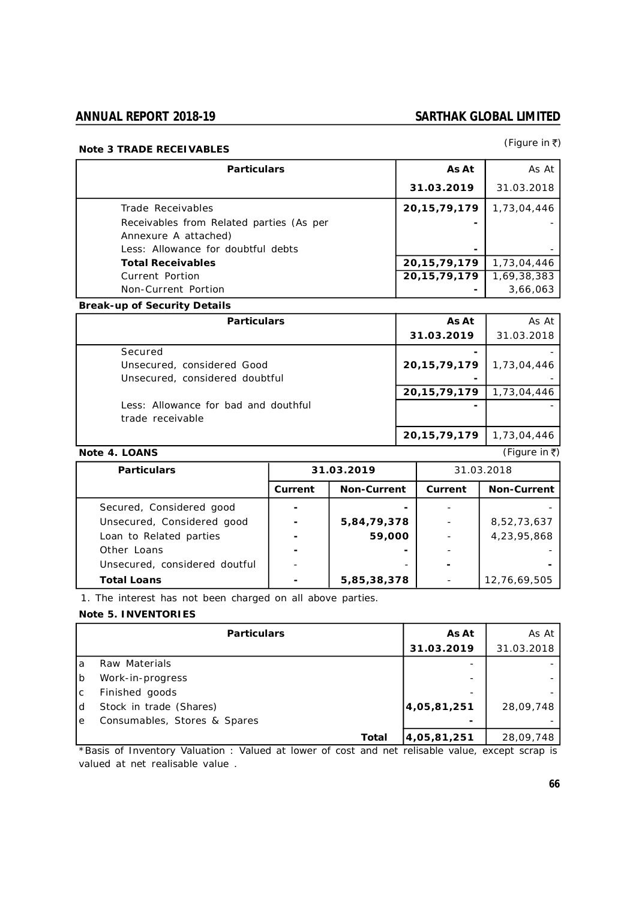**Note 3 TRADE RECEIVABLES**

(Figure in ₹)

| Particulars | As At 31.03.2019 | As At 31.03.2018 |
|---|---|---|
| Trade Receivables | 20,15,79,179 | 1,73,04,446 |
| Receivables from Related parties (As per Annexure A attached) | - | - |
| Less: Allowance for doubtful debts | - | - |
| **Total Receivables** | 20,15,79,179 | 1,73,04,446 |
| Current Portion | 20,15,79,179 | 1,69,38,383 |
| Non-Current Portion | - | 3,66,063 |

**Break-up of Security Details**

| Particulars | As At 31.03.2019 | As At 31.03.2018 |
|---|---|---|
| Secured | - | - |
| Unsecured, considered Good | 20,15,79,179 | 1,73,04,446 |
| Unsecured, considered doubtful | - | - |
| | 20,15,79,179 | 1,73,04,446 |
| Less: Allowance for bad and douthful trade receivable | - | - |
| | 20,15,79,179 | 1,73,04,446 |

**Note 4. LOANS**

(Figure in ₹)

| Particulars | 31.03.2019 | | 31.03.2018 | |
|---|---|---|---|---|
| | Current | Non-Current | Current | Non-Current |
| Secured, Considered good | - | - | - | - |
| Unsecured, Considered good | - | 5,84,79,378 | - | 8,52,73,637 |
| Loan to Related parties | - | 59,000 | - | 4,23,95,868 |
| Other Loans | - | - | - | - |
| Unsecured, considered doutful | - | - | - | - |
| **Total Loans** | - | 5,85,38,378 | - | 12,76,69,505 |

1. The interest has not been charged on all above parties.

**Note 5. INVENTORIES**

| | Particulars | As At 31.03.2019 | As At 31.03.2018 |
|---|---|---|---|
| a | Raw Materials | - | - |
| b | Work-in-progress | - | - |
| c | Finished goods | - | - |
| d | Stock in trade (Shares) | 4,05,81,251 | 28,09,748 |
| e | Consumables, Stores & Spares | - | - |
| | **Total** | 4,05,81,251 | 28,09,748 |

*Basis of Inventory Valuation : Valued at lower of cost and net relisable value, except scrap is valued at net realisable value .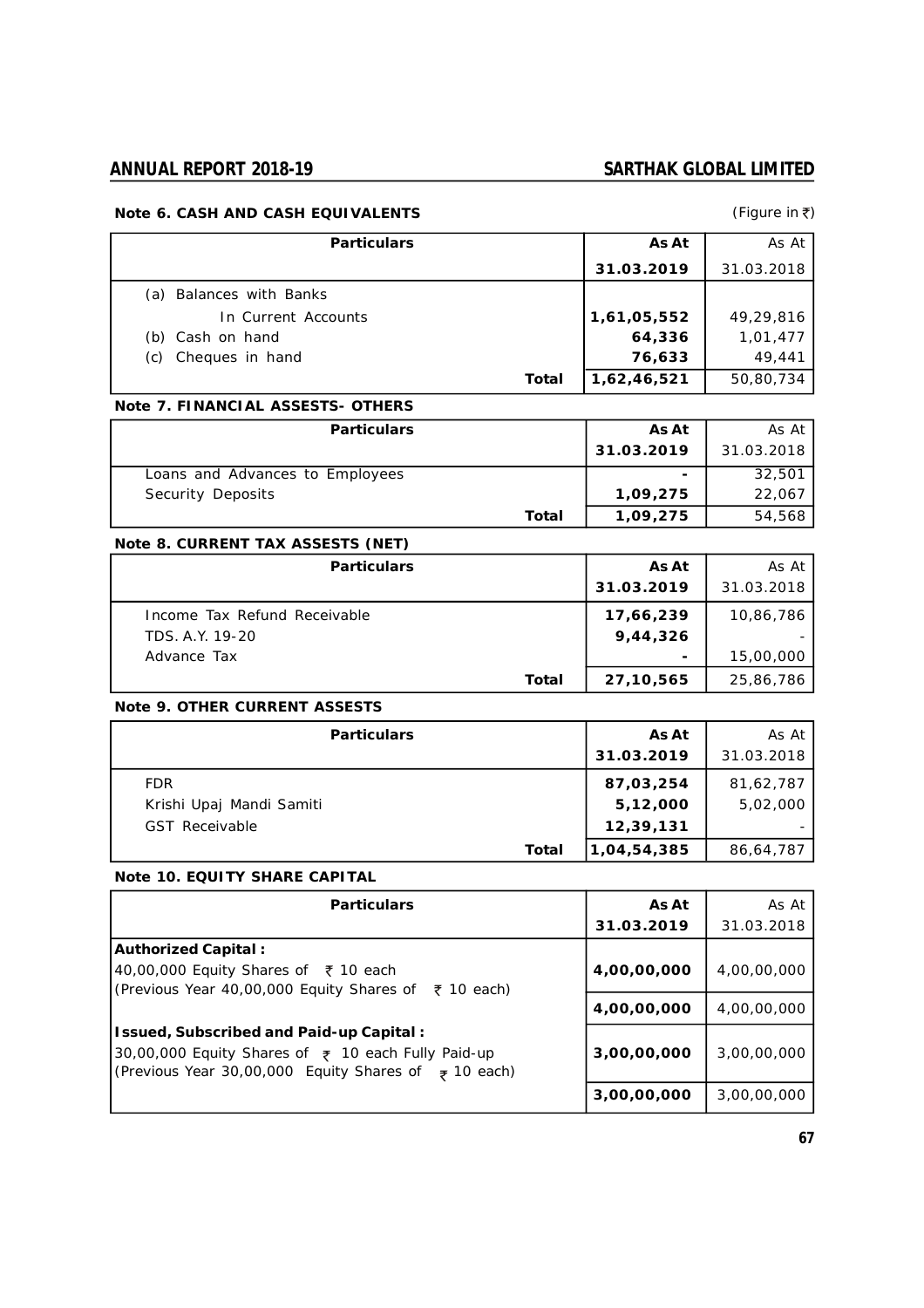### Note 6. CASH AND CASH EQUIVALENTS

(Figure in ₹)

| Particulars | As At 31.03.2019 | As At 31.03.2018 |
|---|---|---|
| (a) Balances with Banks | | |
| In Current Accounts | **1,61,05,552** | 49,29,816 |
| (b) Cash on hand | **64,336** | 1,01,477 |
| (c) Cheques in hand | **76,633** | 49,441 |
| **Total** | **1,62,46,521** | 50,80,734 |

### Note 7. FINANCIAL ASSESTS- OTHERS

| Particulars | As At 31.03.2019 | As At 31.03.2018 |
|---|---|---|
| Loans and Advances to Employees | **-** | 32,501 |
| Security Deposits | **1,09,275** | 22,067 |
| **Total** | **1,09,275** | 54,568 |

### Note 8. CURRENT TAX ASSESTS (NET)

| Particulars | As At 31.03.2019 | As At 31.03.2018 |
|---|---|---|
| Income Tax Refund Receivable | **17,66,239** | 10,86,786 |
| TDS. A.Y. 19-20 | **9,44,326** | - |
| Advance Tax | **-** | 15,00,000 |
| **Total** | **27,10,565** | 25,86,786 |

### Note 9. OTHER CURRENT ASSESTS

| Particulars | As At 31.03.2019 | As At 31.03.2018 |
|---|---|---|
| FDR | **87,03,254** | 81,62,787 |
| Krishi Upaj Mandi Samiti | **5,12,000** | 5,02,000 |
| GST Receivable | **12,39,131** | - |
| **Total** | **1,04,54,385** | 86,64,787 |

### Note 10. EQUITY SHARE CAPITAL

| Particulars | As At 31.03.2019 | As At 31.03.2018 |
|---|---|---|
| **Authorized Capital :** | | |
| 40,00,000 Equity Shares of ₹ 10 each (Previous Year 40,00,000 Equity Shares of ₹ 10 each) | **4,00,00,000** | 4,00,00,000 |
| | **4,00,00,000** | 4,00,00,000 |
| **Issued, Subscribed and Paid-up Capital :** | | |
| 30,00,000 Equity Shares of ₹ 10 each Fully Paid-up (Previous Year 30,00,000 Equity Shares of ₹ 10 each) | **3,00,00,000** | 3,00,00,000 |
| | **3,00,00,000** | 3,00,00,000 |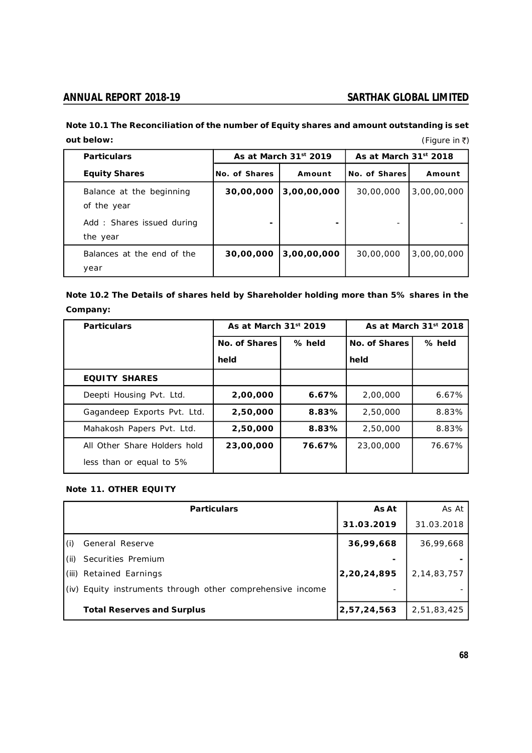**Note 10.1 The Reconciliation of the number of Equity shares and amount outstanding is set out below:**

(Figure in ₹)

| Particulars | As at March 31st 2019 | | As at March 31st 2018 | |
|---|---|---|---|---|
| **Equity Shares** | **No. of Shares** | **Amount** | **No. of Shares** | **Amount** |
| Balance at the beginning of the year | **30,00,000** | **3,00,00,000** | 30,00,000 | 3,00,00,000 |
| Add : Shares issued during the year | **-** | **-** | - | - |
| Balances at the end of the year | **30,00,000** | **3,00,00,000** | 30,00,000 | 3,00,00,000 |

**Note 10.2 The Details of shares held by Shareholder holding more than 5% shares in the Company:**

| Particulars | As at March 31st 2019 | | As at March 31st 2018 | |
|---|---|---|---|---|
| | **No. of Shares held** | **% held** | **No. of Shares held** | **% held** |
| **EQUITY SHARES** | | | | |
| Deepti Housing Pvt. Ltd. | **2,00,000** | **6.67%** | 2,00,000 | 6.67% |
| Gagandeep Exports Pvt. Ltd. | **2,50,000** | **8.83%** | 2,50,000 | 8.83% |
| Mahakosh Papers Pvt. Ltd. | **2,50,000** | **8.83%** | 2,50,000 | 8.83% |
| All Other Share Holders hold less than or equal to 5% | **23,00,000** | **76.67%** | 23,00,000 | 76.67% |

**Note 11. OTHER EQUITY**

| Particulars | As At 31.03.2019 | As At 31.03.2018 |
|---|---|---|
| (i) General Reserve | **36,99,668** | 36,99,668 |
| (ii) Securities Premium | **-** | **-** |
| (iii) Retained Earnings | **2,20,24,895** | 2,14,83,757 |
| (iv) Equity instruments through other comprehensive income | - | - |
| **Total Reserves and Surplus** | **2,57,24,563** | 2,51,83,425 |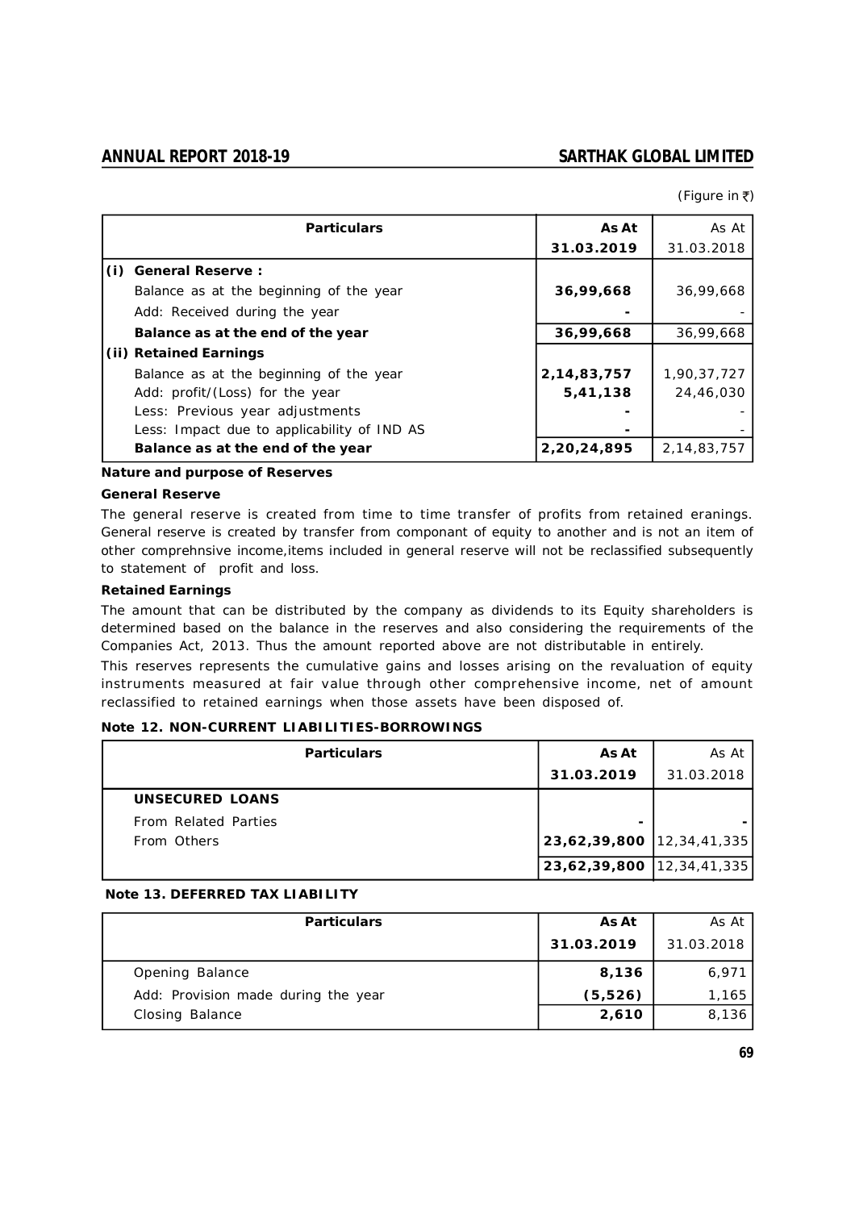(Figure in ₹)

| | Particulars | As At 31.03.2019 | As At 31.03.2018 |
|---|---|---|---|
| **(i)** | **General Reserve :** | | |
| | Balance as at the beginning of the year | **36,99,668** | 36,99,668 |
| | Add: Received during the year | **-** | - |
| | **Balance as at the end of the year** | **36,99,668** | 36,99,668 |
| **(ii)** | **Retained Earnings** | | |
| | Balance as at the beginning of the year | **2,14,83,757** | 1,90,37,727 |
| | Add: profit/(Loss) for the year | **5,41,138** | 24,46,030 |
| | Less: Previous year adjustments | **-** | - |
| | Less: Impact due to applicability of IND AS | **-** | - |
| | **Balance as at the end of the year** | **2,20,24,895** | 2,14,83,757 |

**Nature and purpose of Reserves**

**General Reserve**

The general reserve is created from time to time transfer of profits from retained eranings. General reserve is created by transfer from componant of equity to another and is not an item of other comprehnsive income,items included in general reserve will not be reclassified subsequently to statement of profit and loss.

**Retained Earnings**

The amount that can be distributed by the company as dividends to its Equity shareholders is determined based on the balance in the reserves and also considering the requirements of the Companies Act, 2013. Thus the amount reported above are not distributable in entirely.

This reserves represents the cumulative gains and losses arising on the revaluation of equity instruments measured at fair value through other comprehensive income, net of amount reclassified to retained earnings when those assets have been disposed of.

**Note 12. NON-CURRENT LIABILITIES-BORROWINGS**

| Particulars | As At 31.03.2019 | As At 31.03.2018 |
|---|---|---|
| **UNSECURED LOANS** | | |
| From Related Parties | **-** | - |
| From Others | **23,62,39,800** | 12,34,41,335 |
| | **23,62,39,800** | 12,34,41,335 |

**Note 13. DEFERRED TAX LIABILITY**

| Particulars | As At 31.03.2019 | As At 31.03.2018 |
|---|---|---|
| Opening Balance | **8,136** | 6,971 |
| Add: Provision made during the year | **(5,526)** | 1,165 |
| Closing Balance | **2,610** | 8,136 |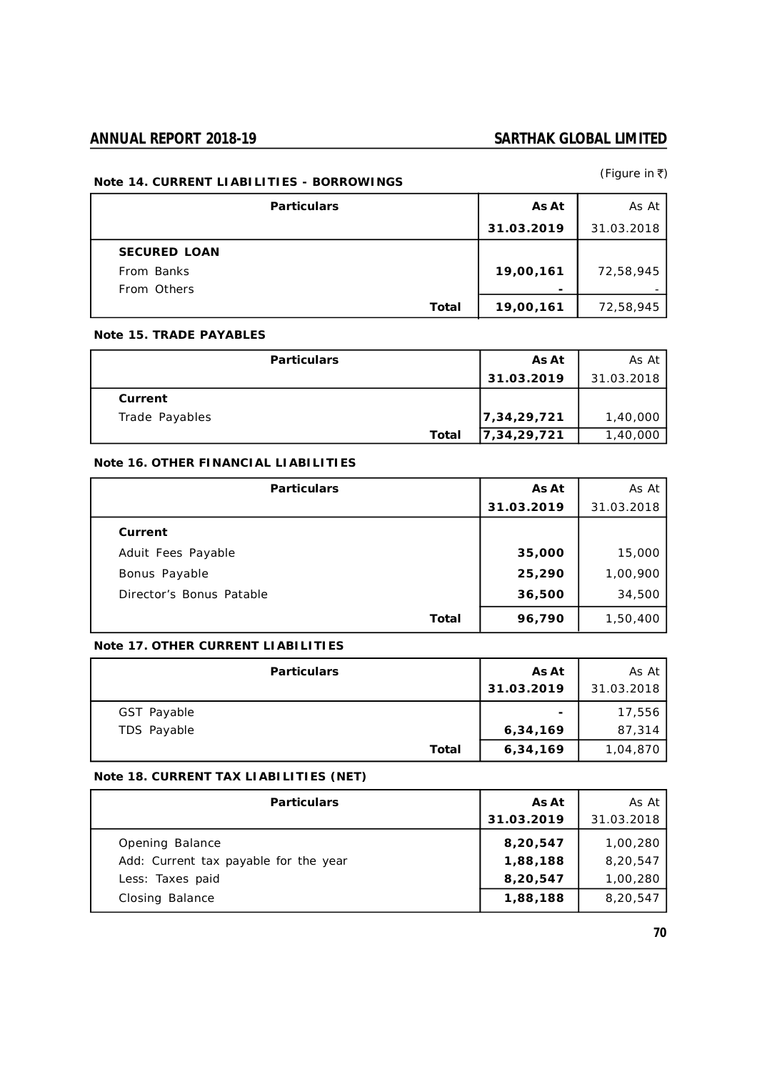(Figure in ₹)

### Note 14. CURRENT LIABILITIES - BORROWINGS

| Particulars | As At 31.03.2019 | As At 31.03.2018 |
|---|---|---|
| **SECURED LOAN** | | |
| From Banks | **19,00,161** | 72,58,945 |
| From Others | **-** | - |
| **Total** | **19,00,161** | 72,58,945 |

### Note 15. TRADE PAYABLES

| Particulars | As At 31.03.2019 | As At 31.03.2018 |
|---|---|---|
| **Current** | | |
| Trade Payables | **7,34,29,721** | 1,40,000 |
| **Total** | **7,34,29,721** | 1,40,000 |

### Note 16. OTHER FINANCIAL LIABILITIES

| Particulars | As At 31.03.2019 | As At 31.03.2018 |
|---|---|---|
| **Current** | | |
| Aduit Fees Payable | **35,000** | 15,000 |
| Bonus Payable | **25,290** | 1,00,900 |
| Director's Bonus Patable | **36,500** | 34,500 |
| **Total** | **96,790** | 1,50,400 |

### Note 17. OTHER CURRENT LIABILITIES

| Particulars | As At 31.03.2019 | As At 31.03.2018 |
|---|---|---|
| GST Payable | **-** | 17,556 |
| TDS Payable | **6,34,169** | 87,314 |
| **Total** | **6,34,169** | 1,04,870 |

### Note 18. CURRENT TAX LIABILITIES (NET)

| Particulars | As At 31.03.2019 | As At 31.03.2018 |
|---|---|---|
| Opening Balance | **8,20,547** | 1,00,280 |
| Add: Current tax payable for the year | **1,88,188** | 8,20,547 |
| Less: Taxes paid | **8,20,547** | 1,00,280 |
| Closing Balance | **1,88,188** | 8,20,547 |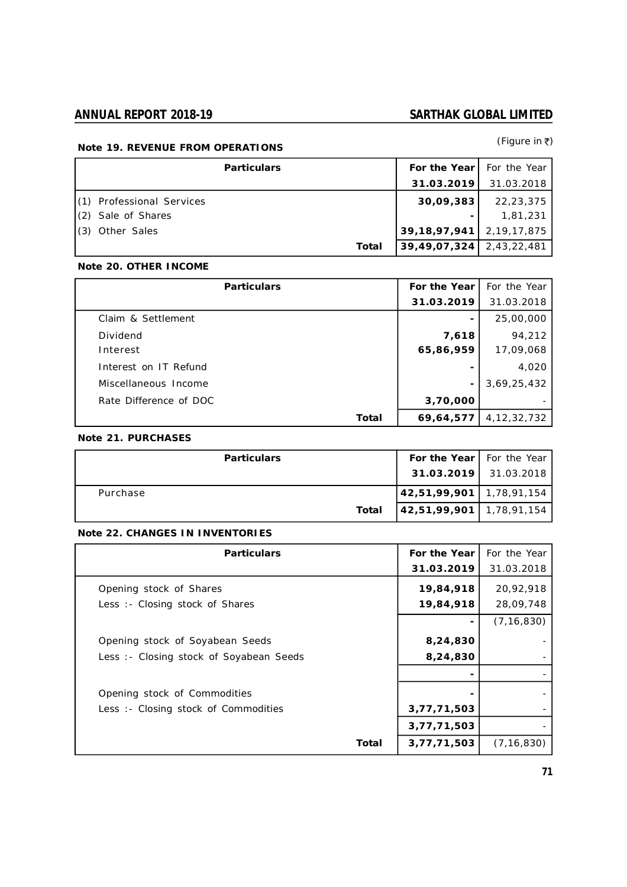(Figure in ₹)

### Note 19. REVENUE FROM OPERATIONS

| Particulars | For the Year 31.03.2019 | For the Year 31.03.2018 |
|---|---|---|
| (1) Professional Services | **30,09,383** | 22,23,375 |
| (2) Sale of Shares | **-** | 1,81,231 |
| (3) Other Sales | **39,18,97,941** | 2,19,17,875 |
| **Total** | **39,49,07,324** | 2,43,22,481 |

### Note 20. OTHER INCOME

| Particulars | For the Year 31.03.2019 | For the Year 31.03.2018 |
|---|---|---|
| Claim & Settlement | **-** | 25,00,000 |
| Dividend | **7,618** | 94,212 |
| Interest | **65,86,959** | 17,09,068 |
| Interest on IT Refund | **-** | 4,020 |
| Miscellaneous Income | **-** | 3,69,25,432 |
| Rate Difference of DOC | **3,70,000** | - |
| **Total** | **69,64,577** | 4,12,32,732 |

### Note 21. PURCHASES

| Particulars | For the Year 31.03.2019 | For the Year 31.03.2018 |
|---|---|---|
| Purchase | **42,51,99,901** | 1,78,91,154 |
| **Total** | **42,51,99,901** | 1,78,91,154 |

### Note 22. CHANGES IN INVENTORIES

| Particulars | For the Year 31.03.2019 | For the Year 31.03.2018 |
|---|---|---|
| Opening stock of Shares | **19,84,918** | 20,92,918 |
| Less :- Closing stock of Shares | **19,84,918** | 28,09,748 |
| | **-** | (7,16,830) |
| Opening stock of Soyabean Seeds | **8,24,830** | - |
| Less :- Closing stock of Soyabean Seeds | **8,24,830** | - |
| | **-** | - |
| Opening stock of Commodities | **-** | - |
| Less :- Closing stock of Commodities | **3,77,71,503** | - |
| | **3,77,71,503** | - |
| **Total** | **3,77,71,503** | (7,16,830) |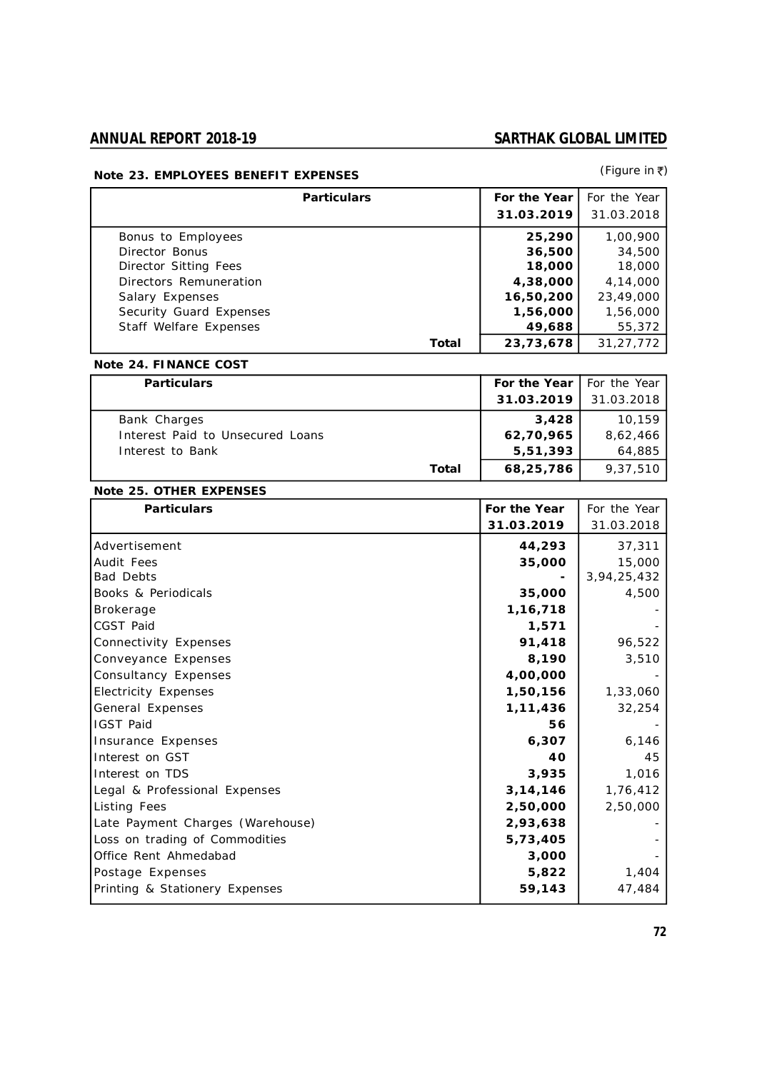(Figure in ₹)

### Note 23. EMPLOYEES BENEFIT EXPENSES

| Particulars | For the Year 31.03.2019 | For the Year 31.03.2018 |
|---|---|---|
| Bonus to Employees | **25,290** | 1,00,900 |
| Director Bonus | **36,500** | 34,500 |
| Director Sitting Fees | **18,000** | 18,000 |
| Directors Remuneration | **4,38,000** | 4,14,000 |
| Salary Expenses | **16,50,200** | 23,49,000 |
| Security Guard Expenses | **1,56,000** | 1,56,000 |
| Staff Welfare Expenses | **49,688** | 55,372 |
| **Total** | **23,73,678** | 31,27,772 |

### Note 24. FINANCE COST

| Particulars | For the Year 31.03.2019 | For the Year 31.03.2018 |
|---|---|---|
| Bank Charges | **3,428** | 10,159 |
| Interest Paid to Unsecured Loans | **62,70,965** | 8,62,466 |
| Interest to Bank | **5,51,393** | 64,885 |
| **Total** | **68,25,786** | 9,37,510 |

### Note 25. OTHER EXPENSES

| Particulars | For the Year 31.03.2019 | For the Year 31.03.2018 |
|---|---|---|
| Advertisement | **44,293** | 37,311 |
| Audit Fees | **35,000** | 15,000 |
| Bad Debts | **-** | 3,94,25,432 |
| Books & Periodicals | **35,000** | 4,500 |
| Brokerage | **1,16,718** | - |
| CGST Paid | **1,571** | - |
| Connectivity Expenses | **91,418** | 96,522 |
| Conveyance Expenses | **8,190** | 3,510 |
| Consultancy Expenses | **4,00,000** | - |
| Electricity Expenses | **1,50,156** | 1,33,060 |
| General Expenses | **1,11,436** | 32,254 |
| IGST Paid | **56** | - |
| Insurance Expenses | **6,307** | 6,146 |
| Interest on GST | **40** | 45 |
| Interest on TDS | **3,935** | 1,016 |
| Legal & Professional Expenses | **3,14,146** | 1,76,412 |
| Listing Fees | **2,50,000** | 2,50,000 |
| Late Payment Charges (Warehouse) | **2,93,638** | - |
| Loss on trading of Commodities | **5,73,405** | - |
| Office Rent Ahmedabad | **3,000** | - |
| Postage Expenses | **5,822** | 1,404 |
| Printing & Stationery Expenses | **59,143** | 47,484 |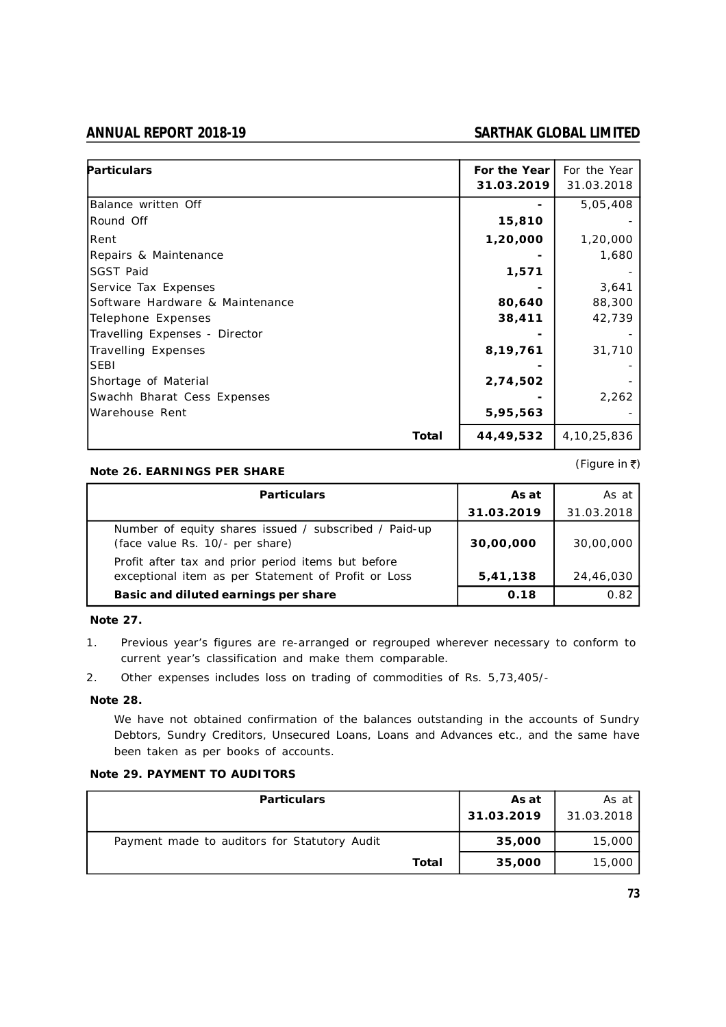| Particulars | For the Year 31.03.2019 | For the Year 31.03.2018 |
|---|---|---|
| Balance written Off | - | 5,05,408 |
| Round Off | 15,810 | - |
| Rent | 1,20,000 | 1,20,000 |
| Repairs & Maintenance | - | 1,680 |
| SGST Paid | 1,571 | - |
| Service Tax Expenses | - | 3,641 |
| Software Hardware & Maintenance | 80,640 | 88,300 |
| Telephone Expenses | 38,411 | 42,739 |
| Travelling Expenses - Director | - | - |
| Travelling Expenses | 8,19,761 | 31,710 |
| SEBI | - | - |
| Shortage of Material | 2,74,502 | - |
| Swachh Bharat Cess Expenses | - | 2,262 |
| Warehouse Rent | 5,95,563 | - |
| **Total** | **44,49,532** | 4,10,25,836 |

**Note 26. EARNINGS PER SHARE**

(Figure in ₹)

| Particulars | As at 31.03.2019 | As at 31.03.2018 |
|---|---|---|
| Number of equity shares issued / subscribed / Paid-up (face value Rs. 10/- per share) | 30,00,000 | 30,00,000 |
| Profit after tax and prior period items but before exceptional item as per Statement of Profit or Loss | 5,41,138 | 24,46,030 |
| **Basic and diluted earnings per share** | **0.18** | 0.82 |

**Note 27.**

1. Previous year's figures are re-arranged or regrouped wherever necessary to conform to current year's classification and make them comparable.
2. Other expenses includes loss on trading of commodities of Rs. 5,73,405/-

**Note 28.**

We have not obtained confirmation of the balances outstanding in the accounts of Sundry Debtors, Sundry Creditors, Unsecured Loans, Loans and Advances etc., and the same have been taken as per books of accounts.

**Note 29. PAYMENT TO AUDITORS**

| Particulars | As at 31.03.2019 | As at 31.03.2018 |
|---|---|---|
| Payment made to auditors for Statutory Audit | 35,000 | 15,000 |
| **Total** | **35,000** | 15,000 |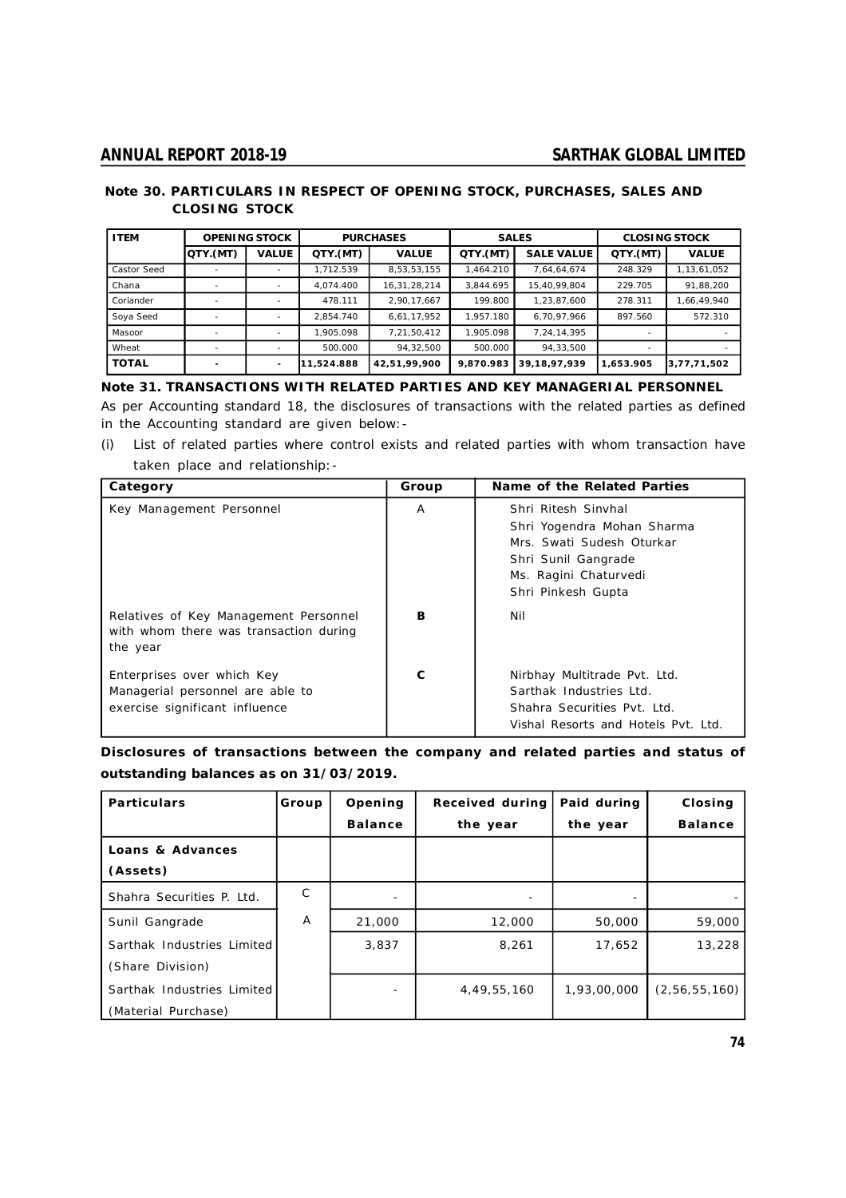## Note 30. PARTICULARS IN RESPECT OF OPENING STOCK, PURCHASES, SALES AND CLOSING STOCK

| ITEM | OPENING STOCK | | PURCHASES | | SALES | | CLOSING STOCK | |
|---|---|---|---|---|---|---|---|---|
| | QTY.(MT) | VALUE | QTY.(MT) | VALUE | QTY.(MT) | SALE VALUE | QTY.(MT) | VALUE |
| Castor Seed | - | - | 1,712.539 | 8,53,53,155 | 1,464.210 | 7,64,64,674 | 248.329 | 1,13,61,052 |
| Chana | - | - | 4,074.400 | 16,31,28,214 | 3,844.695 | 15,40,99,804 | 229.705 | 91,88,200 |
| Coriander | - | - | 478.111 | 2,90,17,667 | 199.800 | 1,23,87,600 | 278.311 | 1,66,49,940 |
| Soya Seed | - | - | 2,854.740 | 6,61,17,952 | 1,957.180 | 6,70,97,966 | 897.560 | 572.310 |
| Masoor | - | - | 1,905.098 | 7,21,50,412 | 1,905.098 | 7,24,14,395 | - | - |
| Wheat | - | - | 500.000 | 94,32,500 | 500.000 | 94,33,500 | - | - |
| **TOTAL** | **-** | **-** | **11,524.888** | **42,51,99,900** | **9,870.983** | **39,18,97,939** | **1,653.905** | **3,77,71,502** |

## Note 31. TRANSACTIONS WITH RELATED PARTIES AND KEY MANAGERIAL PERSONNEL

As per Accounting standard 18, the disclosures of transactions with the related parties as defined in the Accounting standard are given below:-

(i) List of related parties where control exists and related parties with whom transaction have taken place and relationship:-

| Category | Group | Name of the Related Parties |
|---|---|---|
| Key Management Personnel | A | Shri Ritesh Sinvhal<br>Shri Yogendra Mohan Sharma<br>Mrs. Swati Sudesh Oturkar<br>Shri Sunil Gangrade<br>Ms. Ragini Chaturvedi<br>Shri Pinkesh Gupta |
| Relatives of Key Management Personnel with whom there was transaction during the year | **B** | Nil |
| Enterprises over which Key Managerial personnel are able to exercise significant influence | **C** | Nirbhay Multitrade Pvt. Ltd.<br>Sarthak Industries Ltd.<br>Shahra Securities Pvt. Ltd.<br>Vishal Resorts and Hotels Pvt. Ltd. |

**Disclosures of transactions between the company and related parties and status of outstanding balances as on 31/03/2019.**

| Particulars | Group | Opening Balance | Received during the year | Paid during the year | Closing Balance |
|---|---|---|---|---|---|
| **Loans & Advances (Assets)** | | | | | |
| Shahra Securities P. Ltd. | C | - | - | - | - |
| Sunil Gangrade | A | 21,000 | 12,000 | 50,000 | 59,000 |
| Sarthak Industries Limited (Share Division) | | 3,837 | 8,261 | 17,652 | 13,228 |
| Sarthak Industries Limited (Material Purchase) | | - | 4,49,55,160 | 1,93,00,000 | (2,56,55,160) |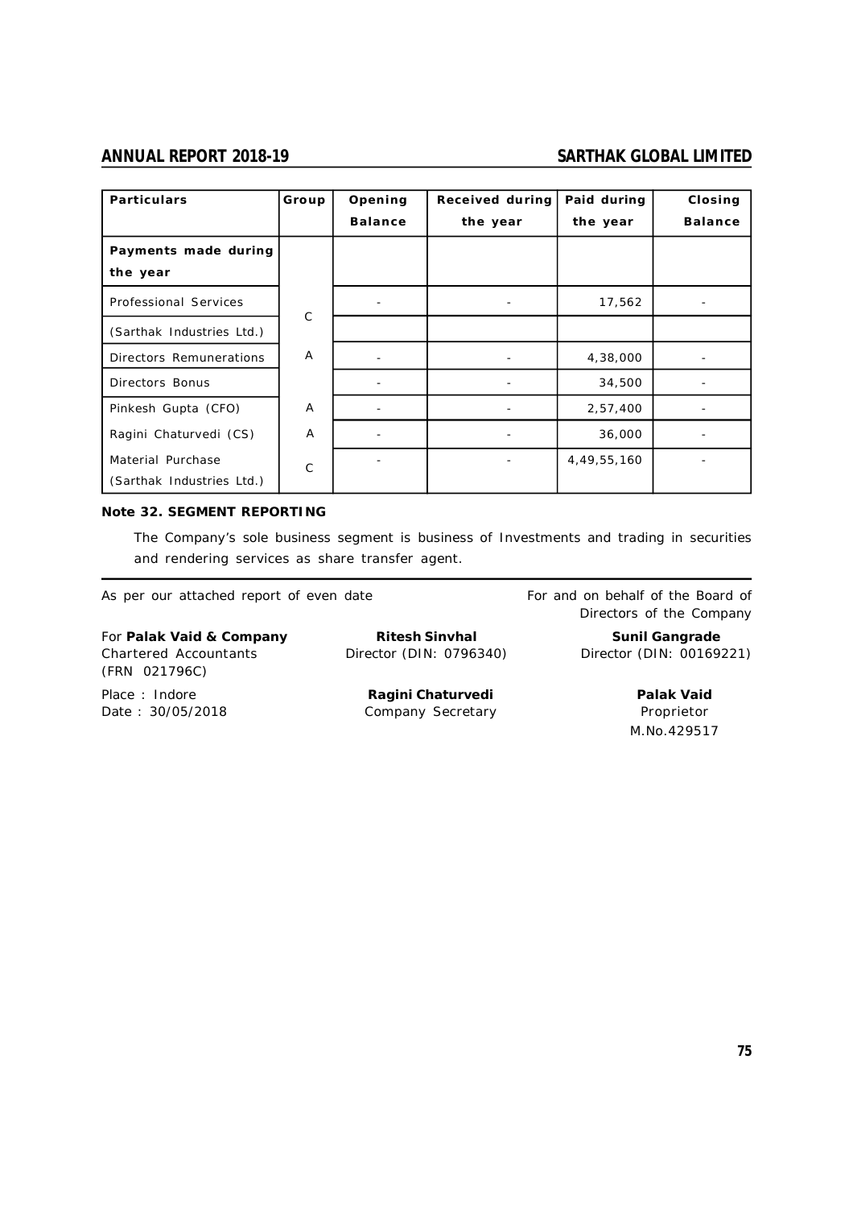| Particulars | Group | Opening Balance | Received during the year | Paid during the year | Closing Balance |
|---|---|---|---|---|---|
| **Payments made during the year** | | | | | |
| Professional Services | C | - | - | 17,562 | - |
| (Sarthak Industries Ltd.) | | | | | |
| Directors Remunerations | A | - | - | 4,38,000 | - |
| Directors Bonus | | - | - | 34,500 | - |
| Pinkesh Gupta (CFO) | A | - | - | 2,57,400 | - |
| Ragini Chaturvedi (CS) | A | - | - | 36,000 | - |
| Material Purchase (Sarthak Industries Ltd.) | C | - | - | 4,49,55,160 | - |

**Note 32. SEGMENT REPORTING**

The Company's sole business segment is business of Investments and trading in securities and rendering services as share transfer agent.

As per our attached report of even date

For and on behalf of the Board of Directors of the Company

For **Palak Vaid & Company**
Chartered Accountants
(FRN 021796C)

**Ritesh Sinvhal**
Director (DIN: 0796340)

**Sunil Gangrade**
Director (DIN: 00169221)

Place : Indore
Date : 30/05/2018

**Ragini Chaturvedi**
Company Secretary

**Palak Vaid**
Proprietor
M.No.429517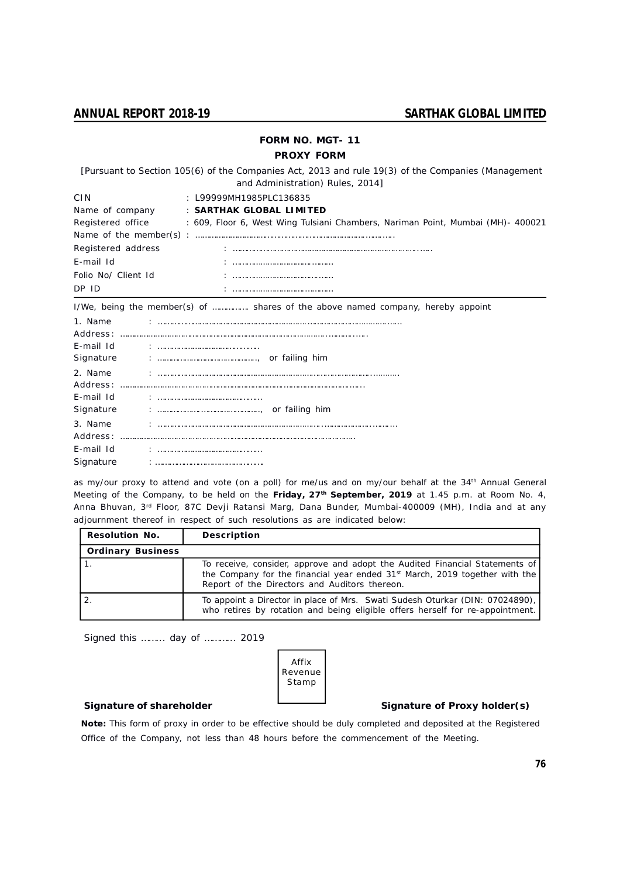## FORM NO. MGT- 11

## PROXY FORM

[Pursuant to Section 105(6) of the Companies Act, 2013 and rule 19(3) of the Companies (Management and Administration) Rules, 2014]

CIN : L99999MH1985PLC136835

Name of company : **SARTHAK GLOBAL LIMITED**

Registered office : 609, Floor 6, West Wing Tulsiani Chambers, Nariman Point, Mumbai (MH)- 400021

Name of the member(s) : ……………………………………………………………………………

Registered address : ……………………………………………………………………………

E-mail Id : …………………………………

Folio No/ Client Id : …………………………………

DP ID : …………………………………

I/We, being the member(s) of …………… shares of the above named company, hereby appoint

1. Name : ……………………………………………………………………………………………

Address: ……………………………………………………………………………………………

E-mail Id : …………………………………

Signature : …………………………………, or failing him

2. Name : ……………………………………………………………………………………………

Address: ……………………………………………………………………………………………

E-mail Id : …………………………………

Signature : …………………………………, or failing him

3. Name : ……………………………………………………………………………………………

Address: ……………………………………………………………………………………………

E-mail Id : …………………………………

Signature : …………………………………

as my/our proxy to attend and vote (on a poll) for me/us and on my/our behalf at the 34th Annual General Meeting of the Company, to be held on the **Friday, 27th September, 2019** at 1.45 p.m. at Room No. 4, Anna Bhuvan, 3rd Floor, 87C Devji Ratansi Marg, Dana Bunder, Mumbai-400009 (MH), India and at any adjournment thereof in respect of such resolutions as are indicated below:

| Resolution No. | Description |
|---|---|
| **Ordinary Business** | |
| 1. | To receive, consider, approve and adopt the Audited Financial Statements of the Company for the financial year ended 31st March, 2019 together with the Report of the Directors and Auditors thereon. |
| 2. | To appoint a Director in place of Mrs. Swati Sudesh Oturkar (DIN: 07024890), who retires by rotation and being eligible offers herself for re-appointment. |

Signed this ……… day of ………… 2019

Affix Revenue Stamp

**Signature of shareholder** **Signature of Proxy holder(s)**

**Note:** This form of proxy in order to be effective should be duly completed and deposited at the Registered Office of the Company, not less than 48 hours before the commencement of the Meeting.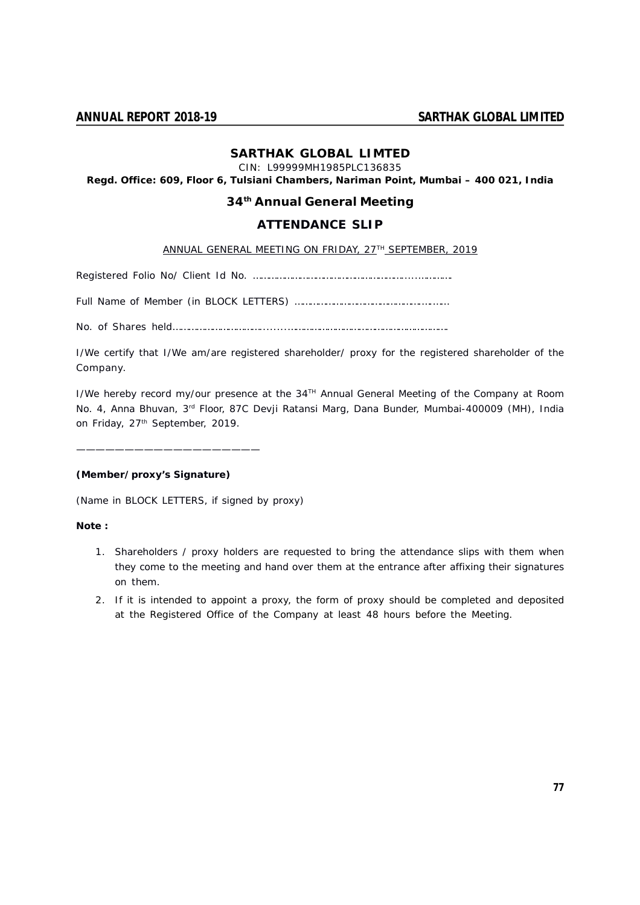# SARTHAK GLOBAL LIMTED

CIN: L99999MH1985PLC136835

**Regd. Office: 609, Floor 6, Tulsiani Chambers, Nariman Point, Mumbai – 400 021, India**

## 34th Annual General Meeting

## ATTENDANCE SLIP

ANNUAL GENERAL MEETING ON FRIDAY, 27TH SEPTEMBER, 2019

Registered Folio No/ Client Id No. ………………………………………………………………

Full Name of Member (in BLOCK LETTERS) ………………………………………………

No. of Shares held……………………………………………………………………………………

I/We certify that I/We am/are registered shareholder/ proxy for the registered shareholder of the Company.

I/We hereby record my/our presence at the 34TH Annual General Meeting of the Company at Room No. 4, Anna Bhuvan, 3rd Floor, 87C Devji Ratansi Marg, Dana Bunder, Mumbai-400009 (MH), India on Friday, 27th September, 2019.

——————————————————————

**(Member/proxy's Signature)**

(Name in BLOCK LETTERS, if signed by proxy)

**Note :**

1. Shareholders / proxy holders are requested to bring the attendance slips with them when they come to the meeting and hand over them at the entrance after affixing their signatures on them.
2. If it is intended to appoint a proxy, the form of proxy should be completed and deposited at the Registered Office of the Company at least 48 hours before the Meeting.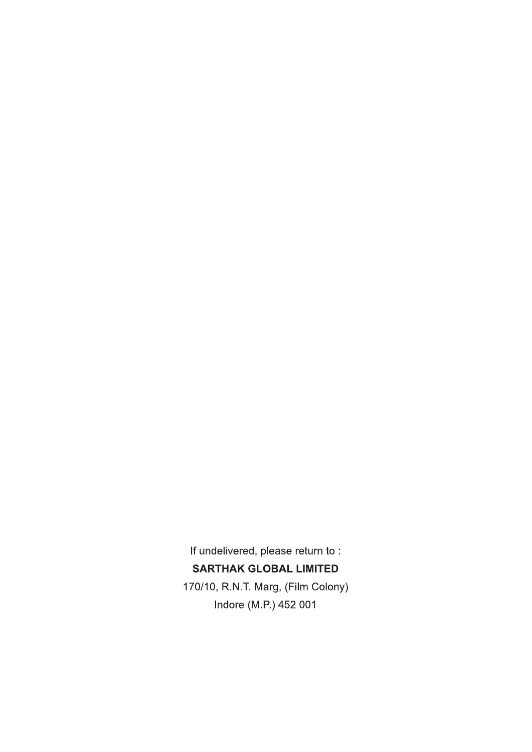If undelivered, please return to :

**SARTHAK GLOBAL LIMITED**

170/10, R.N.T. Marg, (Film Colony)

Indore (M.P.) 452 001